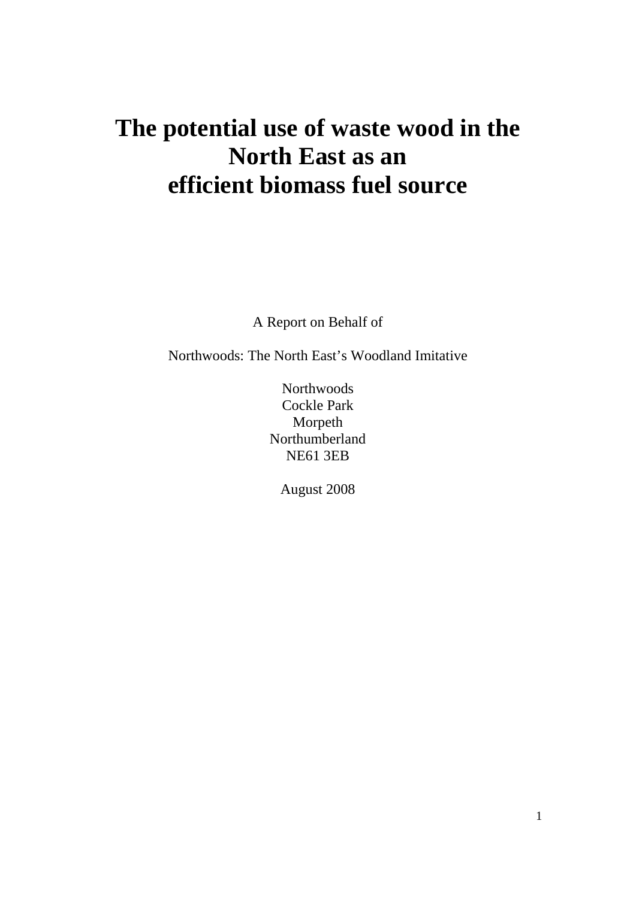# The potential use of waste wood in the North East as an efficient biomass fuel source

A Report on Behalf of

Northwoods: The North East's Woodland Imitative

Northwoods
Cockle Park
Morpeth
Northumberland
NE61 3EB

August 2008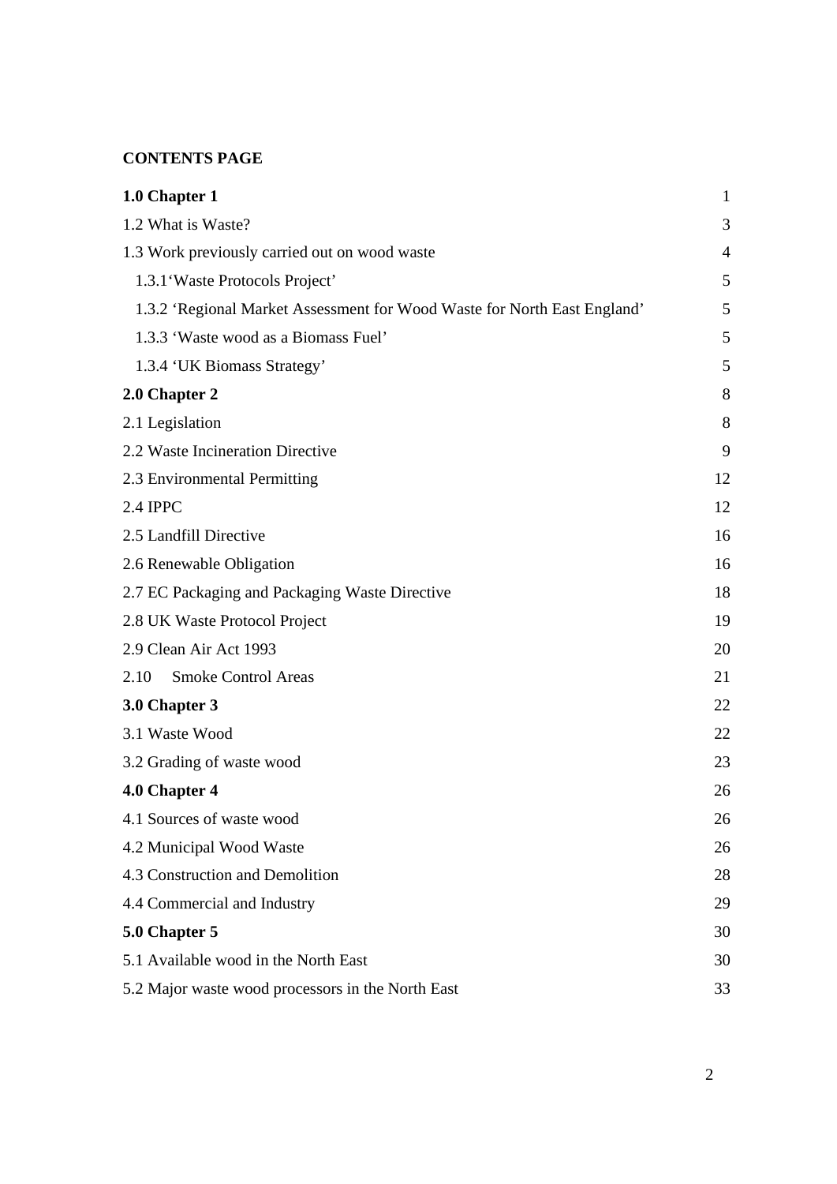**CONTENTS PAGE**

| | |
|---|---|
| **1.0 Chapter 1** | 1 |
| 1.2 What is Waste? | 3 |
| 1.3 Work previously carried out on wood waste | 4 |
| 1.3.1‘Waste Protocols Project’ | 5 |
| 1.3.2 ‘Regional Market Assessment for Wood Waste for North East England’ | 5 |
| 1.3.3 ‘Waste wood as a Biomass Fuel’ | 5 |
| 1.3.4 ‘UK Biomass Strategy’ | 5 |
| **2.0 Chapter 2** | 8 |
| 2.1 Legislation | 8 |
| 2.2 Waste Incineration Directive | 9 |
| 2.3 Environmental Permitting | 12 |
| 2.4 IPPC | 12 |
| 2.5 Landfill Directive | 16 |
| 2.6 Renewable Obligation | 16 |
| 2.7 EC Packaging and Packaging Waste Directive | 18 |
| 2.8 UK Waste Protocol Project | 19 |
| 2.9 Clean Air Act 1993 | 20 |
| 2.10 Smoke Control Areas | 21 |
| **3.0 Chapter 3** | 22 |
| 3.1 Waste Wood | 22 |
| 3.2 Grading of waste wood | 23 |
| **4.0 Chapter 4** | 26 |
| 4.1 Sources of waste wood | 26 |
| 4.2 Municipal Wood Waste | 26 |
| 4.3 Construction and Demolition | 28 |
| 4.4 Commercial and Industry | 29 |
| **5.0 Chapter 5** | 30 |
| 5.1 Available wood in the North East | 30 |
| 5.2 Major waste wood processors in the North East | 33 |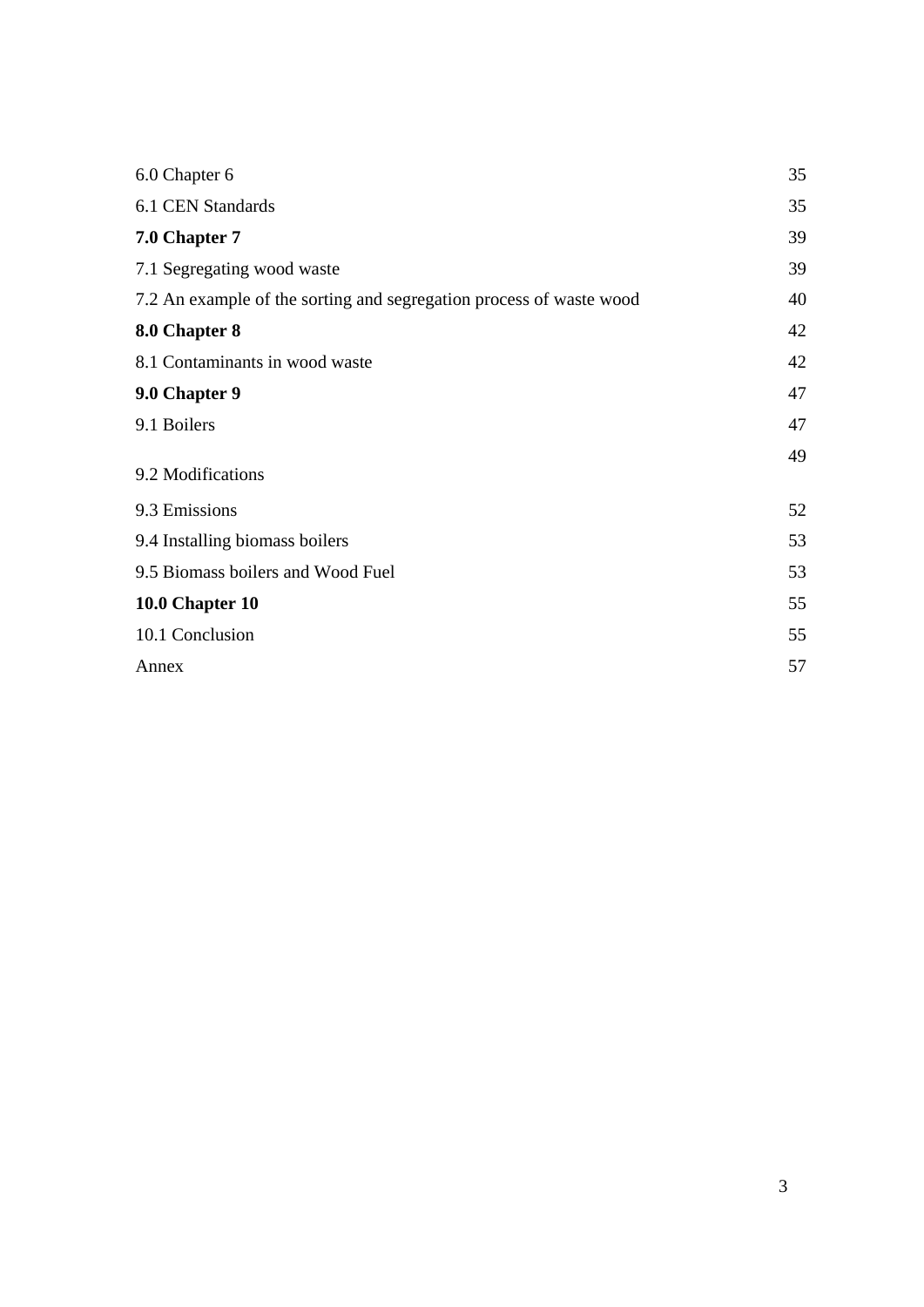| | |
|---|---|
| 6.0 Chapter 6 | 35 |
| 6.1 CEN Standards | 35 |
| **7.0 Chapter 7** | 39 |
| 7.1 Segregating wood waste | 39 |
| 7.2 An example of the sorting and segregation process of waste wood | 40 |
| **8.0 Chapter 8** | 42 |
| 8.1 Contaminants in wood waste | 42 |
| **9.0 Chapter 9** | 47 |
| 9.1 Boilers | 47 |
| 9.2 Modifications | 49 |
| 9.3 Emissions | 52 |
| 9.4 Installing biomass boilers | 53 |
| 9.5 Biomass boilers and Wood Fuel | 53 |
| **10.0 Chapter 10** | 55 |
| 10.1 Conclusion | 55 |
| Annex | 57 |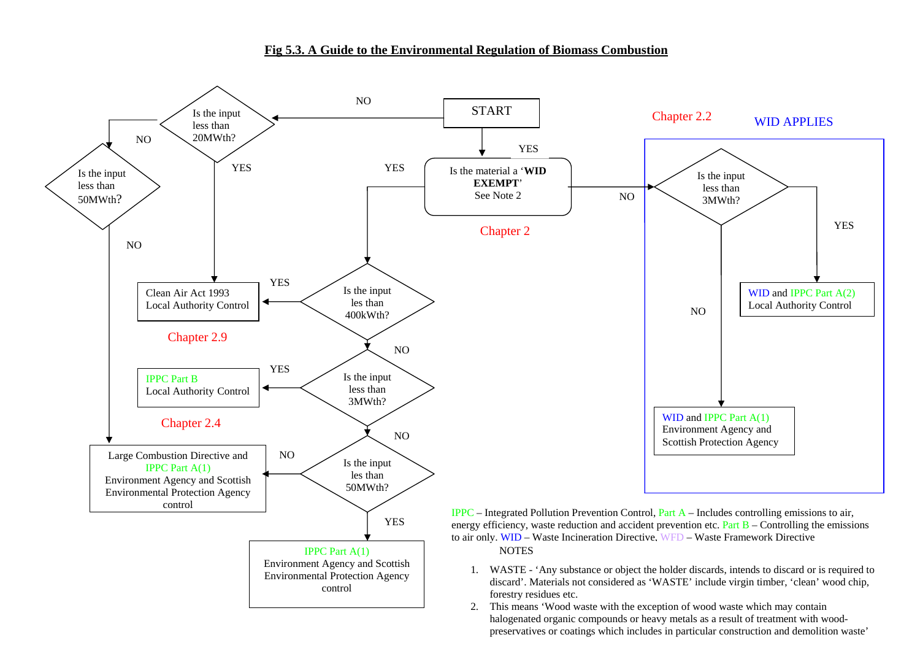## Fig 5.3. A Guide to the Environmental Regulation of Biomass Combustion

START

Is the material a '**WID EXEMPT**' See Note 2

Chapter 2

- YES → Is the input les than 400kWth?
  - YES → Clean Air Act 1993 Local Authority Control (Chapter 2.9)
  - NO → Is the input less than 3MWth?
    - YES → IPPC Part B Local Authority Control (Chapter 2.4)
    - NO → Is the input les than 50MWth?
      - YES → IPPC Part A(1) Environment Agency and Scottish Environmental Protection Agency control
      - NO → Large Combustion Directive and IPPC Part A(1) Environment Agency and Scottish Environmental Protection Agency control
- NO → Is the input less than 20MWth?
  - YES → Clean Air Act 1993 Local Authority Control
  - NO → Is the input less than 50MWth?
    - NO → Large Combustion Directive and IPPC Part A(1) Environment Agency and Scottish Environmental Protection Agency control
- NO → Chapter 2.2 — WID APPLIES: Is the input less than 3MWth?
  - YES → WID and IPPC Part A(2) Local Authority Control
  - NO → WID and IPPC Part A(1) Environment Agency and Scottish Protection Agency

IPPC – Integrated Pollution Prevention Control, Part A – Includes controlling emissions to air, energy efficiency, waste reduction and accident prevention etc. Part B – Controlling the emissions to air only. WID – Waste Incineration Directive, WFD – Waste Framework Directive

NOTES

1. WASTE - 'Any substance or object the holder discards, intends to discard or is required to discard'. Materials not considered as 'WASTE' include virgin timber, 'clean' wood chip, forestry residues etc.
2. This means 'Wood waste with the exception of wood waste which may contain halogenated organic compounds or heavy metals as a result of treatment with wood-preservatives or coatings which includes in particular construction and demolition waste'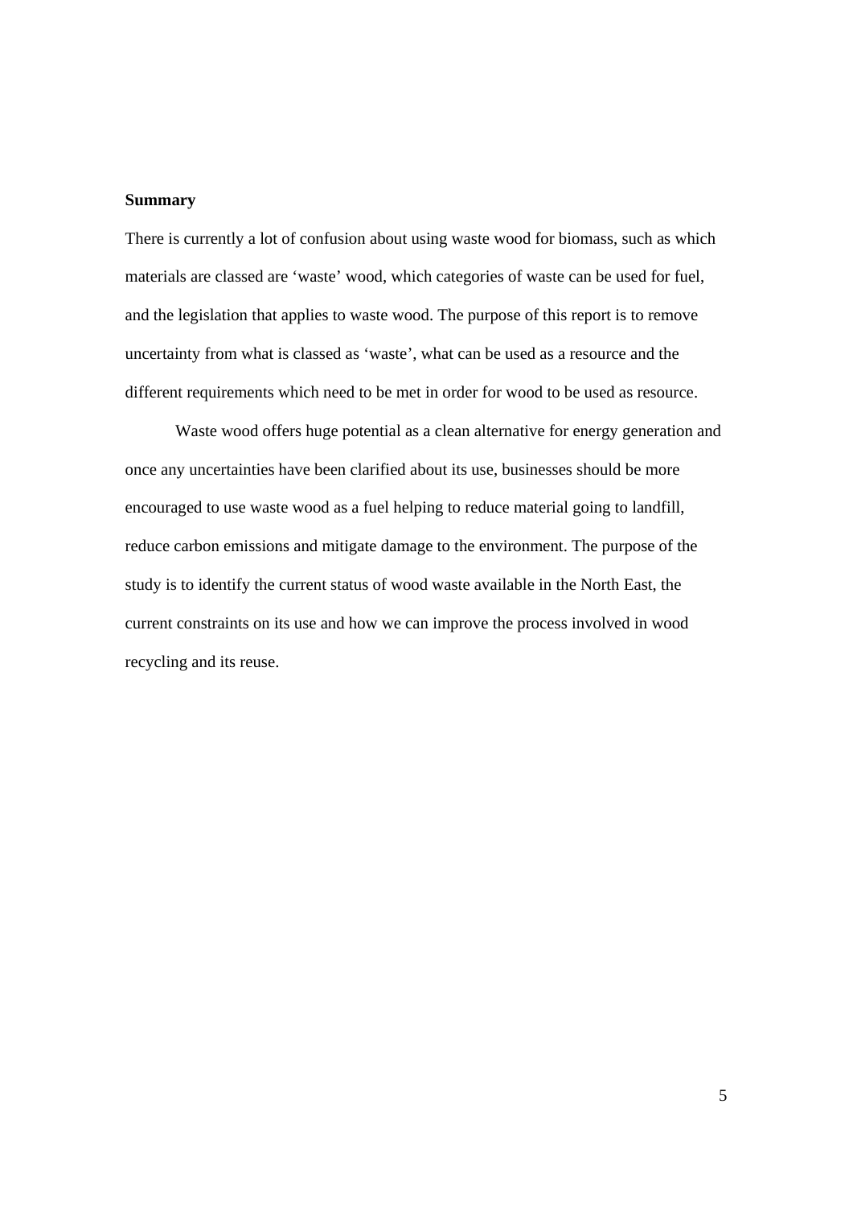**Summary**

There is currently a lot of confusion about using waste wood for biomass, such as which materials are classed are ‘waste’ wood, which categories of waste can be used for fuel, and the legislation that applies to waste wood. The purpose of this report is to remove uncertainty from what is classed as ‘waste’, what can be used as a resource and the different requirements which need to be met in order for wood to be used as resource.

Waste wood offers huge potential as a clean alternative for energy generation and once any uncertainties have been clarified about its use, businesses should be more encouraged to use waste wood as a fuel helping to reduce material going to landfill, reduce carbon emissions and mitigate damage to the environment. The purpose of the study is to identify the current status of wood waste available in the North East, the current constraints on its use and how we can improve the process involved in wood recycling and its reuse.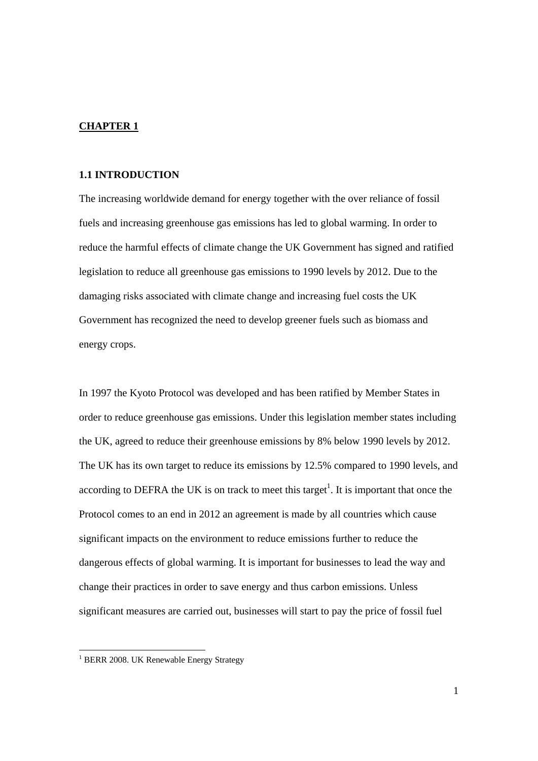# CHAPTER 1

## 1.1 INTRODUCTION

The increasing worldwide demand for energy together with the over reliance of fossil fuels and increasing greenhouse gas emissions has led to global warming. In order to reduce the harmful effects of climate change the UK Government has signed and ratified legislation to reduce all greenhouse gas emissions to 1990 levels by 2012. Due to the damaging risks associated with climate change and increasing fuel costs the UK Government has recognized the need to develop greener fuels such as biomass and energy crops.

In 1997 the Kyoto Protocol was developed and has been ratified by Member States in order to reduce greenhouse gas emissions. Under this legislation member states including the UK, agreed to reduce their greenhouse emissions by 8% below 1990 levels by 2012. The UK has its own target to reduce its emissions by 12.5% compared to 1990 levels, and according to DEFRA the UK is on track to meet this target[1]. It is important that once the Protocol comes to an end in 2012 an agreement is made by all countries which cause significant impacts on the environment to reduce emissions further to reduce the dangerous effects of global warming. It is important for businesses to lead the way and change their practices in order to save energy and thus carbon emissions. Unless significant measures are carried out, businesses will start to pay the price of fossil fuel

[1] BERR 2008. UK Renewable Energy Strategy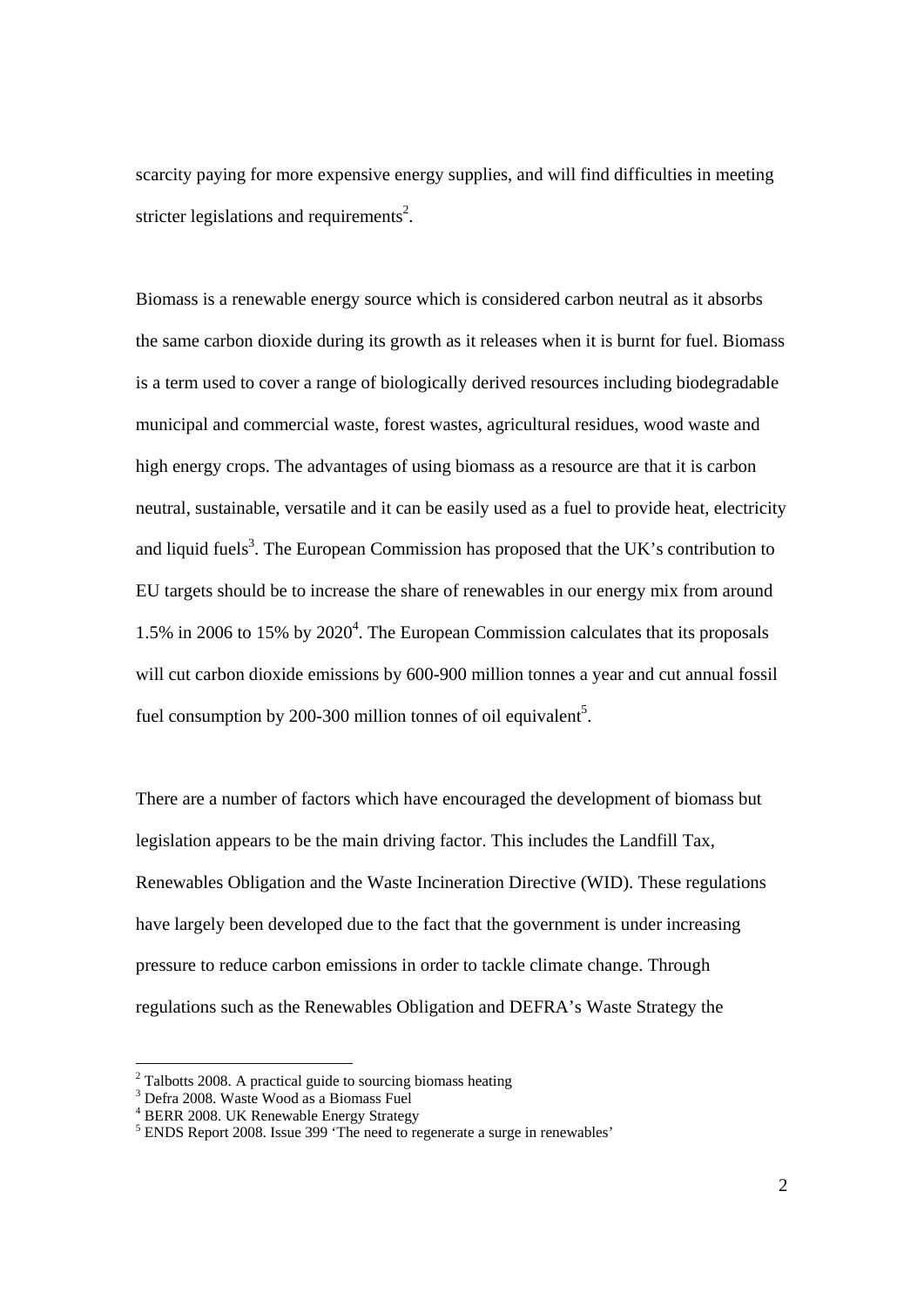scarcity paying for more expensive energy supplies, and will find difficulties in meeting stricter legislations and requirements[2].

Biomass is a renewable energy source which is considered carbon neutral as it absorbs the same carbon dioxide during its growth as it releases when it is burnt for fuel. Biomass is a term used to cover a range of biologically derived resources including biodegradable municipal and commercial waste, forest wastes, agricultural residues, wood waste and high energy crops. The advantages of using biomass as a resource are that it is carbon neutral, sustainable, versatile and it can be easily used as a fuel to provide heat, electricity and liquid fuels[3]. The European Commission has proposed that the UK's contribution to EU targets should be to increase the share of renewables in our energy mix from around 1.5% in 2006 to 15% by 2020[4]. The European Commission calculates that its proposals will cut carbon dioxide emissions by 600-900 million tonnes a year and cut annual fossil fuel consumption by 200-300 million tonnes of oil equivalent[5].

There are a number of factors which have encouraged the development of biomass but legislation appears to be the main driving factor. This includes the Landfill Tax, Renewables Obligation and the Waste Incineration Directive (WID). These regulations have largely been developed due to the fact that the government is under increasing pressure to reduce carbon emissions in order to tackle climate change. Through regulations such as the Renewables Obligation and DEFRA's Waste Strategy the

---

[2] Talbotts 2008. A practical guide to sourcing biomass heating

[3] Defra 2008. Waste Wood as a Biomass Fuel

[4] BERR 2008. UK Renewable Energy Strategy

[5] ENDS Report 2008. Issue 399 'The need to regenerate a surge in renewables'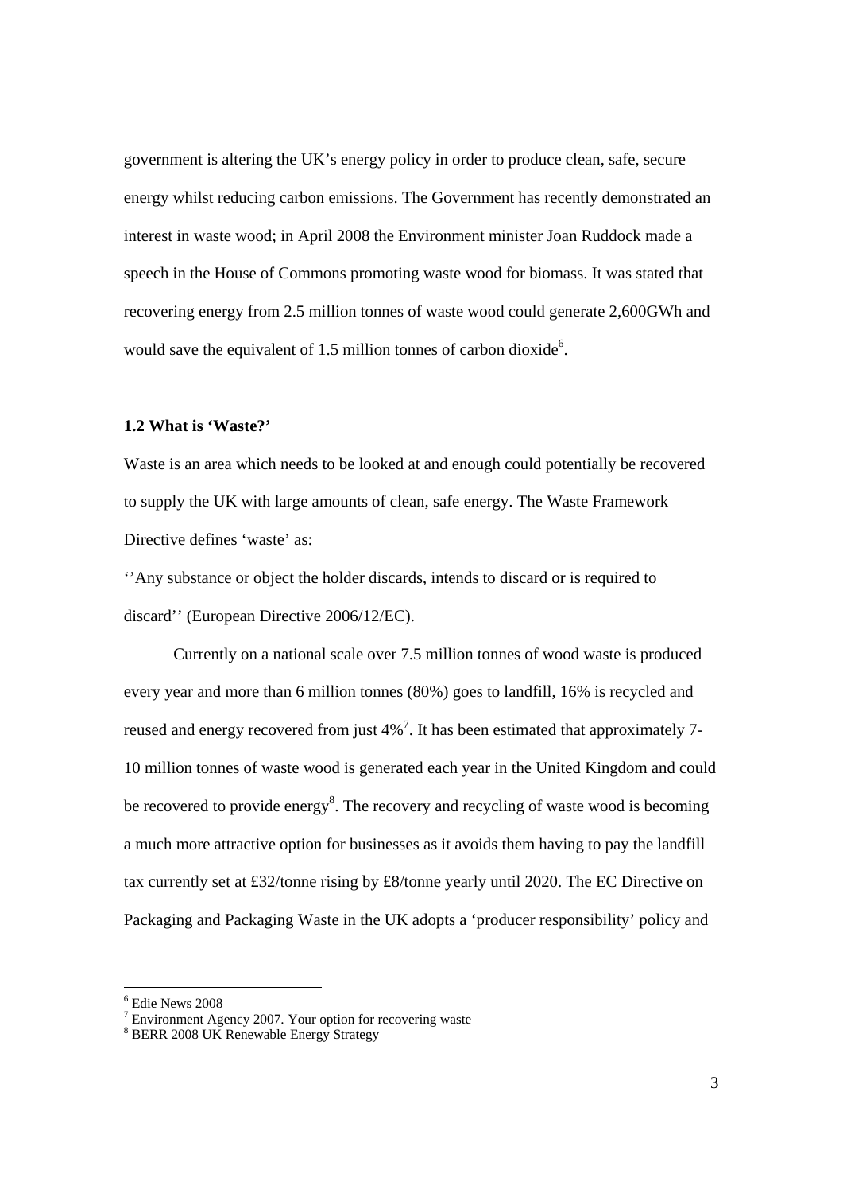government is altering the UK's energy policy in order to produce clean, safe, secure energy whilst reducing carbon emissions. The Government has recently demonstrated an interest in waste wood; in April 2008 the Environment minister Joan Ruddock made a speech in the House of Commons promoting waste wood for biomass. It was stated that recovering energy from 2.5 million tonnes of waste wood could generate 2,600GWh and would save the equivalent of 1.5 million tonnes of carbon dioxide[6].

**1.2 What is 'Waste?'**

Waste is an area which needs to be looked at and enough could potentially be recovered to supply the UK with large amounts of clean, safe energy. The Waste Framework Directive defines 'waste' as:

''Any substance or object the holder discards, intends to discard or is required to discard'' (European Directive 2006/12/EC).

Currently on a national scale over 7.5 million tonnes of wood waste is produced every year and more than 6 million tonnes (80%) goes to landfill, 16% is recycled and reused and energy recovered from just 4%[7]. It has been estimated that approximately 7-10 million tonnes of waste wood is generated each year in the United Kingdom and could be recovered to provide energy[8]. The recovery and recycling of waste wood is becoming a much more attractive option for businesses as it avoids them having to pay the landfill tax currently set at £32/tonne rising by £8/tonne yearly until 2020. The EC Directive on Packaging and Packaging Waste in the UK adopts a 'producer responsibility' policy and

---

[6] Edie News 2008

[7] Environment Agency 2007. Your option for recovering waste

[8] BERR 2008 UK Renewable Energy Strategy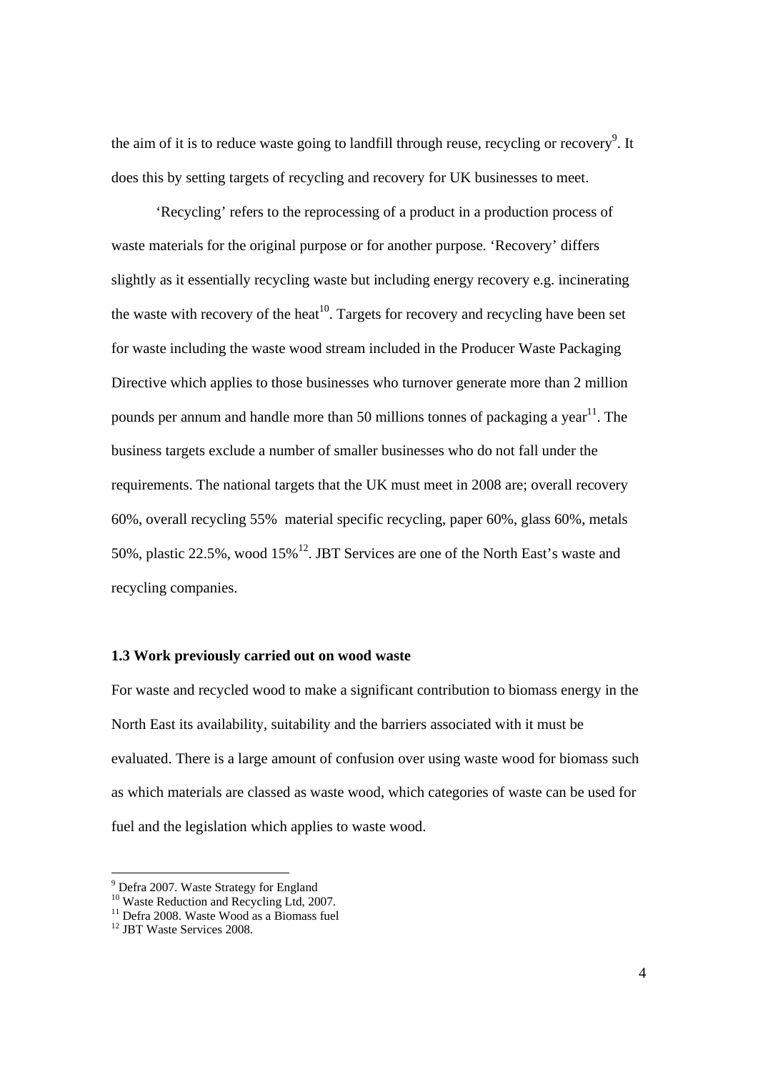the aim of it is to reduce waste going to landfill through reuse, recycling or recovery[9]. It does this by setting targets of recycling and recovery for UK businesses to meet.

'Recycling' refers to the reprocessing of a product in a production process of waste materials for the original purpose or for another purpose. 'Recovery' differs slightly as it essentially recycling waste but including energy recovery e.g. incinerating the waste with recovery of the heat[10]. Targets for recovery and recycling have been set for waste including the waste wood stream included in the Producer Waste Packaging Directive which applies to those businesses who turnover generate more than 2 million pounds per annum and handle more than 50 millions tonnes of packaging a year[11]. The business targets exclude a number of smaller businesses who do not fall under the requirements. The national targets that the UK must meet in 2008 are; overall recovery 60%, overall recycling 55% material specific recycling, paper 60%, glass 60%, metals 50%, plastic 22.5%, wood 15%[12]. JBT Services are one of the North East's waste and recycling companies.

### 1.3 Work previously carried out on wood waste

For waste and recycled wood to make a significant contribution to biomass energy in the North East its availability, suitability and the barriers associated with it must be evaluated. There is a large amount of confusion over using waste wood for biomass such as which materials are classed as waste wood, which categories of waste can be used for fuel and the legislation which applies to waste wood.

---

[9] Defra 2007. Waste Strategy for England

[10] Waste Reduction and Recycling Ltd, 2007.

[11] Defra 2008. Waste Wood as a Biomass fuel

[12] JBT Waste Services 2008.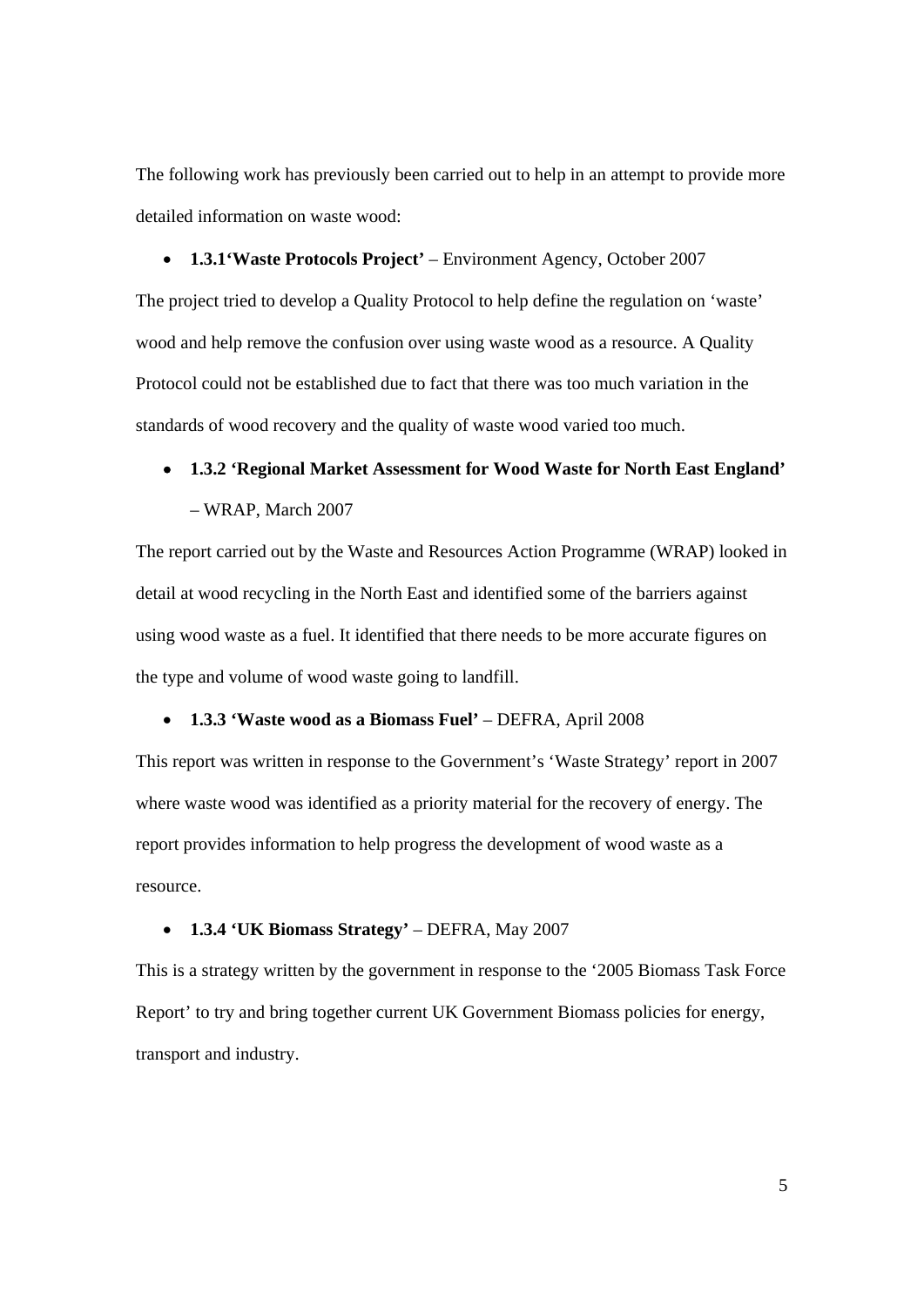The following work has previously been carried out to help in an attempt to provide more detailed information on waste wood:

- **1.3.1‘Waste Protocols Project’** – Environment Agency, October 2007

The project tried to develop a Quality Protocol to help define the regulation on ‘waste’ wood and help remove the confusion over using waste wood as a resource. A Quality Protocol could not be established due to fact that there was too much variation in the standards of wood recovery and the quality of waste wood varied too much.

- **1.3.2 ‘Regional Market Assessment for Wood Waste for North East England’** – WRAP, March 2007

The report carried out by the Waste and Resources Action Programme (WRAP) looked in detail at wood recycling in the North East and identified some of the barriers against using wood waste as a fuel. It identified that there needs to be more accurate figures on the type and volume of wood waste going to landfill.

- **1.3.3 ‘Waste wood as a Biomass Fuel’** – DEFRA, April 2008

This report was written in response to the Government’s ‘Waste Strategy’ report in 2007 where waste wood was identified as a priority material for the recovery of energy. The report provides information to help progress the development of wood waste as a resource.

- **1.3.4 ‘UK Biomass Strategy’** – DEFRA, May 2007

This is a strategy written by the government in response to the ‘2005 Biomass Task Force Report’ to try and bring together current UK Government Biomass policies for energy, transport and industry.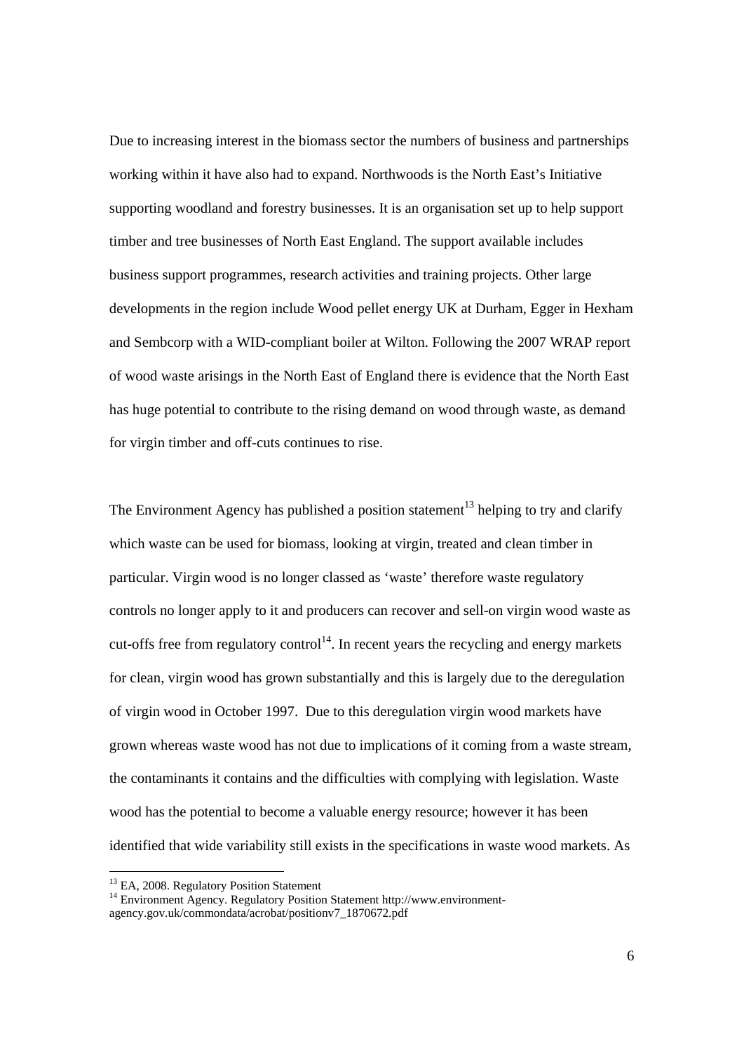Due to increasing interest in the biomass sector the numbers of business and partnerships working within it have also had to expand. Northwoods is the North East's Initiative supporting woodland and forestry businesses. It is an organisation set up to help support timber and tree businesses of North East England. The support available includes business support programmes, research activities and training projects. Other large developments in the region include Wood pellet energy UK at Durham, Egger in Hexham and Sembcorp with a WID-compliant boiler at Wilton. Following the 2007 WRAP report of wood waste arisings in the North East of England there is evidence that the North East has huge potential to contribute to the rising demand on wood through waste, as demand for virgin timber and off-cuts continues to rise.

The Environment Agency has published a position statement[13] helping to try and clarify which waste can be used for biomass, looking at virgin, treated and clean timber in particular. Virgin wood is no longer classed as 'waste' therefore waste regulatory controls no longer apply to it and producers can recover and sell-on virgin wood waste as cut-offs free from regulatory control[14]. In recent years the recycling and energy markets for clean, virgin wood has grown substantially and this is largely due to the deregulation of virgin wood in October 1997. Due to this deregulation virgin wood markets have grown whereas waste wood has not due to implications of it coming from a waste stream, the contaminants it contains and the difficulties with complying with legislation. Waste wood has the potential to become a valuable energy resource; however it has been identified that wide variability still exists in the specifications in waste wood markets. As

---

[13] EA, 2008. Regulatory Position Statement

[14] Environment Agency. Regulatory Position Statement http://www.environment-agency.gov.uk/commondata/acrobat/positionv7_1870672.pdf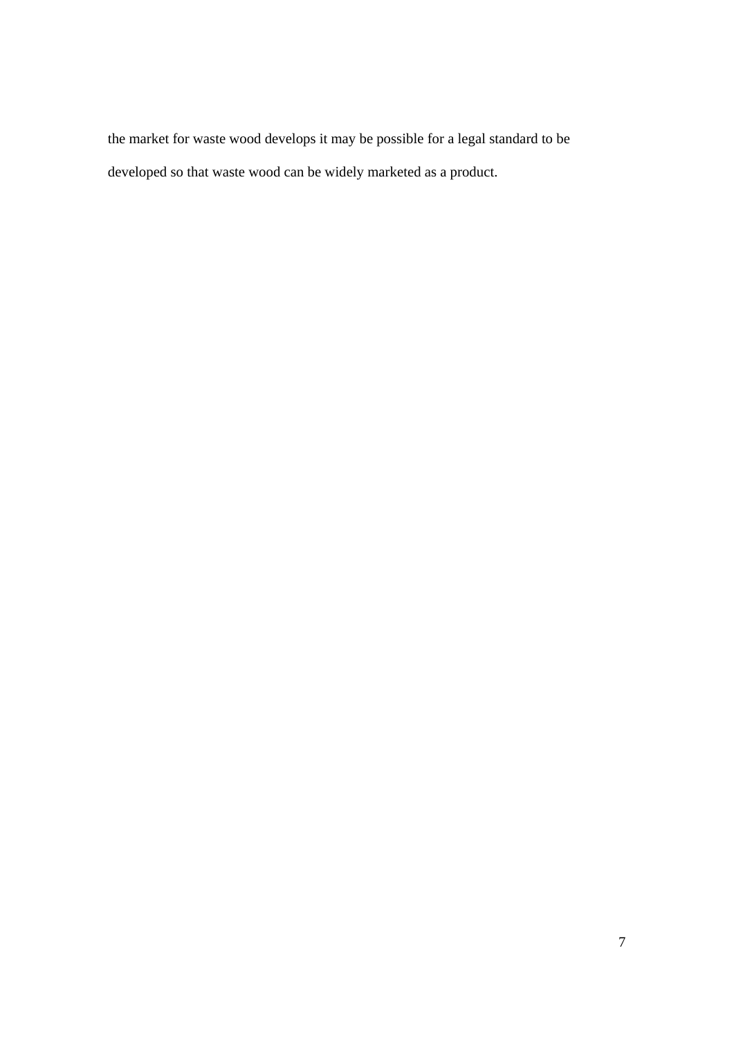the market for waste wood develops it may be possible for a legal standard to be developed so that waste wood can be widely marketed as a product.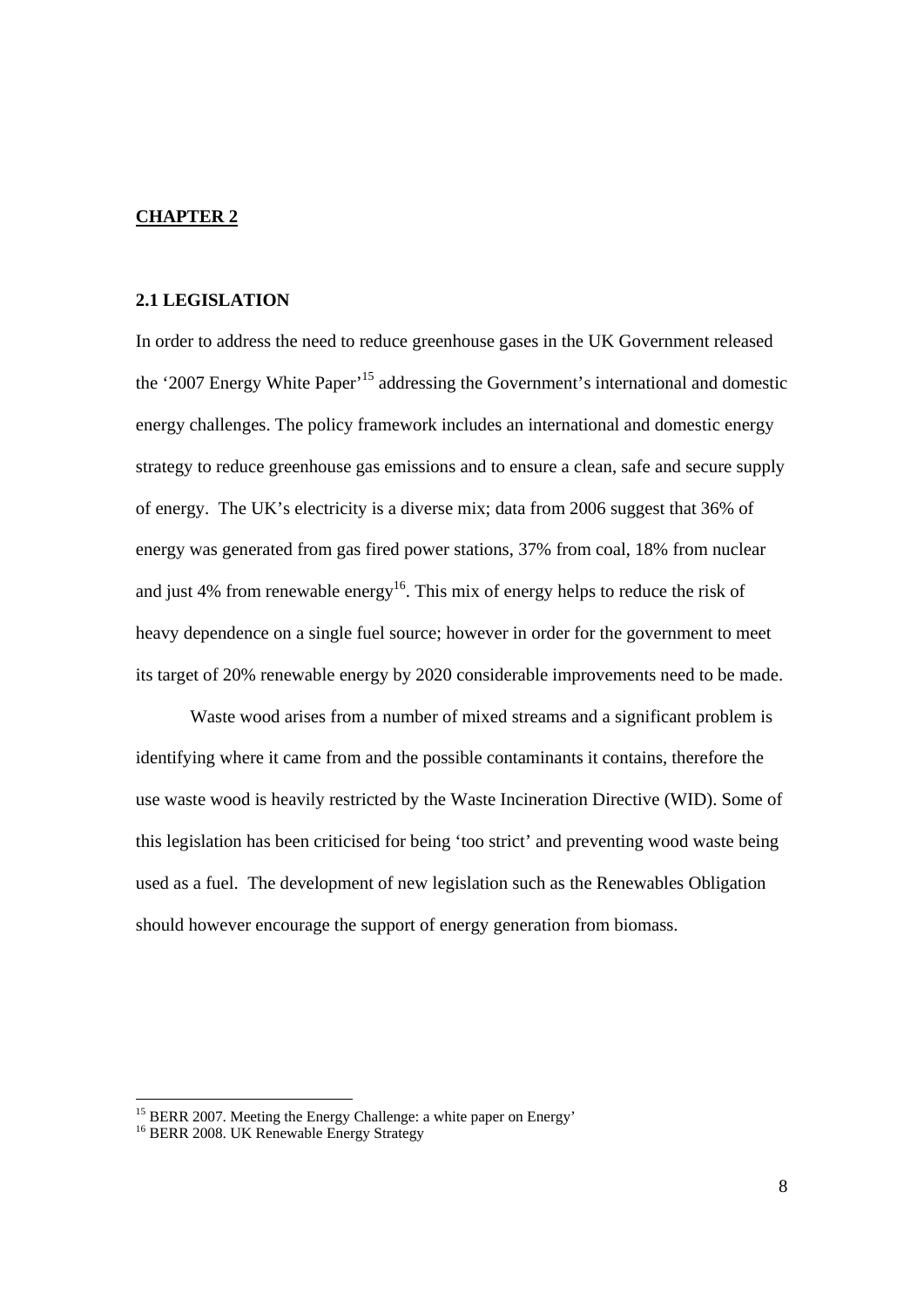# CHAPTER 2

## 2.1 LEGISLATION

In order to address the need to reduce greenhouse gases in the UK Government released the '2007 Energy White Paper'[15] addressing the Government's international and domestic energy challenges. The policy framework includes an international and domestic energy strategy to reduce greenhouse gas emissions and to ensure a clean, safe and secure supply of energy. The UK's electricity is a diverse mix; data from 2006 suggest that 36% of energy was generated from gas fired power stations, 37% from coal, 18% from nuclear and just 4% from renewable energy[16]. This mix of energy helps to reduce the risk of heavy dependence on a single fuel source; however in order for the government to meet its target of 20% renewable energy by 2020 considerable improvements need to be made.

Waste wood arises from a number of mixed streams and a significant problem is identifying where it came from and the possible contaminants it contains, therefore the use waste wood is heavily restricted by the Waste Incineration Directive (WID). Some of this legislation has been criticised for being 'too strict' and preventing wood waste being used as a fuel. The development of new legislation such as the Renewables Obligation should however encourage the support of energy generation from biomass.

---

[15] BERR 2007. Meeting the Energy Challenge: a white paper on Energy'

[16] BERR 2008. UK Renewable Energy Strategy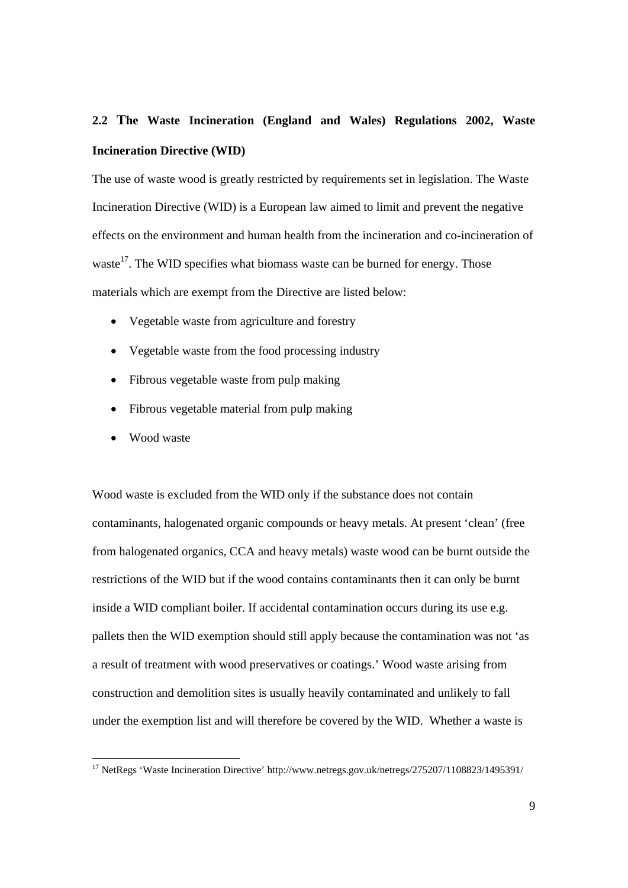## 2.2 The Waste Incineration (England and Wales) Regulations 2002, Waste Incineration Directive (WID)

The use of waste wood is greatly restricted by requirements set in legislation. The Waste Incineration Directive (WID) is a European law aimed to limit and prevent the negative effects on the environment and human health from the incineration and co-incineration of waste[17]. The WID specifies what biomass waste can be burned for energy. Those materials which are exempt from the Directive are listed below:

- Vegetable waste from agriculture and forestry
- Vegetable waste from the food processing industry
- Fibrous vegetable waste from pulp making
- Fibrous vegetable material from pulp making
- Wood waste

Wood waste is excluded from the WID only if the substance does not contain contaminants, halogenated organic compounds or heavy metals. At present 'clean' (free from halogenated organics, CCA and heavy metals) waste wood can be burnt outside the restrictions of the WID but if the wood contains contaminants then it can only be burnt inside a WID compliant boiler. If accidental contamination occurs during its use e.g. pallets then the WID exemption should still apply because the contamination was not 'as a result of treatment with wood preservatives or coatings.' Wood waste arising from construction and demolition sites is usually heavily contaminated and unlikely to fall under the exemption list and will therefore be covered by the WID. Whether a waste is

[17] NetRegs 'Waste Incineration Directive' http://www.netregs.gov.uk/netregs/275207/1108823/1495391/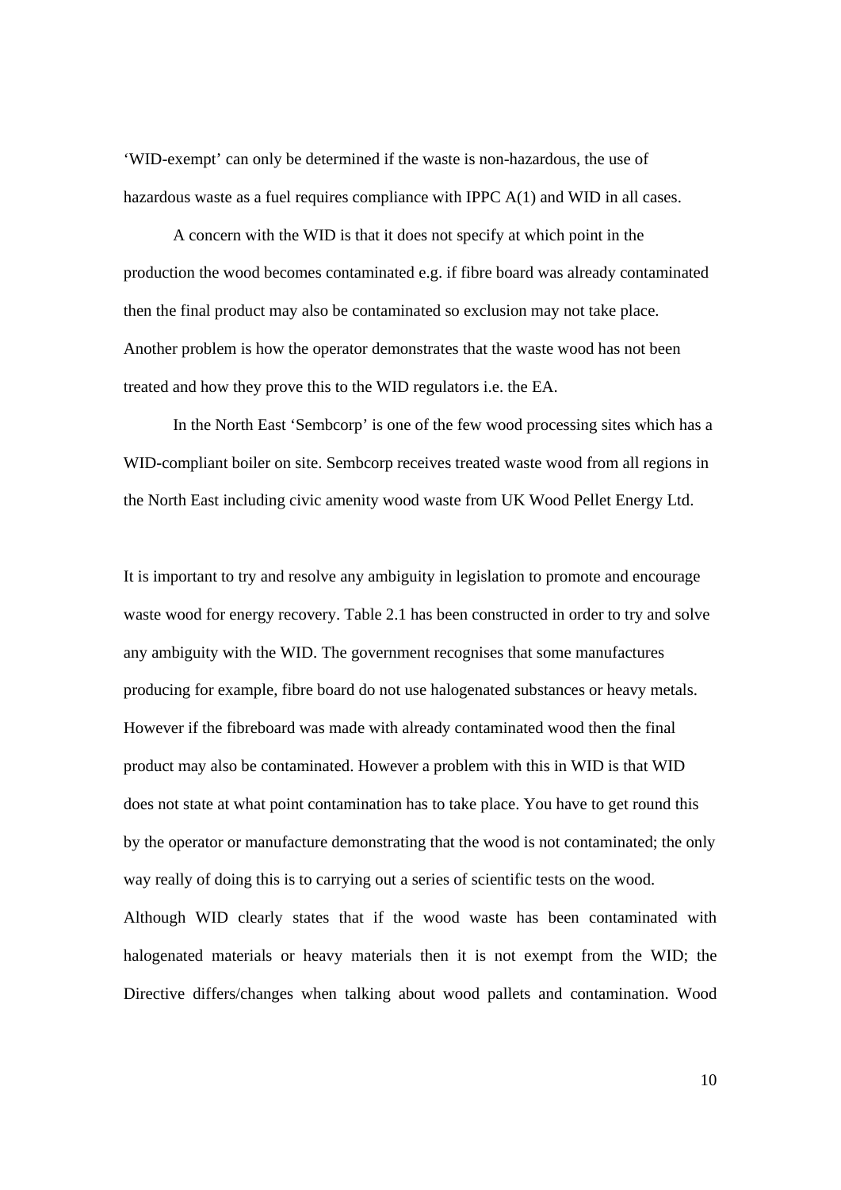'WID-exempt' can only be determined if the waste is non-hazardous, the use of hazardous waste as a fuel requires compliance with IPPC A(1) and WID in all cases.

A concern with the WID is that it does not specify at which point in the production the wood becomes contaminated e.g. if fibre board was already contaminated then the final product may also be contaminated so exclusion may not take place. Another problem is how the operator demonstrates that the waste wood has not been treated and how they prove this to the WID regulators i.e. the EA.

In the North East 'Sembcorp' is one of the few wood processing sites which has a WID-compliant boiler on site. Sembcorp receives treated waste wood from all regions in the North East including civic amenity wood waste from UK Wood Pellet Energy Ltd.

It is important to try and resolve any ambiguity in legislation to promote and encourage waste wood for energy recovery. Table 2.1 has been constructed in order to try and solve any ambiguity with the WID. The government recognises that some manufactures producing for example, fibre board do not use halogenated substances or heavy metals. However if the fibreboard was made with already contaminated wood then the final product may also be contaminated. However a problem with this in WID is that WID does not state at what point contamination has to take place. You have to get round this by the operator or manufacture demonstrating that the wood is not contaminated; the only way really of doing this is to carrying out a series of scientific tests on the wood. Although WID clearly states that if the wood waste has been contaminated with halogenated materials or heavy materials then it is not exempt from the WID; the Directive differs/changes when talking about wood pallets and contamination. Wood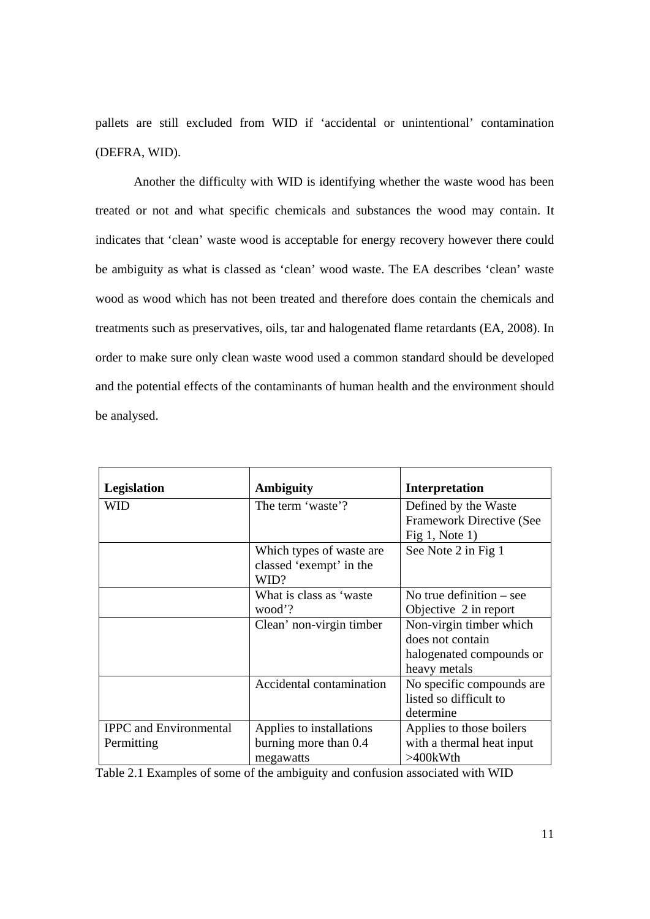pallets are still excluded from WID if 'accidental or unintentional' contamination (DEFRA, WID).

Another the difficulty with WID is identifying whether the waste wood has been treated or not and what specific chemicals and substances the wood may contain. It indicates that 'clean' waste wood is acceptable for energy recovery however there could be ambiguity as what is classed as 'clean' wood waste. The EA describes 'clean' waste wood as wood which has not been treated and therefore does contain the chemicals and treatments such as preservatives, oils, tar and halogenated flame retardants (EA, 2008). In order to make sure only clean waste wood used a common standard should be developed and the potential effects of the contaminants of human health and the environment should be analysed.

| Legislation | Ambiguity | Interpretation |
|---|---|---|
| WID | The term 'waste'? | Defined by the Waste Framework Directive (See Fig 1, Note 1) |
| | Which types of waste are classed 'exempt' in the WID? | See Note 2 in Fig 1 |
| | What is class as 'waste wood'? | No true definition – see Objective 2 in report |
| | Clean' non-virgin timber | Non-virgin timber which does not contain halogenated compounds or heavy metals |
| | Accidental contamination | No specific compounds are listed so difficult to determine |
| IPPC and Environmental Permitting | Applies to installations burning more than 0.4 megawatts | Applies to those boilers with a thermal heat input >400kWth |

Table 2.1 Examples of some of the ambiguity and confusion associated with WID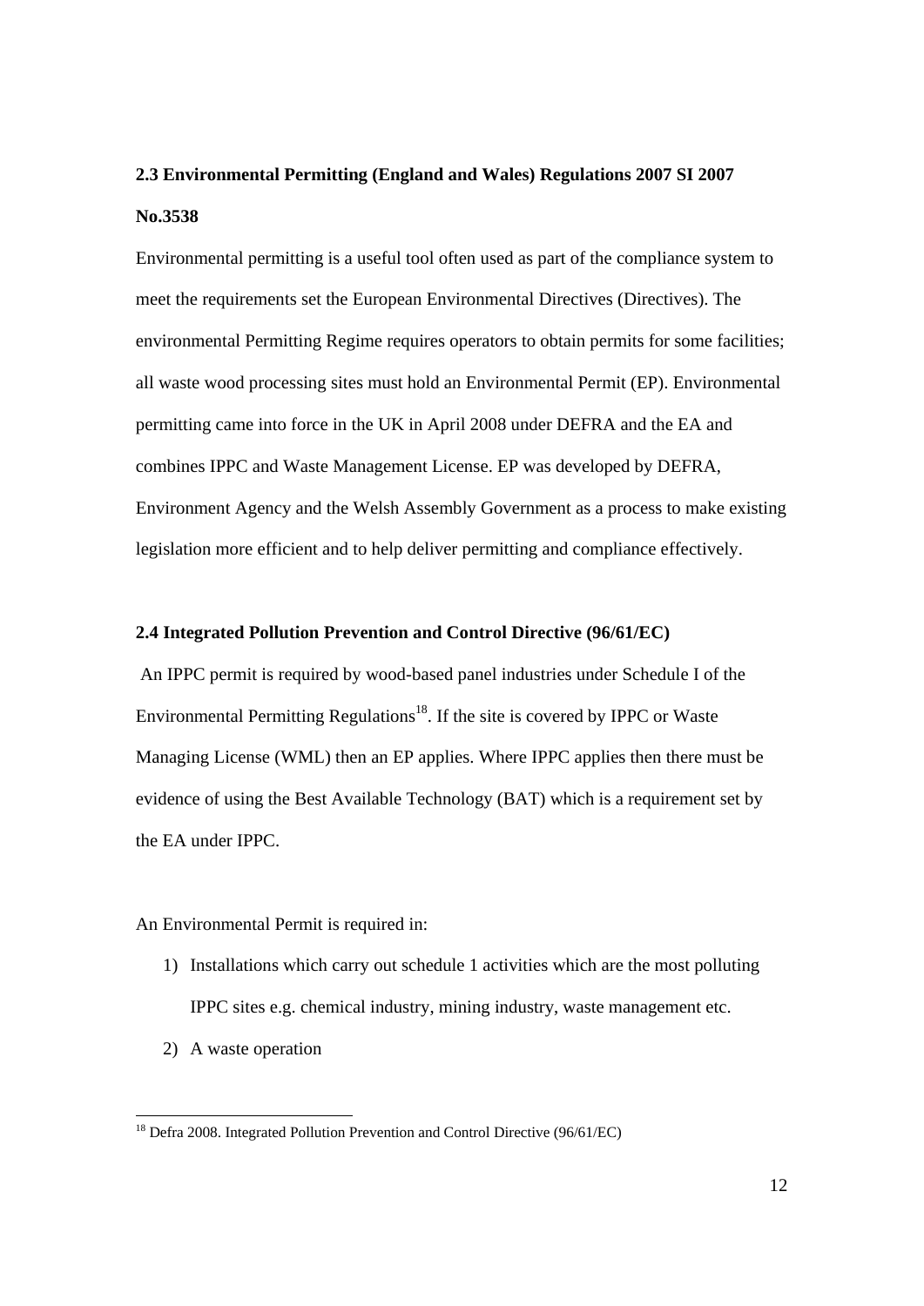## 2.3 Environmental Permitting (England and Wales) Regulations 2007 SI 2007 No.3538

Environmental permitting is a useful tool often used as part of the compliance system to meet the requirements set the European Environmental Directives (Directives). The environmental Permitting Regime requires operators to obtain permits for some facilities; all waste wood processing sites must hold an Environmental Permit (EP). Environmental permitting came into force in the UK in April 2008 under DEFRA and the EA and combines IPPC and Waste Management License. EP was developed by DEFRA, Environment Agency and the Welsh Assembly Government as a process to make existing legislation more efficient and to help deliver permitting and compliance effectively.

## 2.4 Integrated Pollution Prevention and Control Directive (96/61/EC)

An IPPC permit is required by wood-based panel industries under Schedule I of the Environmental Permitting Regulations[18]. If the site is covered by IPPC or Waste Managing License (WML) then an EP applies. Where IPPC applies then there must be evidence of using the Best Available Technology (BAT) which is a requirement set by the EA under IPPC.

An Environmental Permit is required in:

1) Installations which carry out schedule 1 activities which are the most polluting IPPC sites e.g. chemical industry, mining industry, waste management etc.
2) A waste operation

[18] Defra 2008. Integrated Pollution Prevention and Control Directive (96/61/EC)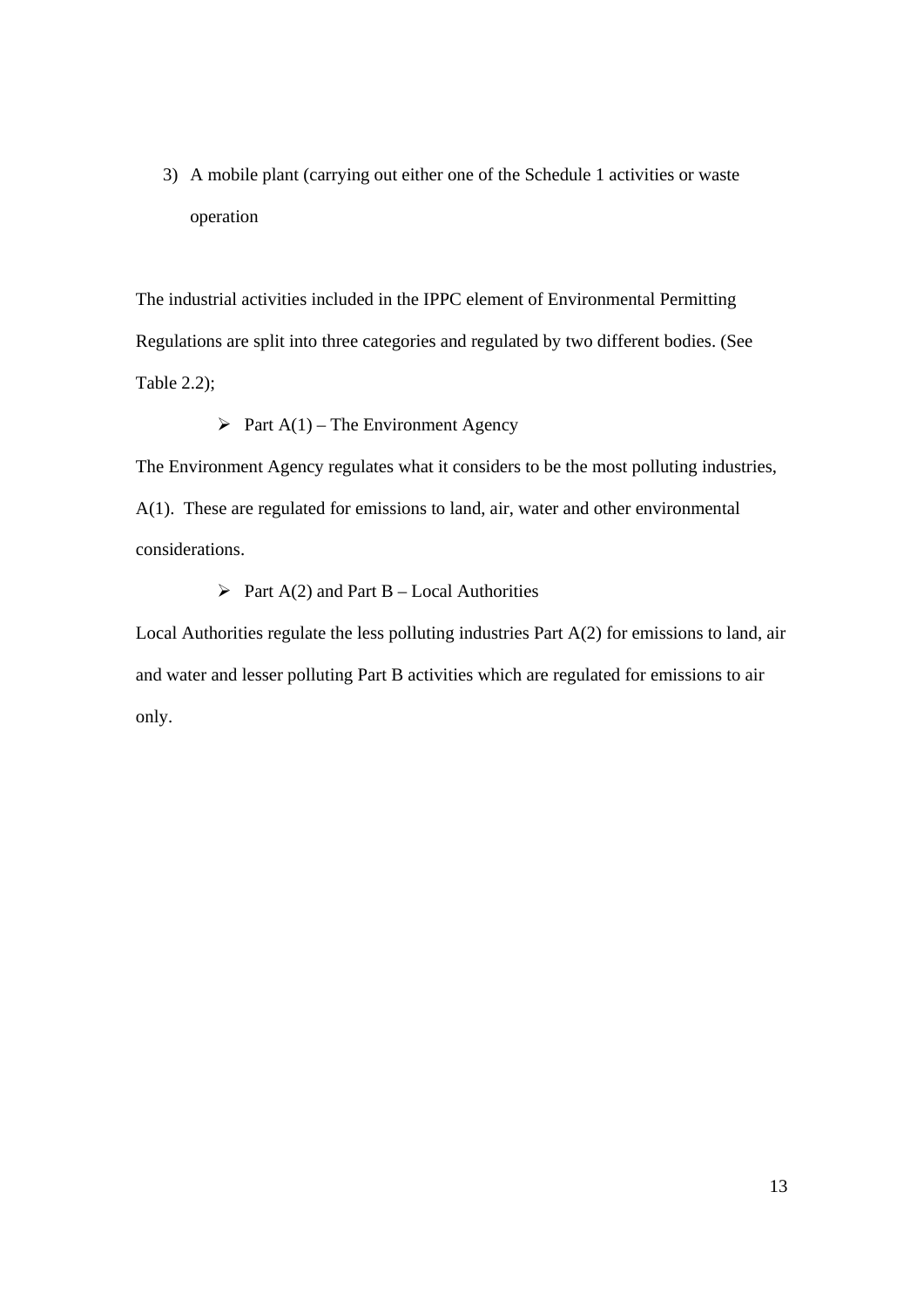3) A mobile plant (carrying out either one of the Schedule 1 activities or waste operation

The industrial activities included in the IPPC element of Environmental Permitting Regulations are split into three categories and regulated by two different bodies. (See Table 2.2);

- Part A(1) – The Environment Agency

The Environment Agency regulates what it considers to be the most polluting industries, A(1). These are regulated for emissions to land, air, water and other environmental considerations.

- Part A(2) and Part B – Local Authorities

Local Authorities regulate the less polluting industries Part A(2) for emissions to land, air and water and lesser polluting Part B activities which are regulated for emissions to air only.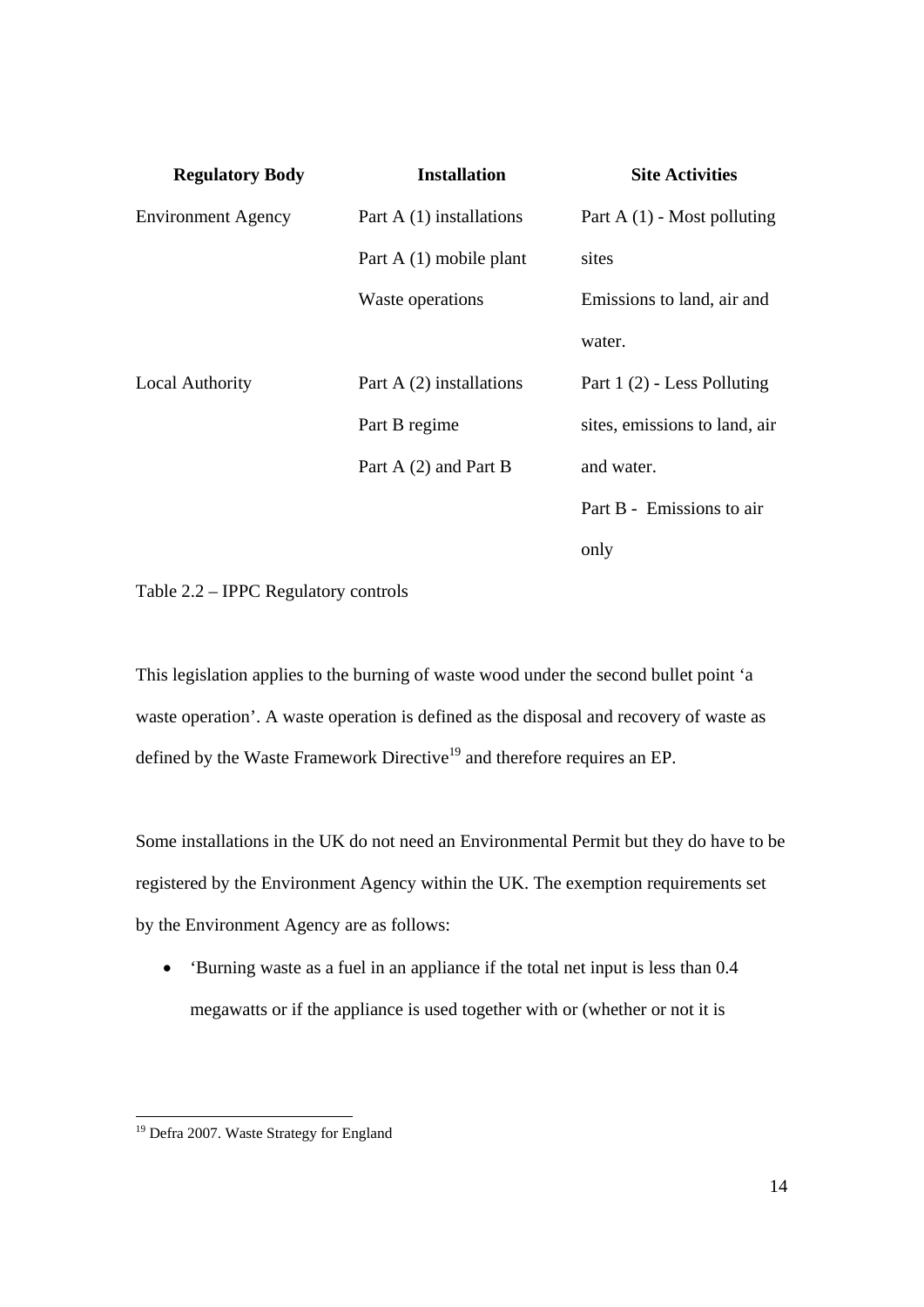| Regulatory Body | Installation | Site Activities |
|---|---|---|
| Environment Agency | Part A (1) installations<br>Part A (1) mobile plant<br>Waste operations | Part A (1) - Most polluting sites<br>Emissions to land, air and water. |
| Local Authority | Part A (2) installations<br>Part B regime<br>Part A (2) and Part B | Part 1 (2) - Less Polluting sites, emissions to land, air and water.<br>Part B - Emissions to air only |

Table 2.2 – IPPC Regulatory controls

This legislation applies to the burning of waste wood under the second bullet point 'a waste operation'. A waste operation is defined as the disposal and recovery of waste as defined by the Waste Framework Directive[19] and therefore requires an EP.

Some installations in the UK do not need an Environmental Permit but they do have to be registered by the Environment Agency within the UK. The exemption requirements set by the Environment Agency are as follows:

- 'Burning waste as a fuel in an appliance if the total net input is less than 0.4 megawatts or if the appliance is used together with or (whether or not it is

[19] Defra 2007. Waste Strategy for England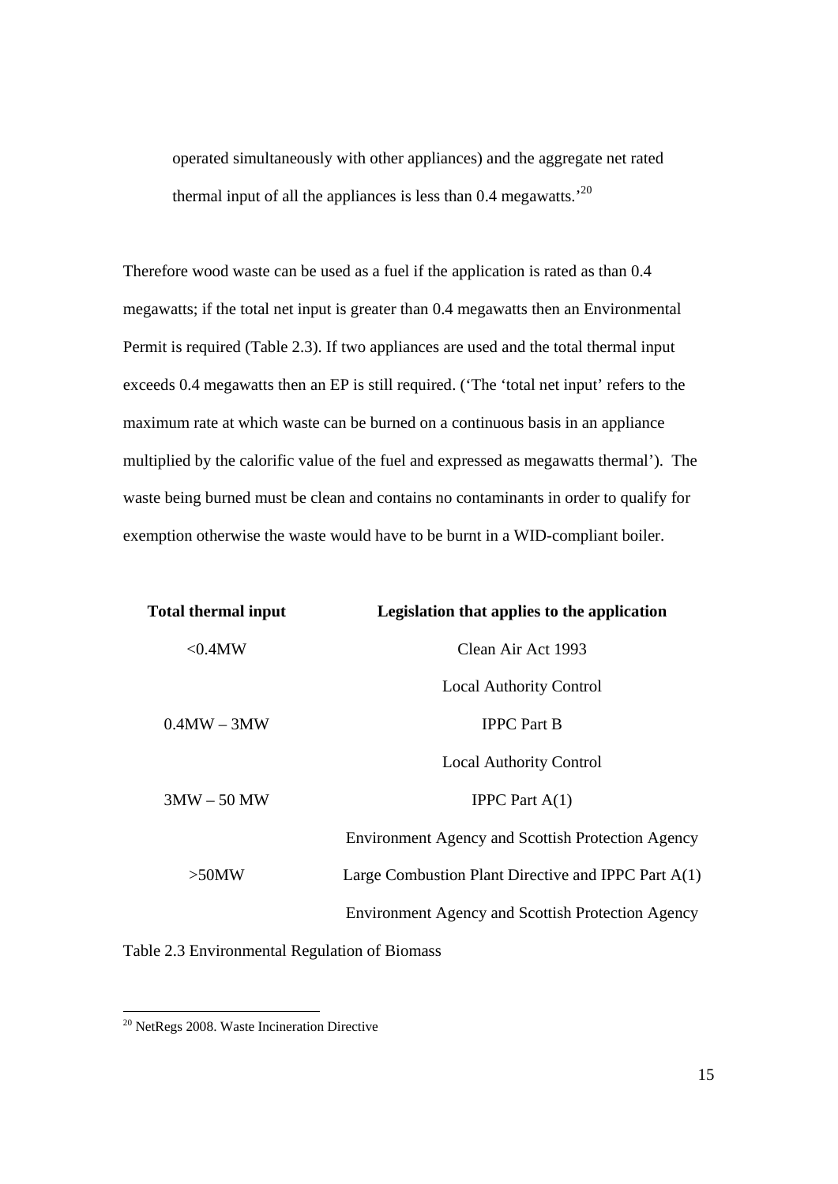operated simultaneously with other appliances) and the aggregate net rated thermal input of all the appliances is less than 0.4 megawatts.'[20]

Therefore wood waste can be used as a fuel if the application is rated as than 0.4 megawatts; if the total net input is greater than 0.4 megawatts then an Environmental Permit is required (Table 2.3). If two appliances are used and the total thermal input exceeds 0.4 megawatts then an EP is still required. ('The 'total net input' refers to the maximum rate at which waste can be burned on a continuous basis in an appliance multiplied by the calorific value of the fuel and expressed as megawatts thermal'). The waste being burned must be clean and contains no contaminants in order to qualify for exemption otherwise the waste would have to be burnt in a WID-compliant boiler.

| Total thermal input | Legislation that applies to the application |
|---|---|
| <0.4MW | Clean Air Act 1993 |
| | Local Authority Control |
| 0.4MW – 3MW | IPPC Part B |
| | Local Authority Control |
| 3MW – 50 MW | IPPC Part A(1) |
| | Environment Agency and Scottish Protection Agency |
| >50MW | Large Combustion Plant Directive and IPPC Part A(1) |
| | Environment Agency and Scottish Protection Agency |

Table 2.3 Environmental Regulation of Biomass

[20] NetRegs 2008. Waste Incineration Directive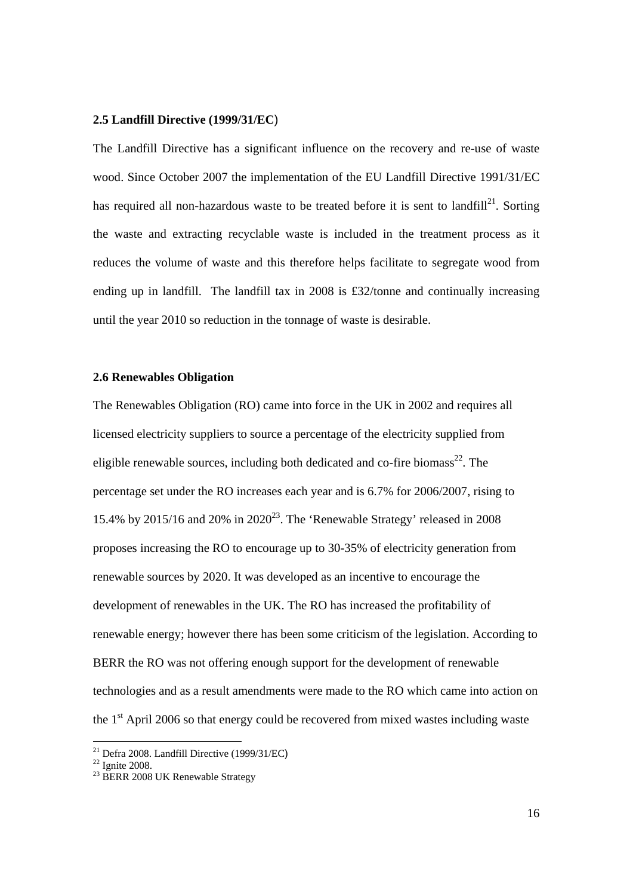**2.5 Landfill Directive (1999/31/EC)**

The Landfill Directive has a significant influence on the recovery and re-use of waste wood. Since October 2007 the implementation of the EU Landfill Directive 1991/31/EC has required all non-hazardous waste to be treated before it is sent to landfill[21]. Sorting the waste and extracting recyclable waste is included in the treatment process as it reduces the volume of waste and this therefore helps facilitate to segregate wood from ending up in landfill. The landfill tax in 2008 is £32/tonne and continually increasing until the year 2010 so reduction in the tonnage of waste is desirable.

**2.6 Renewables Obligation**

The Renewables Obligation (RO) came into force in the UK in 2002 and requires all licensed electricity suppliers to source a percentage of the electricity supplied from eligible renewable sources, including both dedicated and co-fire biomass[22]. The percentage set under the RO increases each year and is 6.7% for 2006/2007, rising to 15.4% by 2015/16 and 20% in 2020[23]. The 'Renewable Strategy' released in 2008 proposes increasing the RO to encourage up to 30-35% of electricity generation from renewable sources by 2020. It was developed as an incentive to encourage the development of renewables in the UK. The RO has increased the profitability of renewable energy; however there has been some criticism of the legislation. According to BERR the RO was not offering enough support for the development of renewable technologies and as a result amendments were made to the RO which came into action on the 1st April 2006 so that energy could be recovered from mixed wastes including waste

[21] Defra 2008. Landfill Directive (1999/31/EC)
[22] Ignite 2008.
[23] BERR 2008 UK Renewable Strategy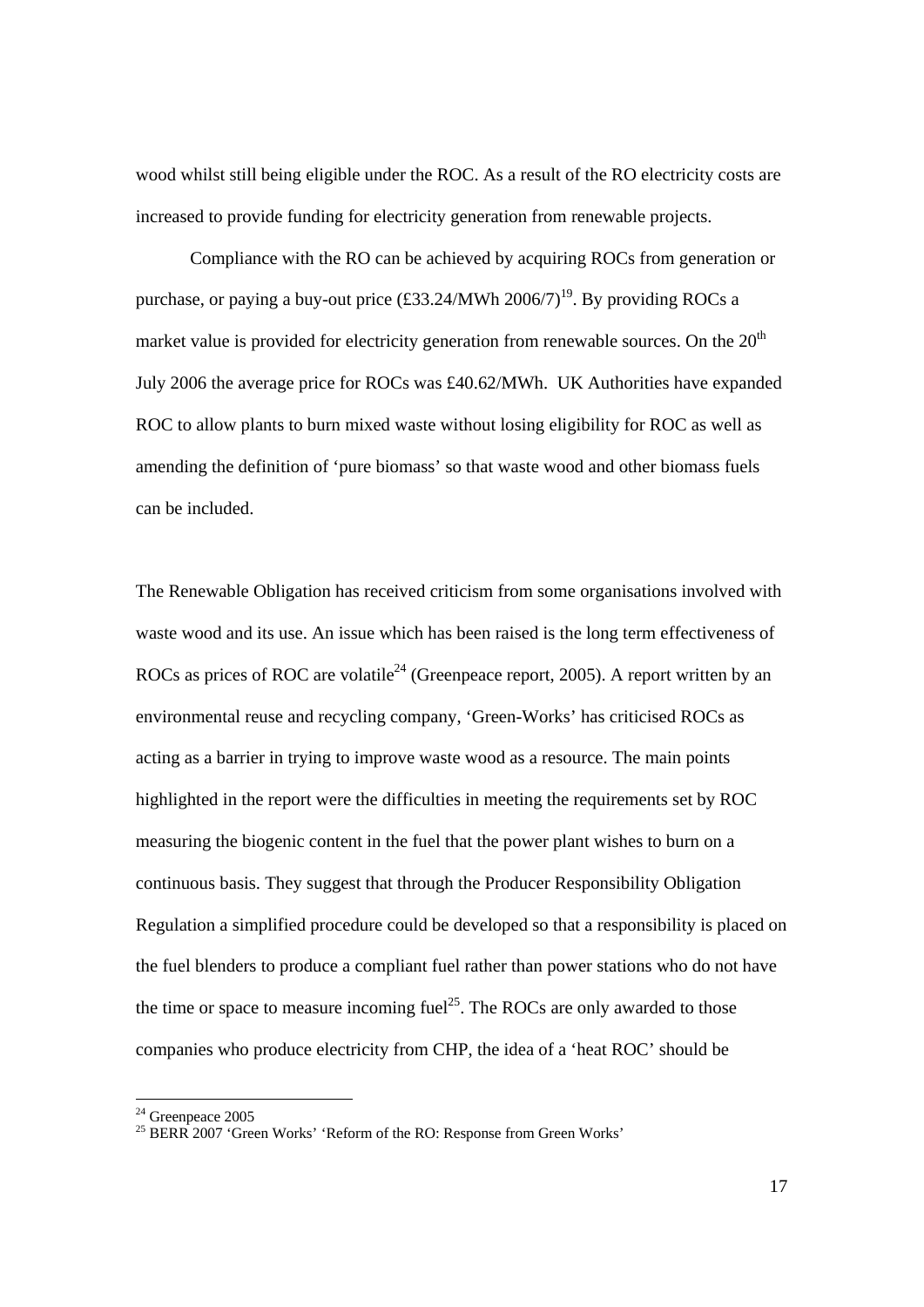wood whilst still being eligible under the ROC. As a result of the RO electricity costs are increased to provide funding for electricity generation from renewable projects.

Compliance with the RO can be achieved by acquiring ROCs from generation or purchase, or paying a buy-out price (£33.24/MWh 2006/7)[19]. By providing ROCs a market value is provided for electricity generation from renewable sources. On the 20th July 2006 the average price for ROCs was £40.62/MWh. UK Authorities have expanded ROC to allow plants to burn mixed waste without losing eligibility for ROC as well as amending the definition of 'pure biomass' so that waste wood and other biomass fuels can be included.

The Renewable Obligation has received criticism from some organisations involved with waste wood and its use. An issue which has been raised is the long term effectiveness of ROCs as prices of ROC are volatile[24] (Greenpeace report, 2005). A report written by an environmental reuse and recycling company, 'Green-Works' has criticised ROCs as acting as a barrier in trying to improve waste wood as a resource. The main points highlighted in the report were the difficulties in meeting the requirements set by ROC measuring the biogenic content in the fuel that the power plant wishes to burn on a continuous basis. They suggest that through the Producer Responsibility Obligation Regulation a simplified procedure could be developed so that a responsibility is placed on the fuel blenders to produce a compliant fuel rather than power stations who do not have the time or space to measure incoming fuel[25]. The ROCs are only awarded to those companies who produce electricity from CHP, the idea of a 'heat ROC' should be

---

[24] Greenpeace 2005

[25] BERR 2007 'Green Works' 'Reform of the RO: Response from Green Works'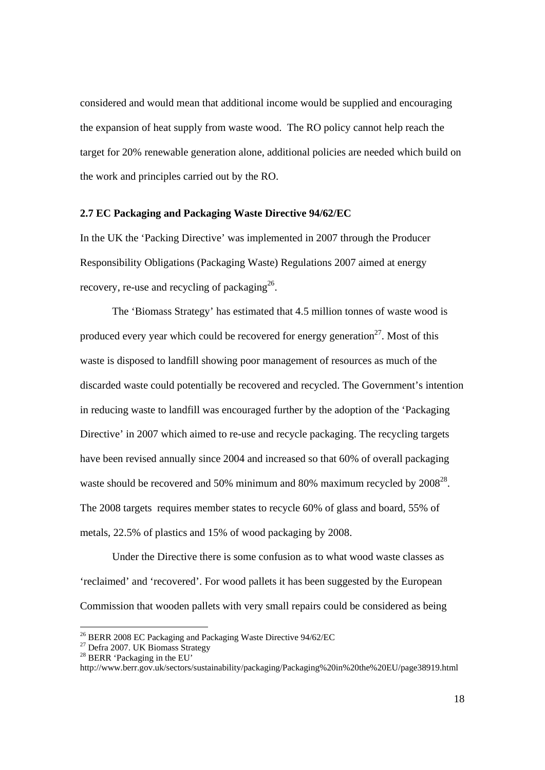considered and would mean that additional income would be supplied and encouraging the expansion of heat supply from waste wood. The RO policy cannot help reach the target for 20% renewable generation alone, additional policies are needed which build on the work and principles carried out by the RO.

### 2.7 EC Packaging and Packaging Waste Directive 94/62/EC

In the UK the 'Packing Directive' was implemented in 2007 through the Producer Responsibility Obligations (Packaging Waste) Regulations 2007 aimed at energy recovery, re-use and recycling of packaging[26].

The 'Biomass Strategy' has estimated that 4.5 million tonnes of waste wood is produced every year which could be recovered for energy generation[27]. Most of this waste is disposed to landfill showing poor management of resources as much of the discarded waste could potentially be recovered and recycled. The Government's intention in reducing waste to landfill was encouraged further by the adoption of the 'Packaging Directive' in 2007 which aimed to re-use and recycle packaging. The recycling targets have been revised annually since 2004 and increased so that 60% of overall packaging waste should be recovered and 50% minimum and 80% maximum recycled by 2008[28]. The 2008 targets requires member states to recycle 60% of glass and board, 55% of metals, 22.5% of plastics and 15% of wood packaging by 2008.

Under the Directive there is some confusion as to what wood waste classes as 'reclaimed' and 'recovered'. For wood pallets it has been suggested by the European Commission that wooden pallets with very small repairs could be considered as being

---

[26] BERR 2008 EC Packaging and Packaging Waste Directive 94/62/EC

[27] Defra 2007. UK Biomass Strategy

[28] BERR 'Packaging in the EU' http://www.berr.gov.uk/sectors/sustainability/packaging/Packaging%20in%20the%20EU/page38919.html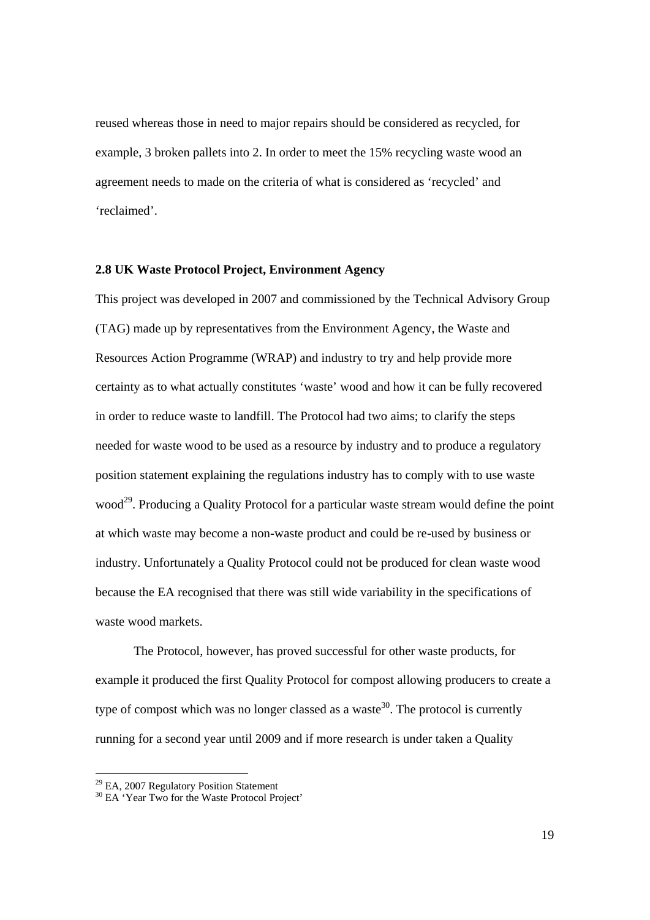reused whereas those in need to major repairs should be considered as recycled, for example, 3 broken pallets into 2. In order to meet the 15% recycling waste wood an agreement needs to made on the criteria of what is considered as 'recycled' and 'reclaimed'.

### 2.8 UK Waste Protocol Project, Environment Agency

This project was developed in 2007 and commissioned by the Technical Advisory Group (TAG) made up by representatives from the Environment Agency, the Waste and Resources Action Programme (WRAP) and industry to try and help provide more certainty as to what actually constitutes 'waste' wood and how it can be fully recovered in order to reduce waste to landfill. The Protocol had two aims; to clarify the steps needed for waste wood to be used as a resource by industry and to produce a regulatory position statement explaining the regulations industry has to comply with to use waste wood[29]. Producing a Quality Protocol for a particular waste stream would define the point at which waste may become a non-waste product and could be re-used by business or industry. Unfortunately a Quality Protocol could not be produced for clean waste wood because the EA recognised that there was still wide variability in the specifications of waste wood markets.

The Protocol, however, has proved successful for other waste products, for example it produced the first Quality Protocol for compost allowing producers to create a type of compost which was no longer classed as a waste[30]. The protocol is currently running for a second year until 2009 and if more research is under taken a Quality

[29] EA, 2007 Regulatory Position Statement

[30] EA 'Year Two for the Waste Protocol Project'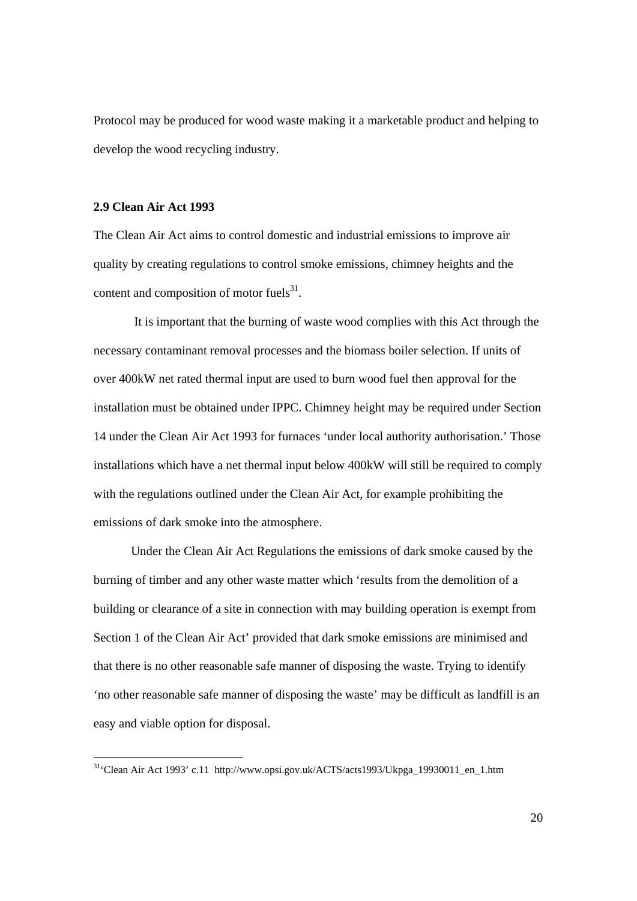Protocol may be produced for wood waste making it a marketable product and helping to develop the wood recycling industry.

### 2.9 Clean Air Act 1993

The Clean Air Act aims to control domestic and industrial emissions to improve air quality by creating regulations to control smoke emissions, chimney heights and the content and composition of motor fuels[31].

It is important that the burning of waste wood complies with this Act through the necessary contaminant removal processes and the biomass boiler selection. If units of over 400kW net rated thermal input are used to burn wood fuel then approval for the installation must be obtained under IPPC. Chimney height may be required under Section 14 under the Clean Air Act 1993 for furnaces 'under local authority authorisation.' Those installations which have a net thermal input below 400kW will still be required to comply with the regulations outlined under the Clean Air Act, for example prohibiting the emissions of dark smoke into the atmosphere.

Under the Clean Air Act Regulations the emissions of dark smoke caused by the burning of timber and any other waste matter which 'results from the demolition of a building or clearance of a site in connection with may building operation is exempt from Section 1 of the Clean Air Act' provided that dark smoke emissions are minimised and that there is no other reasonable safe manner of disposing the waste. Trying to identify 'no other reasonable safe manner of disposing the waste' may be difficult as landfill is an easy and viable option for disposal.

---

[31]'Clean Air Act 1993' c.11 http://www.opsi.gov.uk/ACTS/acts1993/Ukpga_19930011_en_1.htm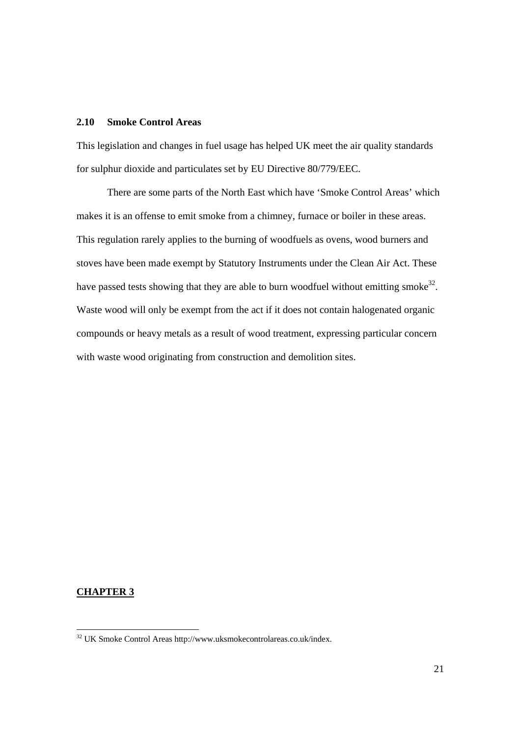### 2.10 Smoke Control Areas

This legislation and changes in fuel usage has helped UK meet the air quality standards for sulphur dioxide and particulates set by EU Directive 80/779/EEC.

There are some parts of the North East which have 'Smoke Control Areas' which makes it is an offense to emit smoke from a chimney, furnace or boiler in these areas. This regulation rarely applies to the burning of woodfuels as ovens, wood burners and stoves have been made exempt by Statutory Instruments under the Clean Air Act. These have passed tests showing that they are able to burn woodfuel without emitting smoke[32]. Waste wood will only be exempt from the act if it does not contain halogenated organic compounds or heavy metals as a result of wood treatment, expressing particular concern with waste wood originating from construction and demolition sites.

## CHAPTER 3

[32] UK Smoke Control Areas http://www.uksmokecontrolareas.co.uk/index.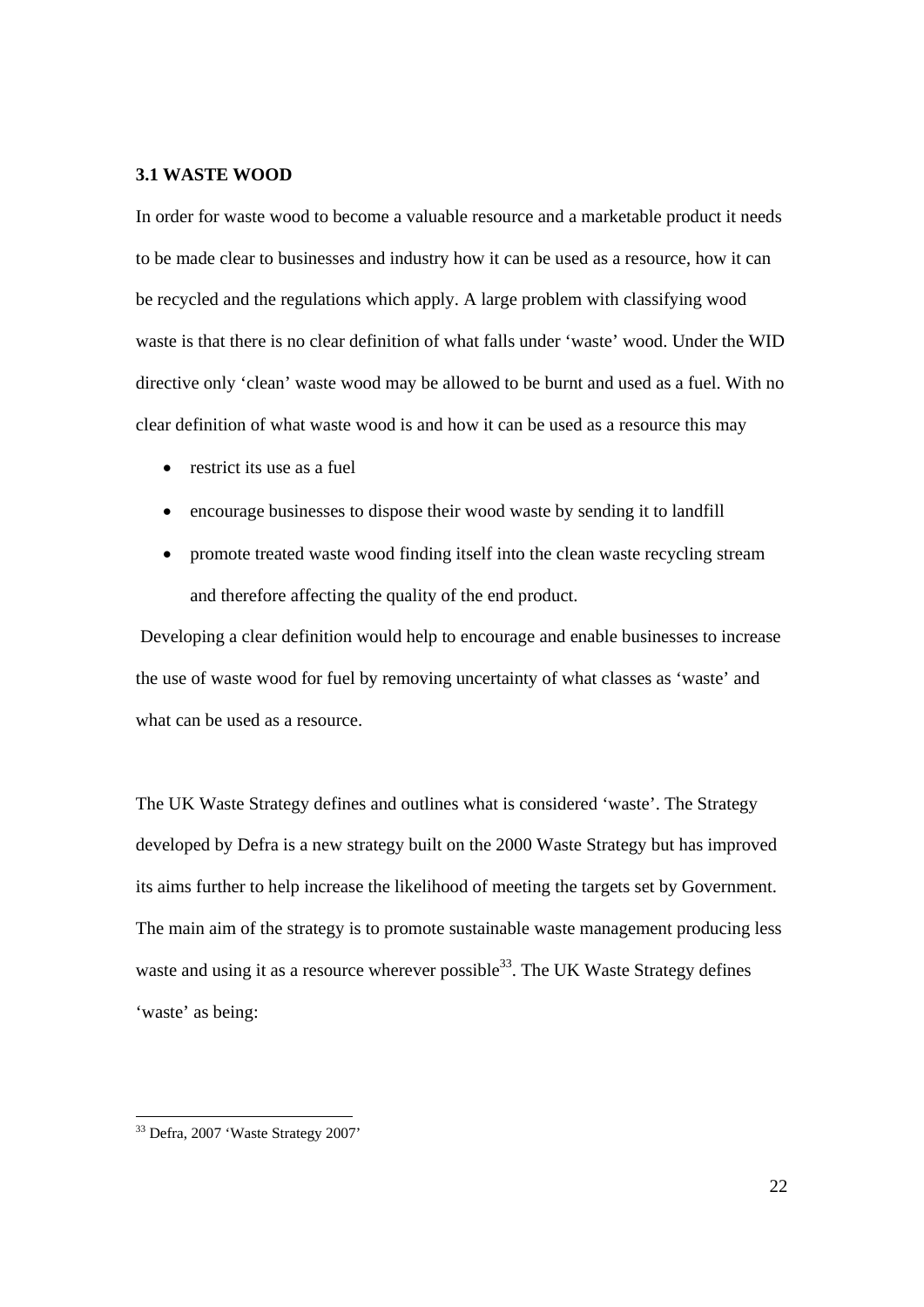### 3.1 WASTE WOOD

In order for waste wood to become a valuable resource and a marketable product it needs to be made clear to businesses and industry how it can be used as a resource, how it can be recycled and the regulations which apply. A large problem with classifying wood waste is that there is no clear definition of what falls under 'waste' wood. Under the WID directive only 'clean' waste wood may be allowed to be burnt and used as a fuel. With no clear definition of what waste wood is and how it can be used as a resource this may

- restrict its use as a fuel
- encourage businesses to dispose their wood waste by sending it to landfill
- promote treated waste wood finding itself into the clean waste recycling stream and therefore affecting the quality of the end product.

Developing a clear definition would help to encourage and enable businesses to increase the use of waste wood for fuel by removing uncertainty of what classes as 'waste' and what can be used as a resource.

The UK Waste Strategy defines and outlines what is considered 'waste'. The Strategy developed by Defra is a new strategy built on the 2000 Waste Strategy but has improved its aims further to help increase the likelihood of meeting the targets set by Government. The main aim of the strategy is to promote sustainable waste management producing less waste and using it as a resource wherever possible[33]. The UK Waste Strategy defines 'waste' as being:

---

[33] Defra, 2007 'Waste Strategy 2007'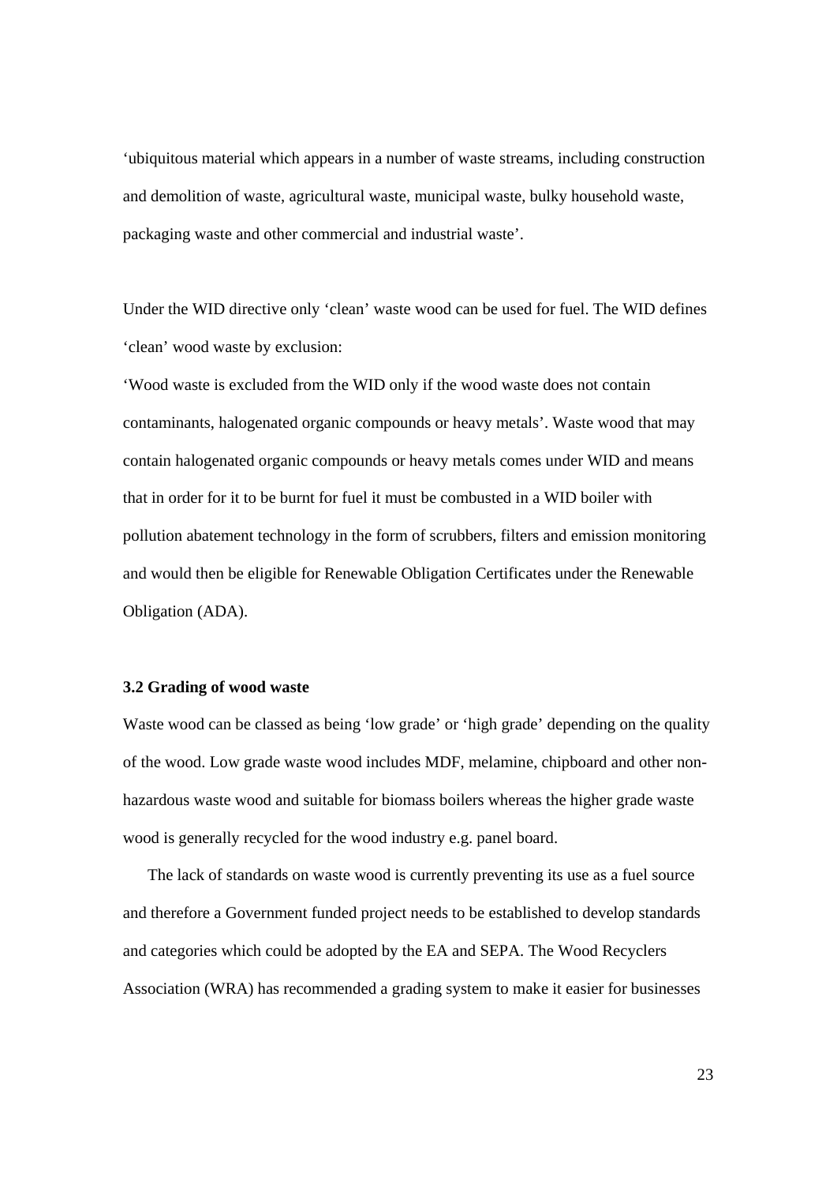'ubiquitous material which appears in a number of waste streams, including construction and demolition of waste, agricultural waste, municipal waste, bulky household waste, packaging waste and other commercial and industrial waste'.

Under the WID directive only 'clean' waste wood can be used for fuel. The WID defines 'clean' wood waste by exclusion:

'Wood waste is excluded from the WID only if the wood waste does not contain contaminants, halogenated organic compounds or heavy metals'. Waste wood that may contain halogenated organic compounds or heavy metals comes under WID and means that in order for it to be burnt for fuel it must be combusted in a WID boiler with pollution abatement technology in the form of scrubbers, filters and emission monitoring and would then be eligible for Renewable Obligation Certificates under the Renewable Obligation (ADA).

**3.2 Grading of wood waste**

Waste wood can be classed as being 'low grade' or 'high grade' depending on the quality of the wood. Low grade waste wood includes MDF, melamine, chipboard and other non-hazardous waste wood and suitable for biomass boilers whereas the higher grade waste wood is generally recycled for the wood industry e.g. panel board.

The lack of standards on waste wood is currently preventing its use as a fuel source and therefore a Government funded project needs to be established to develop standards and categories which could be adopted by the EA and SEPA. The Wood Recyclers Association (WRA) has recommended a grading system to make it easier for businesses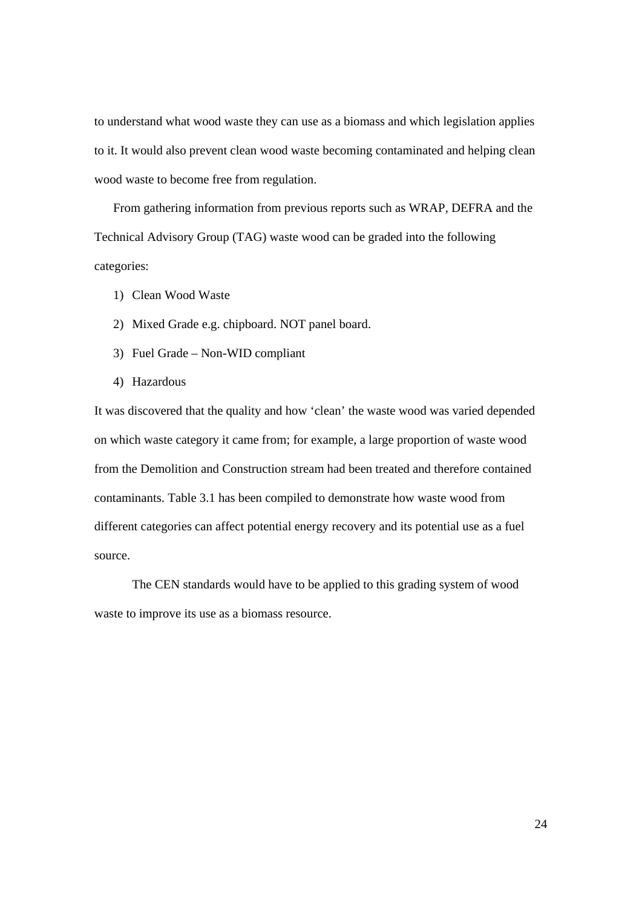to understand what wood waste they can use as a biomass and which legislation applies to it. It would also prevent clean wood waste becoming contaminated and helping clean wood waste to become free from regulation.

From gathering information from previous reports such as WRAP, DEFRA and the Technical Advisory Group (TAG) waste wood can be graded into the following categories:

1) Clean Wood Waste
2) Mixed Grade e.g. chipboard. NOT panel board.
3) Fuel Grade – Non-WID compliant
4) Hazardous

It was discovered that the quality and how 'clean' the waste wood was varied depended on which waste category it came from; for example, a large proportion of waste wood from the Demolition and Construction stream had been treated and therefore contained contaminants. Table 3.1 has been compiled to demonstrate how waste wood from different categories can affect potential energy recovery and its potential use as a fuel source.

The CEN standards would have to be applied to this grading system of wood waste to improve its use as a biomass resource.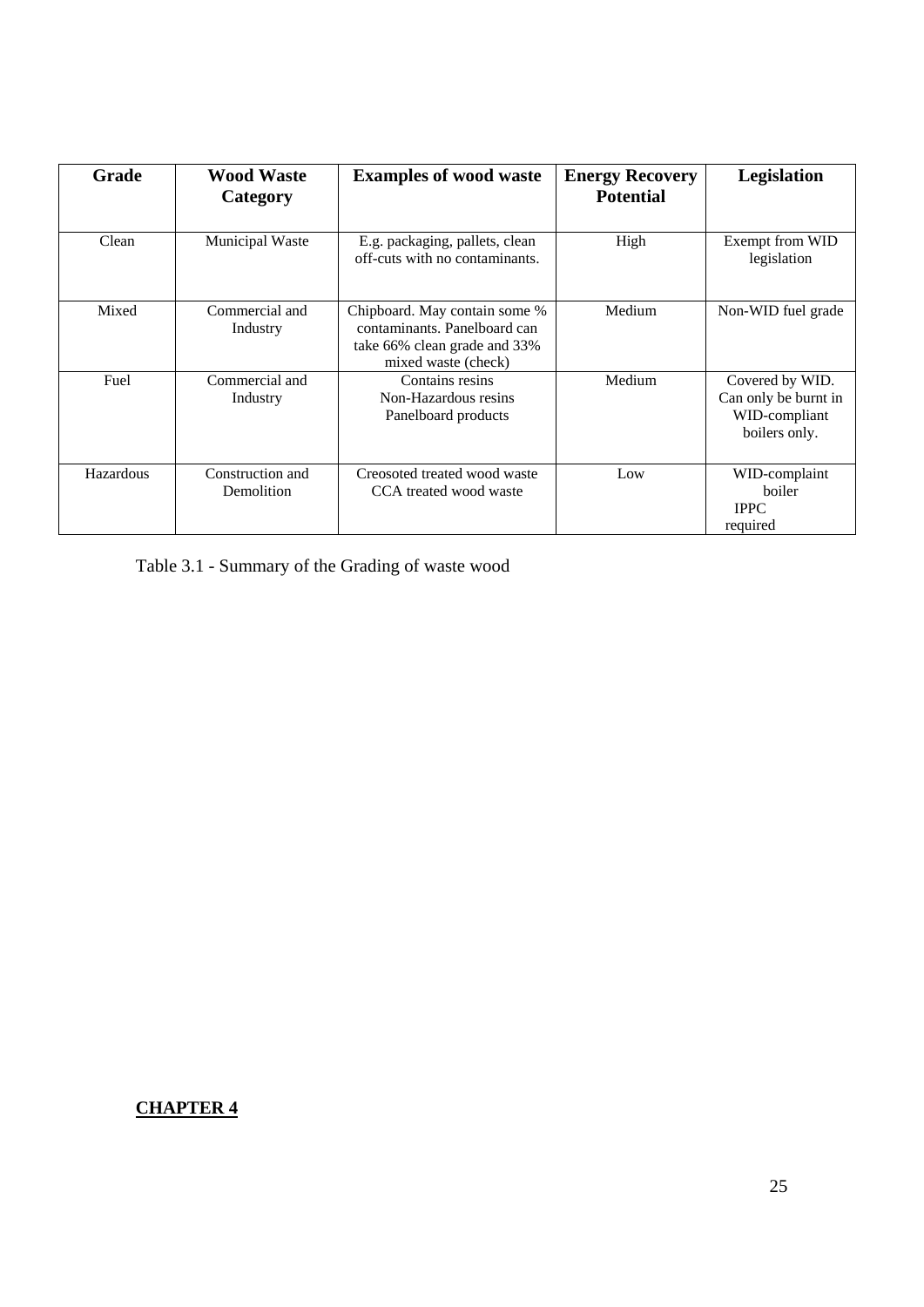| Grade | Wood Waste Category | Examples of wood waste | Energy Recovery Potential | Legislation |
|---|---|---|---|---|
| Clean | Municipal Waste | E.g. packaging, pallets, clean off-cuts with no contaminants. | High | Exempt from WID legislation |
| Mixed | Commercial and Industry | Chipboard. May contain some % contaminants. Panelboard can take 66% clean grade and 33% mixed waste (check) | Medium | Non-WID fuel grade |
| Fuel | Commercial and Industry | Contains resins Non-Hazardous resins Panelboard products | Medium | Covered by WID. Can only be burnt in WID-compliant boilers only. |
| Hazardous | Construction and Demolition | Creosoted treated wood waste CCA treated wood waste | Low | WID-complaint boiler IPPC required |

Table 3.1 - Summary of the Grading of waste wood

**CHAPTER 4**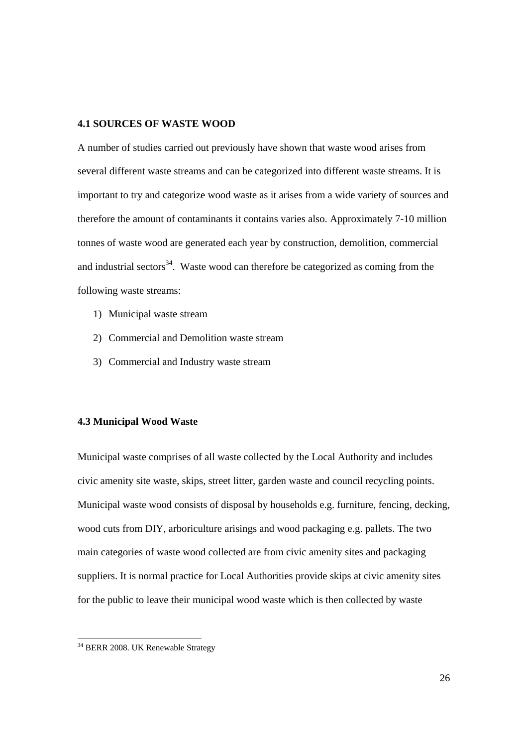### 4.1 SOURCES OF WASTE WOOD

A number of studies carried out previously have shown that waste wood arises from several different waste streams and can be categorized into different waste streams. It is important to try and categorize wood waste as it arises from a wide variety of sources and therefore the amount of contaminants it contains varies also. Approximately 7-10 million tonnes of waste wood are generated each year by construction, demolition, commercial and industrial sectors[34]. Waste wood can therefore be categorized as coming from the following waste streams:

1) Municipal waste stream
2) Commercial and Demolition waste stream
3) Commercial and Industry waste stream

### 4.3 Municipal Wood Waste

Municipal waste comprises of all waste collected by the Local Authority and includes civic amenity site waste, skips, street litter, garden waste and council recycling points. Municipal waste wood consists of disposal by households e.g. furniture, fencing, decking, wood cuts from DIY, arboriculture arisings and wood packaging e.g. pallets. The two main categories of waste wood collected are from civic amenity sites and packaging suppliers. It is normal practice for Local Authorities provide skips at civic amenity sites for the public to leave their municipal wood waste which is then collected by waste

[34] BERR 2008. UK Renewable Strategy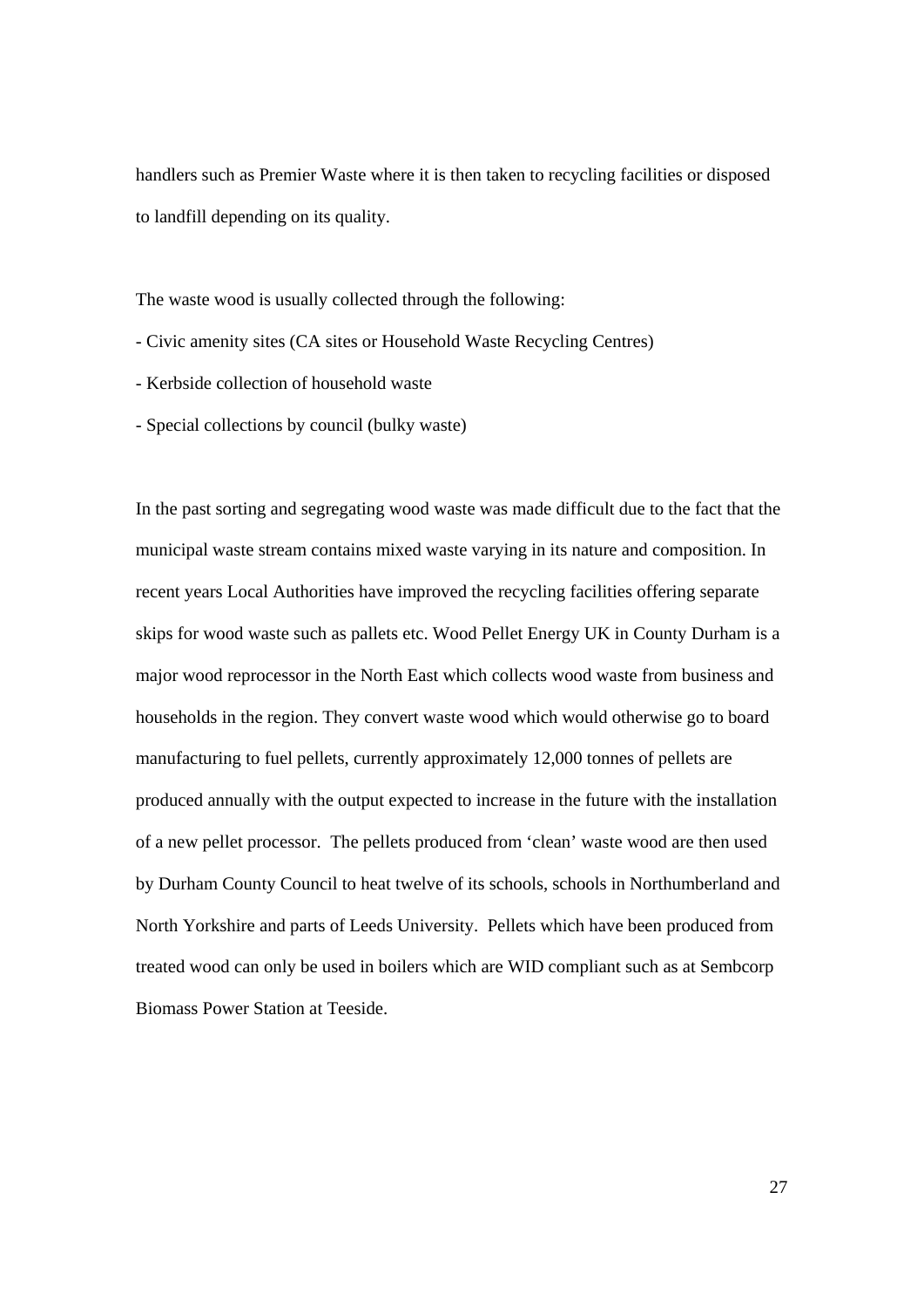handlers such as Premier Waste where it is then taken to recycling facilities or disposed to landfill depending on its quality.

The waste wood is usually collected through the following:

- Civic amenity sites (CA sites or Household Waste Recycling Centres)
- Kerbside collection of household waste
- Special collections by council (bulky waste)

In the past sorting and segregating wood waste was made difficult due to the fact that the municipal waste stream contains mixed waste varying in its nature and composition. In recent years Local Authorities have improved the recycling facilities offering separate skips for wood waste such as pallets etc. Wood Pellet Energy UK in County Durham is a major wood reprocessor in the North East which collects wood waste from business and households in the region. They convert waste wood which would otherwise go to board manufacturing to fuel pellets, currently approximately 12,000 tonnes of pellets are produced annually with the output expected to increase in the future with the installation of a new pellet processor. The pellets produced from 'clean' waste wood are then used by Durham County Council to heat twelve of its schools, schools in Northumberland and North Yorkshire and parts of Leeds University. Pellets which have been produced from treated wood can only be used in boilers which are WID compliant such as at Sembcorp Biomass Power Station at Teeside.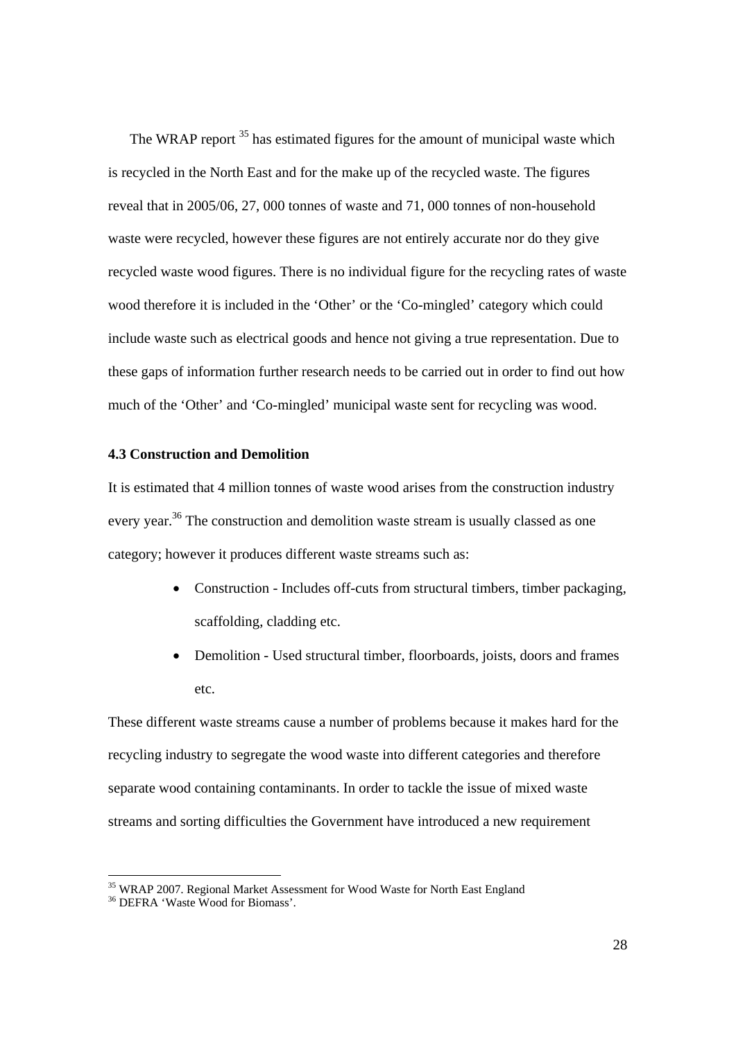The WRAP report [35] has estimated figures for the amount of municipal waste which is recycled in the North East and for the make up of the recycled waste. The figures reveal that in 2005/06, 27, 000 tonnes of waste and 71, 000 tonnes of non-household waste were recycled, however these figures are not entirely accurate nor do they give recycled waste wood figures. There is no individual figure for the recycling rates of waste wood therefore it is included in the 'Other' or the 'Co-mingled' category which could include waste such as electrical goods and hence not giving a true representation. Due to these gaps of information further research needs to be carried out in order to find out how much of the 'Other' and 'Co-mingled' municipal waste sent for recycling was wood.

### 4.3 Construction and Demolition

It is estimated that 4 million tonnes of waste wood arises from the construction industry every year.[36] The construction and demolition waste stream is usually classed as one category; however it produces different waste streams such as:

- Construction - Includes off-cuts from structural timbers, timber packaging, scaffolding, cladding etc.
- Demolition - Used structural timber, floorboards, joists, doors and frames etc.

These different waste streams cause a number of problems because it makes hard for the recycling industry to segregate the wood waste into different categories and therefore separate wood containing contaminants. In order to tackle the issue of mixed waste streams and sorting difficulties the Government have introduced a new requirement

[35] WRAP 2007. Regional Market Assessment for Wood Waste for North East England

[36] DEFRA 'Waste Wood for Biomass'.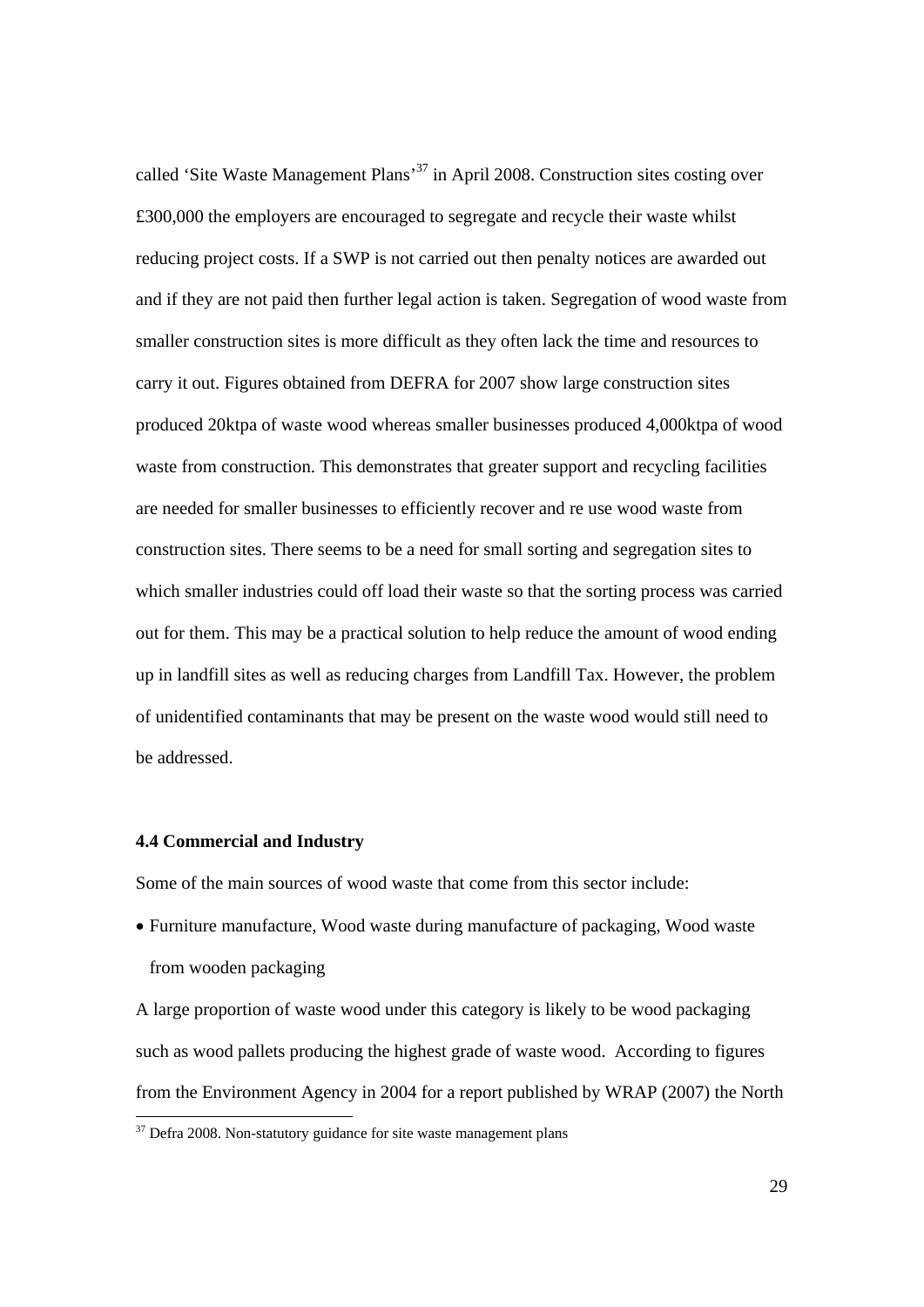called 'Site Waste Management Plans'[37] in April 2008. Construction sites costing over £300,000 the employers are encouraged to segregate and recycle their waste whilst reducing project costs. If a SWP is not carried out then penalty notices are awarded out and if they are not paid then further legal action is taken. Segregation of wood waste from smaller construction sites is more difficult as they often lack the time and resources to carry it out. Figures obtained from DEFRA for 2007 show large construction sites produced 20ktpa of waste wood whereas smaller businesses produced 4,000ktpa of wood waste from construction. This demonstrates that greater support and recycling facilities are needed for smaller businesses to efficiently recover and re use wood waste from construction sites. There seems to be a need for small sorting and segregation sites to which smaller industries could off load their waste so that the sorting process was carried out for them. This may be a practical solution to help reduce the amount of wood ending up in landfill sites as well as reducing charges from Landfill Tax. However, the problem of unidentified contaminants that may be present on the waste wood would still need to be addressed.

#### 4.4 Commercial and Industry

Some of the main sources of wood waste that come from this sector include:

- Furniture manufacture, Wood waste during manufacture of packaging, Wood waste from wooden packaging

A large proportion of waste wood under this category is likely to be wood packaging such as wood pallets producing the highest grade of waste wood. According to figures from the Environment Agency in 2004 for a report published by WRAP (2007) the North

[37] Defra 2008. Non-statutory guidance for site waste management plans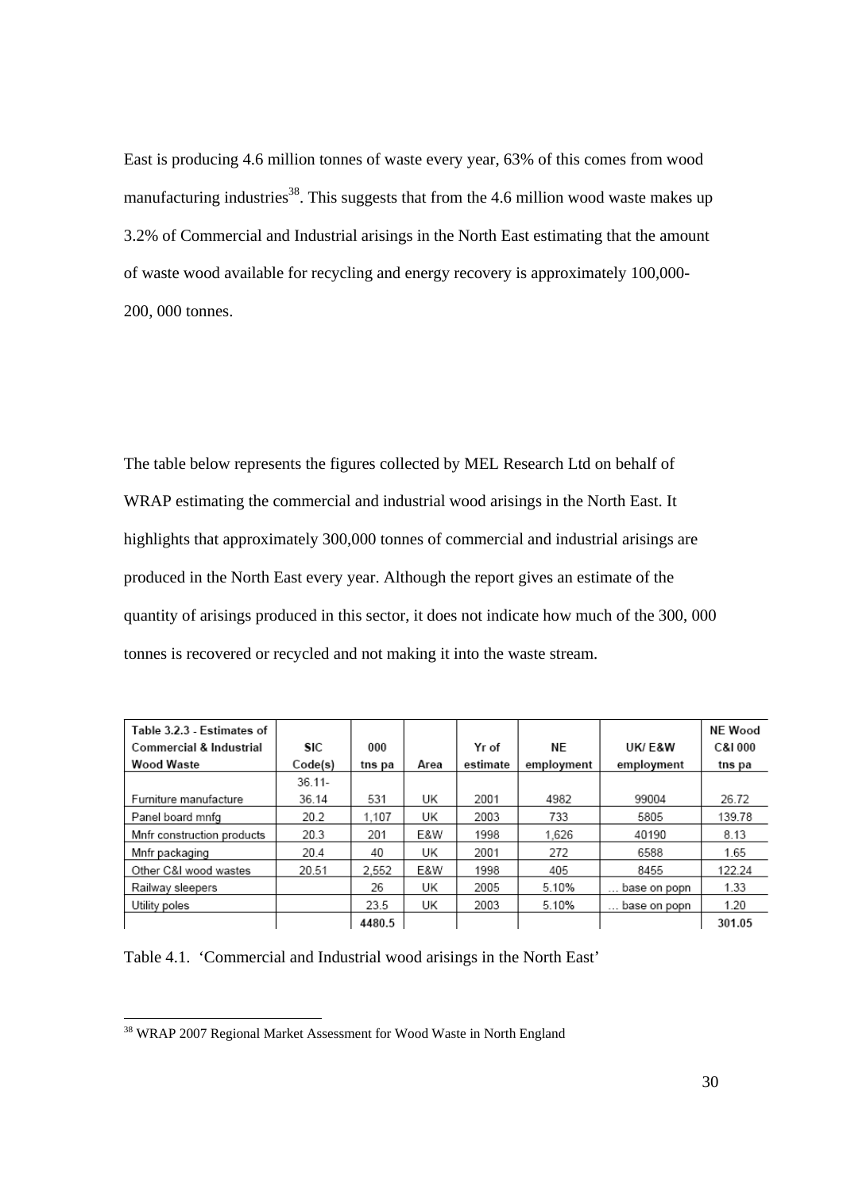East is producing 4.6 million tonnes of waste every year, 63% of this comes from wood manufacturing industries[38]. This suggests that from the 4.6 million wood waste makes up 3.2% of Commercial and Industrial arisings in the North East estimating that the amount of waste wood available for recycling and energy recovery is approximately 100,000-200, 000 tonnes.

The table below represents the figures collected by MEL Research Ltd on behalf of WRAP estimating the commercial and industrial wood arisings in the North East. It highlights that approximately 300,000 tonnes of commercial and industrial arisings are produced in the North East every year. Although the report gives an estimate of the quantity of arisings produced in this sector, it does not indicate how much of the 300, 000 tonnes is recovered or recycled and not making it into the waste stream.

| Table 3.2.3 - Estimates of Commercial & Industrial Wood Waste | SIC Code(s) | 000 tns pa | Area | Yr of estimate | NE employment | UK/ E&W employment | NE Wood C&I 000 tns pa |
|---|---|---|---|---|---|---|---|
| Furniture manufacture | 36.11-36.14 | 531 | UK | 2001 | 4982 | 99004 | 26.72 |
| Panel board mnfg | 20.2 | 1,107 | UK | 2003 | 733 | 5805 | 139.78 |
| Mnfr construction products | 20.3 | 201 | E&W | 1998 | 1,626 | 40190 | 8.13 |
| Mnfr packaging | 20.4 | 40 | UK | 2001 | 272 | 6588 | 1.65 |
| Other C&I wood wastes | 20.51 | 2,552 | E&W | 1998 | 405 | 8455 | 122.24 |
| Railway sleepers | | 26 | UK | 2005 | 5.10% | … base on popn | 1.33 |
| Utility poles | | 23.5 | UK | 2003 | 5.10% | … base on popn | 1.20 |
| | | 4480.5 | | | | | 301.05 |

Table 4.1. 'Commercial and Industrial wood arisings in the North East'

[38] WRAP 2007 Regional Market Assessment for Wood Waste in North England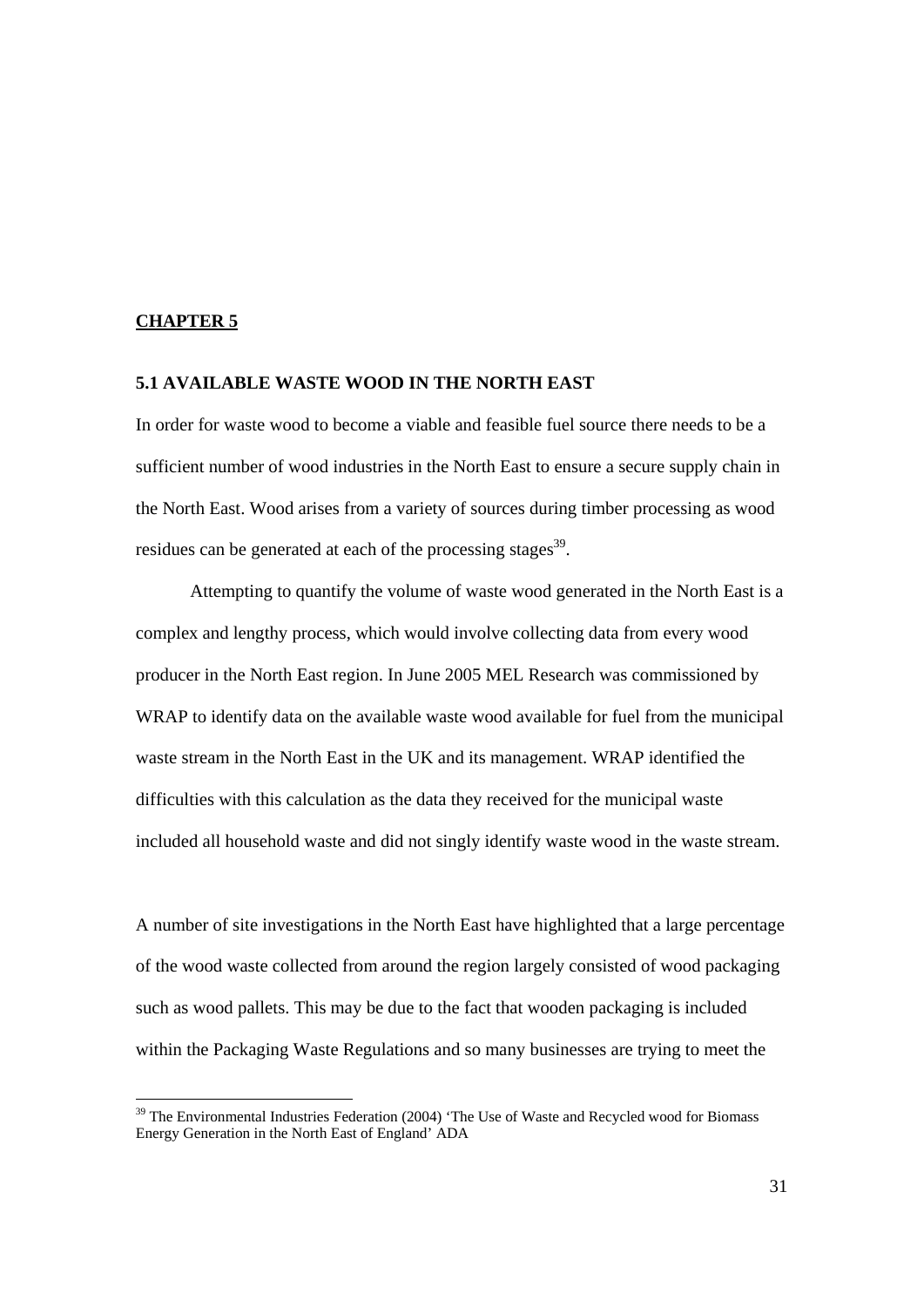**CHAPTER 5**

### 5.1 AVAILABLE WASTE WOOD IN THE NORTH EAST

In order for waste wood to become a viable and feasible fuel source there needs to be a sufficient number of wood industries in the North East to ensure a secure supply chain in the North East. Wood arises from a variety of sources during timber processing as wood residues can be generated at each of the processing stages[39].

Attempting to quantify the volume of waste wood generated in the North East is a complex and lengthy process, which would involve collecting data from every wood producer in the North East region. In June 2005 MEL Research was commissioned by WRAP to identify data on the available waste wood available for fuel from the municipal waste stream in the North East in the UK and its management. WRAP identified the difficulties with this calculation as the data they received for the municipal waste included all household waste and did not singly identify waste wood in the waste stream.

A number of site investigations in the North East have highlighted that a large percentage of the wood waste collected from around the region largely consisted of wood packaging such as wood pallets. This may be due to the fact that wooden packaging is included within the Packaging Waste Regulations and so many businesses are trying to meet the

---

[39] The Environmental Industries Federation (2004) 'The Use of Waste and Recycled wood for Biomass Energy Generation in the North East of England' ADA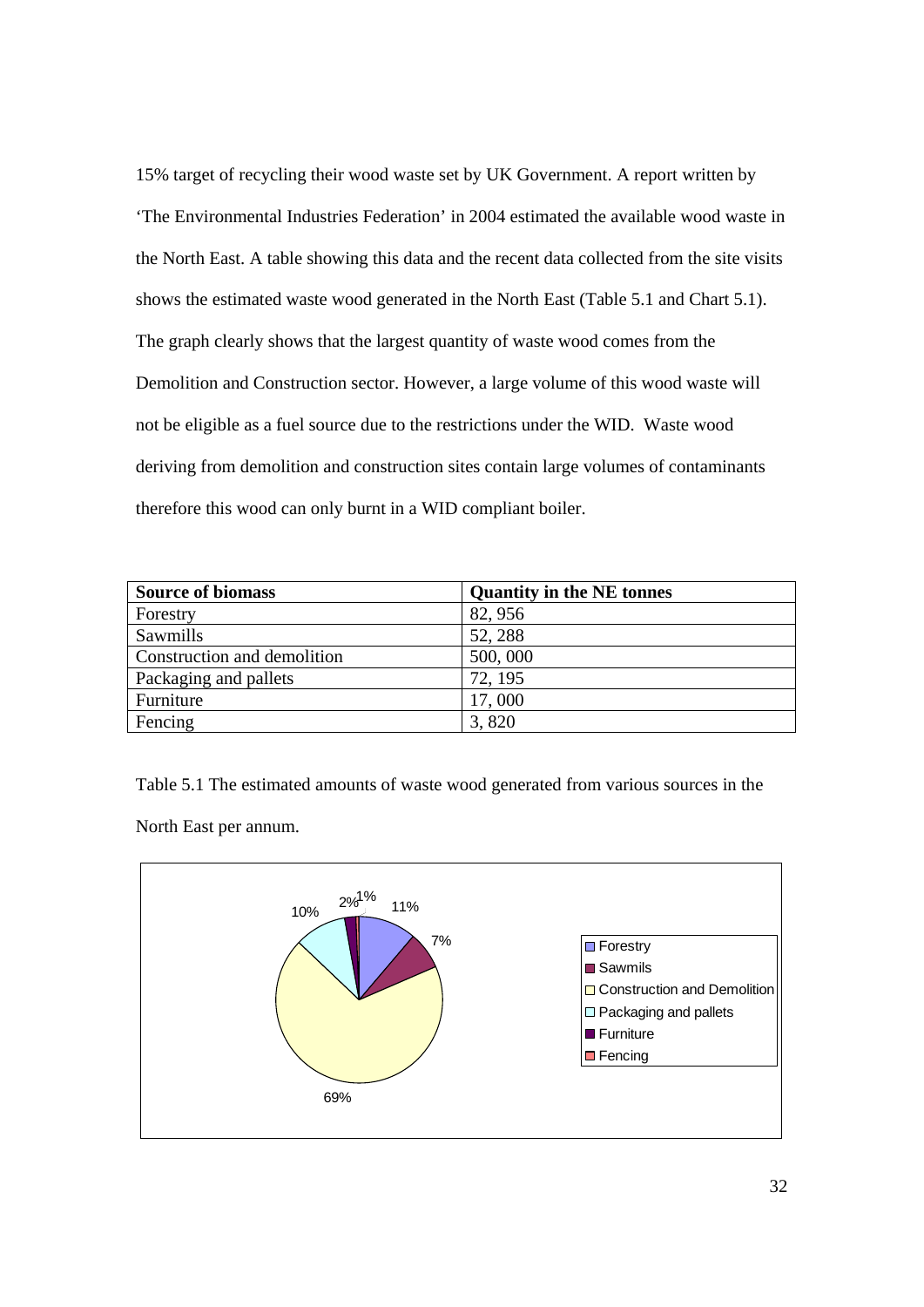15% target of recycling their wood waste set by UK Government. A report written by 'The Environmental Industries Federation' in 2004 estimated the available wood waste in the North East. A table showing this data and the recent data collected from the site visits shows the estimated waste wood generated in the North East (Table 5.1 and Chart 5.1). The graph clearly shows that the largest quantity of waste wood comes from the Demolition and Construction sector. However, a large volume of this wood waste will not be eligible as a fuel source due to the restrictions under the WID. Waste wood deriving from demolition and construction sites contain large volumes of contaminants therefore this wood can only burnt in a WID compliant boiler.

| Source of biomass | Quantity in the NE tonnes |
|---|---|
| Forestry | 82, 956 |
| Sawmills | 52, 288 |
| Construction and demolition | 500, 000 |
| Packaging and pallets | 72, 195 |
| Furniture | 17, 000 |
| Fencing | 3, 820 |

Table 5.1 The estimated amounts of waste wood generated from various sources in the North East per annum.

| Source | Percentage |
|---|---|
| Forestry | 11% |
| Sawmils | 7% |
| Construction and Demolition | 69% |
| Packaging and pallets | 10% |
| Furniture | 2% |
| Fencing | 1% |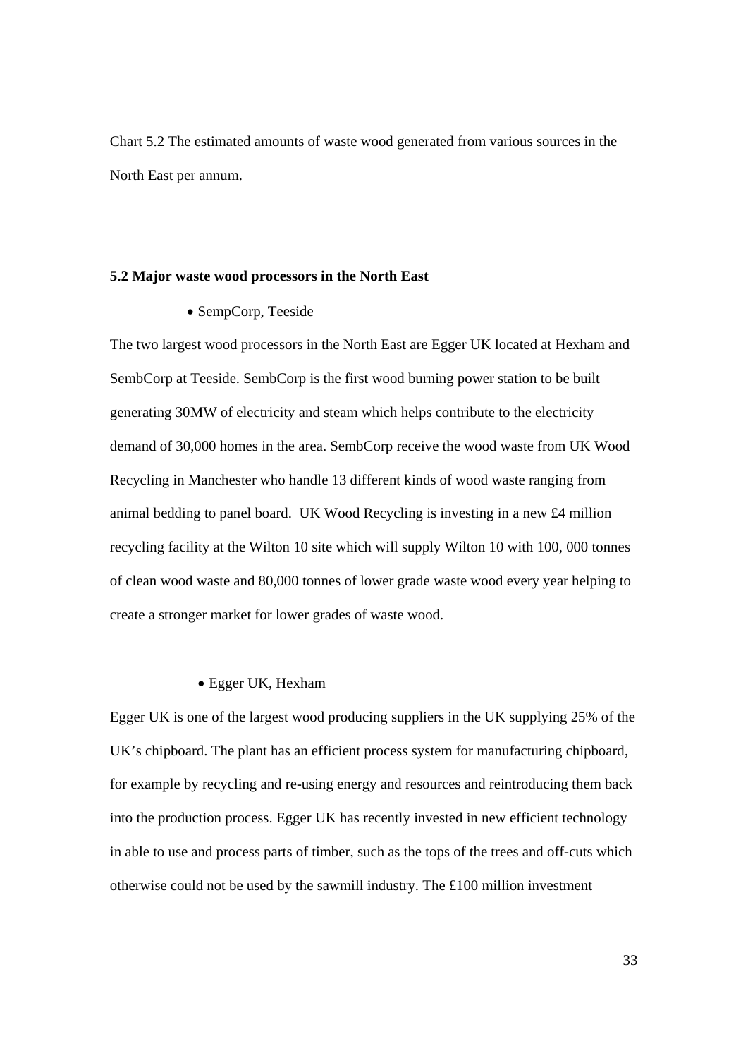Chart 5.2 The estimated amounts of waste wood generated from various sources in the North East per annum.

### 5.2 Major waste wood processors in the North East

- SempCorp, Teeside

The two largest wood processors in the North East are Egger UK located at Hexham and SembCorp at Teeside. SembCorp is the first wood burning power station to be built generating 30MW of electricity and steam which helps contribute to the electricity demand of 30,000 homes in the area. SembCorp receive the wood waste from UK Wood Recycling in Manchester who handle 13 different kinds of wood waste ranging from animal bedding to panel board. UK Wood Recycling is investing in a new £4 million recycling facility at the Wilton 10 site which will supply Wilton 10 with 100, 000 tonnes of clean wood waste and 80,000 tonnes of lower grade waste wood every year helping to create a stronger market for lower grades of waste wood.

- Egger UK, Hexham

Egger UK is one of the largest wood producing suppliers in the UK supplying 25% of the UK's chipboard. The plant has an efficient process system for manufacturing chipboard, for example by recycling and re-using energy and resources and reintroducing them back into the production process. Egger UK has recently invested in new efficient technology in able to use and process parts of timber, such as the tops of the trees and off-cuts which otherwise could not be used by the sawmill industry. The £100 million investment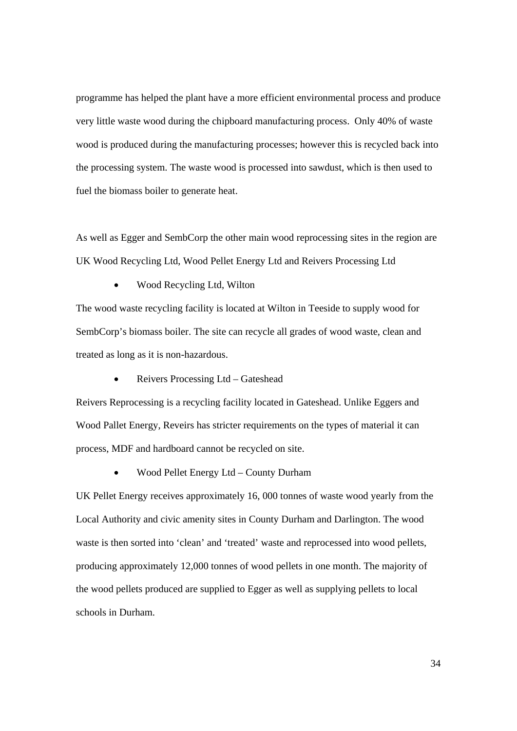programme has helped the plant have a more efficient environmental process and produce very little waste wood during the chipboard manufacturing process.  Only 40% of waste wood is produced during the manufacturing processes; however this is recycled back into the processing system. The waste wood is processed into sawdust, which is then used to fuel the biomass boiler to generate heat.

As well as Egger and SembCorp the other main wood reprocessing sites in the region are UK Wood Recycling Ltd, Wood Pellet Energy Ltd and Reivers Processing Ltd

- Wood Recycling Ltd, Wilton

The wood waste recycling facility is located at Wilton in Teeside to supply wood for SembCorp's biomass boiler. The site can recycle all grades of wood waste, clean and treated as long as it is non-hazardous.

- Reivers Processing Ltd – Gateshead

Reivers Reprocessing is a recycling facility located in Gateshead. Unlike Eggers and Wood Pallet Energy, Reveirs has stricter requirements on the types of material it can process, MDF and hardboard cannot be recycled on site.

- Wood Pellet Energy Ltd – County Durham

UK Pellet Energy receives approximately 16, 000 tonnes of waste wood yearly from the Local Authority and civic amenity sites in County Durham and Darlington. The wood waste is then sorted into 'clean' and 'treated' waste and reprocessed into wood pellets, producing approximately 12,000 tonnes of wood pellets in one month. The majority of the wood pellets produced are supplied to Egger as well as supplying pellets to local schools in Durham.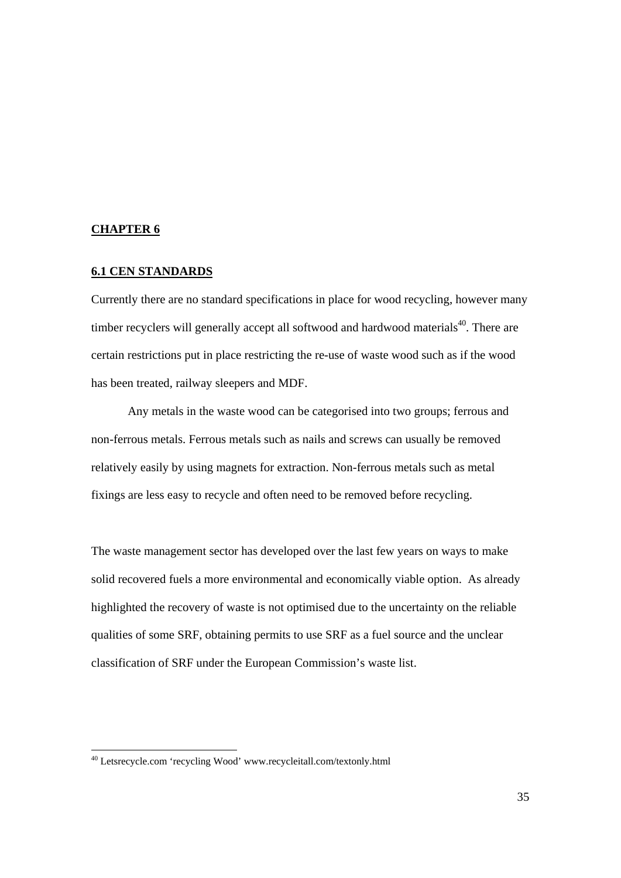## CHAPTER 6

### 6.1 CEN STANDARDS

Currently there are no standard specifications in place for wood recycling, however many timber recyclers will generally accept all softwood and hardwood materials[40]. There are certain restrictions put in place restricting the re-use of waste wood such as if the wood has been treated, railway sleepers and MDF.

Any metals in the waste wood can be categorised into two groups; ferrous and non-ferrous metals. Ferrous metals such as nails and screws can usually be removed relatively easily by using magnets for extraction. Non-ferrous metals such as metal fixings are less easy to recycle and often need to be removed before recycling.

The waste management sector has developed over the last few years on ways to make solid recovered fuels a more environmental and economically viable option. As already highlighted the recovery of waste is not optimised due to the uncertainty on the reliable qualities of some SRF, obtaining permits to use SRF as a fuel source and the unclear classification of SRF under the European Commission's waste list.

---

[40] Letsrecycle.com 'recycling Wood' www.recycleitall.com/textonly.html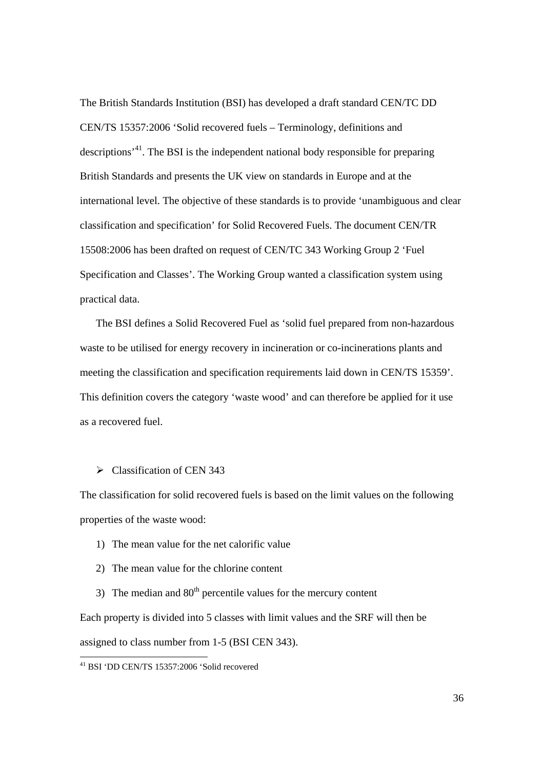The British Standards Institution (BSI) has developed a draft standard CEN/TC DD CEN/TS 15357:2006 'Solid recovered fuels – Terminology, definitions and descriptions'[41]. The BSI is the independent national body responsible for preparing British Standards and presents the UK view on standards in Europe and at the international level. The objective of these standards is to provide 'unambiguous and clear classification and specification' for Solid Recovered Fuels. The document CEN/TR 15508:2006 has been drafted on request of CEN/TC 343 Working Group 2 'Fuel Specification and Classes'. The Working Group wanted a classification system using practical data.

The BSI defines a Solid Recovered Fuel as 'solid fuel prepared from non-hazardous waste to be utilised for energy recovery in incineration or co-incinerations plants and meeting the classification and specification requirements laid down in CEN/TS 15359'. This definition covers the category 'waste wood' and can therefore be applied for it use as a recovered fuel.

- Classification of CEN 343

The classification for solid recovered fuels is based on the limit values on the following properties of the waste wood:

1) The mean value for the net calorific value
2) The mean value for the chlorine content
3) The median and 80$^{th}$ percentile values for the mercury content

Each property is divided into 5 classes with limit values and the SRF will then be assigned to class number from 1-5 (BSI CEN 343).

[41] BSI 'DD CEN/TS 15357:2006 'Solid recovered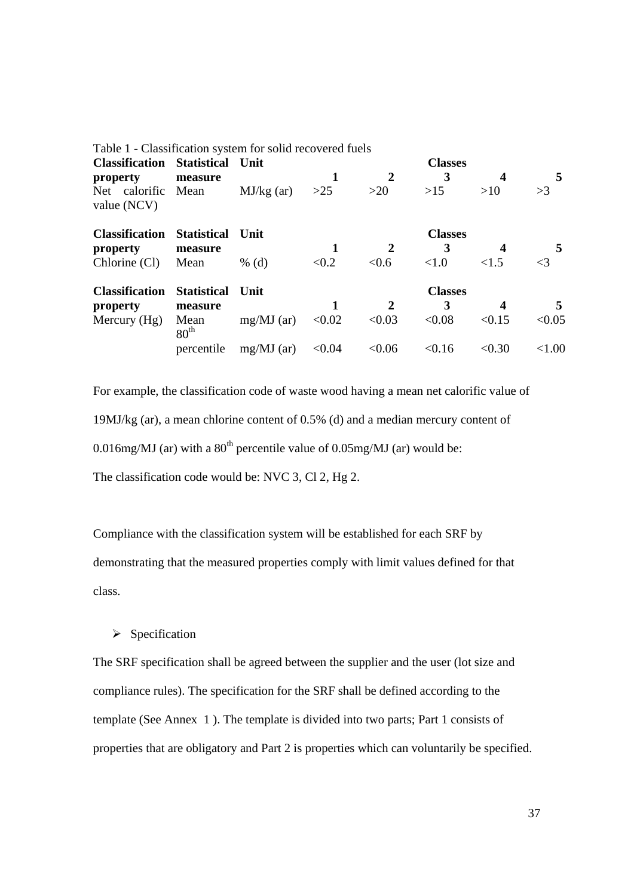Table 1 - Classification system for solid recovered fuels

| Classification property | Statistical measure | Unit | Classes 1 | 2 | 3 | 4 | 5 |
|---|---|---|---|---|---|---|---|
| Net calorific value (NCV) | Mean | MJ/kg (ar) | >25 | >20 | >15 | >10 | >3 |

| Classification property | Statistical measure | Unit | Classes 1 | 2 | 3 | 4 | 5 |
|---|---|---|---|---|---|---|---|
| Chlorine (Cl) | Mean | % (d) | <0.2 | <0.6 | <1.0 | <1.5 | <3 |

| Classification property | Statistical measure | Unit | Classes 1 | 2 | 3 | 4 | 5 |
|---|---|---|---|---|---|---|---|
| Mercury (Hg) | Mean | mg/MJ (ar) | <0.02 | <0.03 | <0.08 | <0.15 | <0.05 |
| | $80^{th}$ percentile | mg/MJ (ar) | <0.04 | <0.06 | <0.16 | <0.30 | <1.00 |

For example, the classification code of waste wood having a mean net calorific value of 19MJ/kg (ar), a mean chlorine content of 0.5% (d) and a median mercury content of 0.016mg/MJ (ar) with a $80^{th}$ percentile value of 0.05mg/MJ (ar) would be:

The classification code would be: NVC 3, Cl 2, Hg 2.

Compliance with the classification system will be established for each SRF by demonstrating that the measured properties comply with limit values defined for that class.

- Specification

The SRF specification shall be agreed between the supplier and the user (lot size and compliance rules). The specification for the SRF shall be defined according to the template (See Annex 1 ). The template is divided into two parts; Part 1 consists of properties that are obligatory and Part 2 is properties which can voluntarily be specified.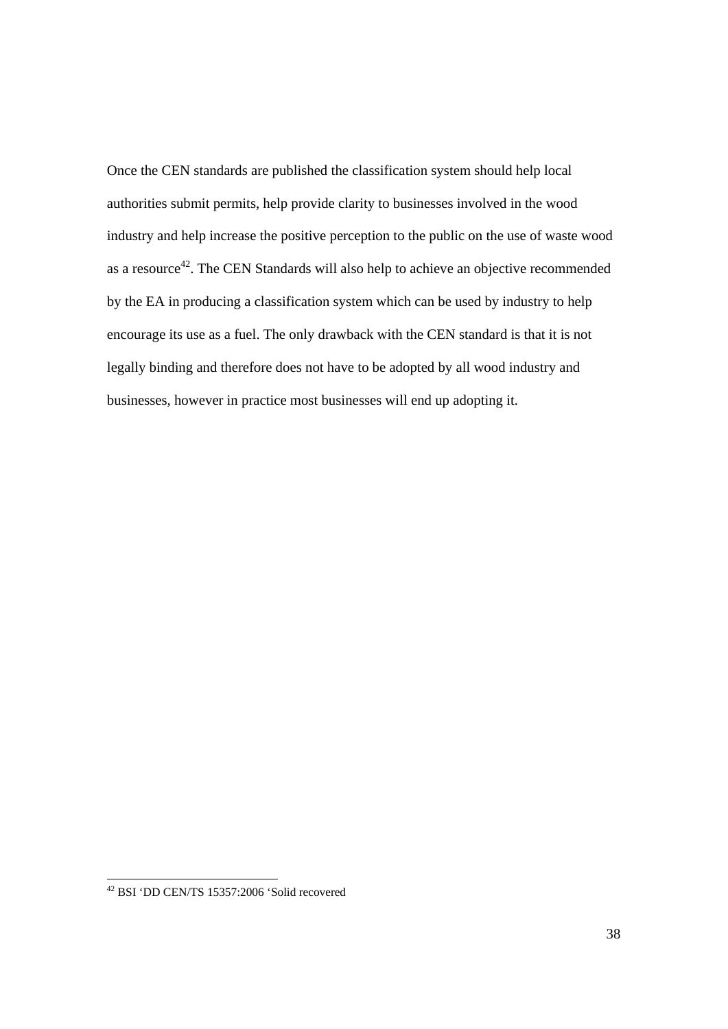Once the CEN standards are published the classification system should help local authorities submit permits, help provide clarity to businesses involved in the wood industry and help increase the positive perception to the public on the use of waste wood as a resource[42]. The CEN Standards will also help to achieve an objective recommended by the EA in producing a classification system which can be used by industry to help encourage its use as a fuel. The only drawback with the CEN standard is that it is not legally binding and therefore does not have to be adopted by all wood industry and businesses, however in practice most businesses will end up adopting it.

---

[42] BSI 'DD CEN/TS 15357:2006 'Solid recovered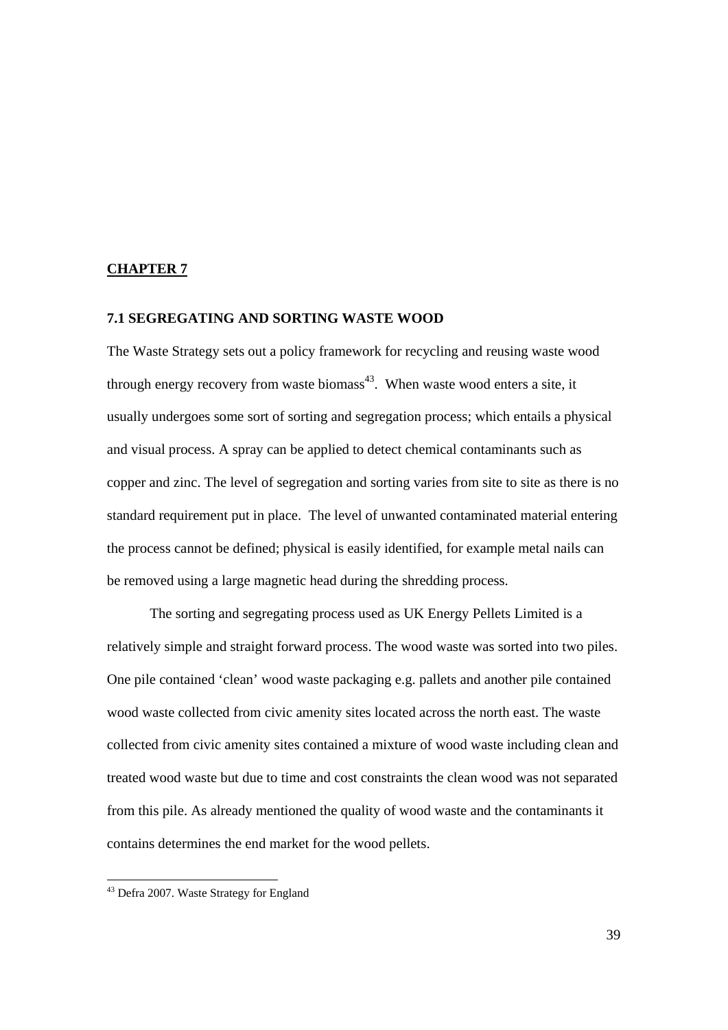## CHAPTER 7

### 7.1 SEGREGATING AND SORTING WASTE WOOD

The Waste Strategy sets out a policy framework for recycling and reusing waste wood through energy recovery from waste biomass[43]. When waste wood enters a site, it usually undergoes some sort of sorting and segregation process; which entails a physical and visual process. A spray can be applied to detect chemical contaminants such as copper and zinc. The level of segregation and sorting varies from site to site as there is no standard requirement put in place. The level of unwanted contaminated material entering the process cannot be defined; physical is easily identified, for example metal nails can be removed using a large magnetic head during the shredding process.

The sorting and segregating process used as UK Energy Pellets Limited is a relatively simple and straight forward process. The wood waste was sorted into two piles. One pile contained 'clean' wood waste packaging e.g. pallets and another pile contained wood waste collected from civic amenity sites located across the north east. The waste collected from civic amenity sites contained a mixture of wood waste including clean and treated wood waste but due to time and cost constraints the clean wood was not separated from this pile. As already mentioned the quality of wood waste and the contaminants it contains determines the end market for the wood pellets.

[43] Defra 2007. Waste Strategy for England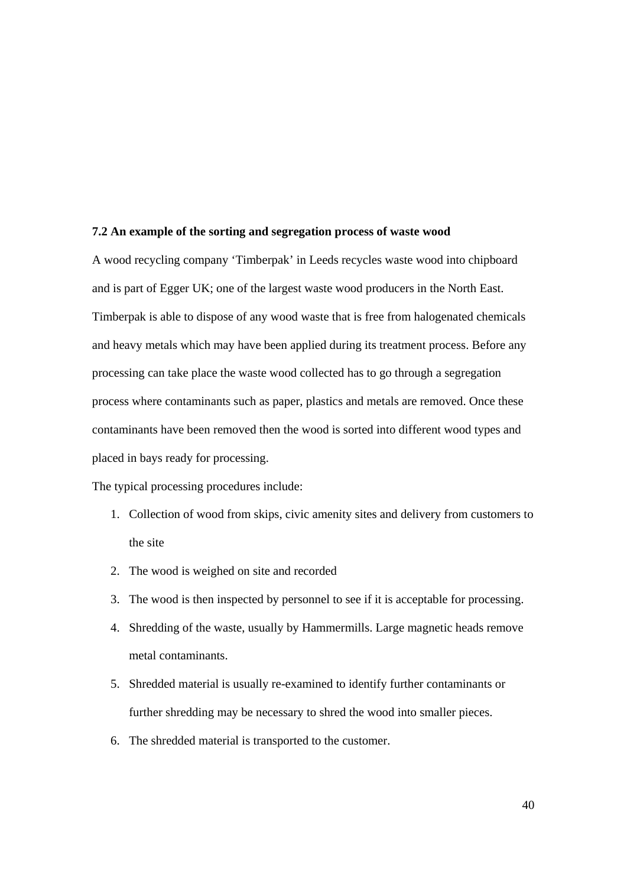### 7.2 An example of the sorting and segregation process of waste wood

A wood recycling company 'Timberpak' in Leeds recycles waste wood into chipboard and is part of Egger UK; one of the largest waste wood producers in the North East. Timberpak is able to dispose of any wood waste that is free from halogenated chemicals and heavy metals which may have been applied during its treatment process. Before any processing can take place the waste wood collected has to go through a segregation process where contaminants such as paper, plastics and metals are removed. Once these contaminants have been removed then the wood is sorted into different wood types and placed in bays ready for processing.

The typical processing procedures include:

1. Collection of wood from skips, civic amenity sites and delivery from customers to the site
2. The wood is weighed on site and recorded
3. The wood is then inspected by personnel to see if it is acceptable for processing.
4. Shredding of the waste, usually by Hammermills. Large magnetic heads remove metal contaminants.
5. Shredded material is usually re-examined to identify further contaminants or further shredding may be necessary to shred the wood into smaller pieces.
6. The shredded material is transported to the customer.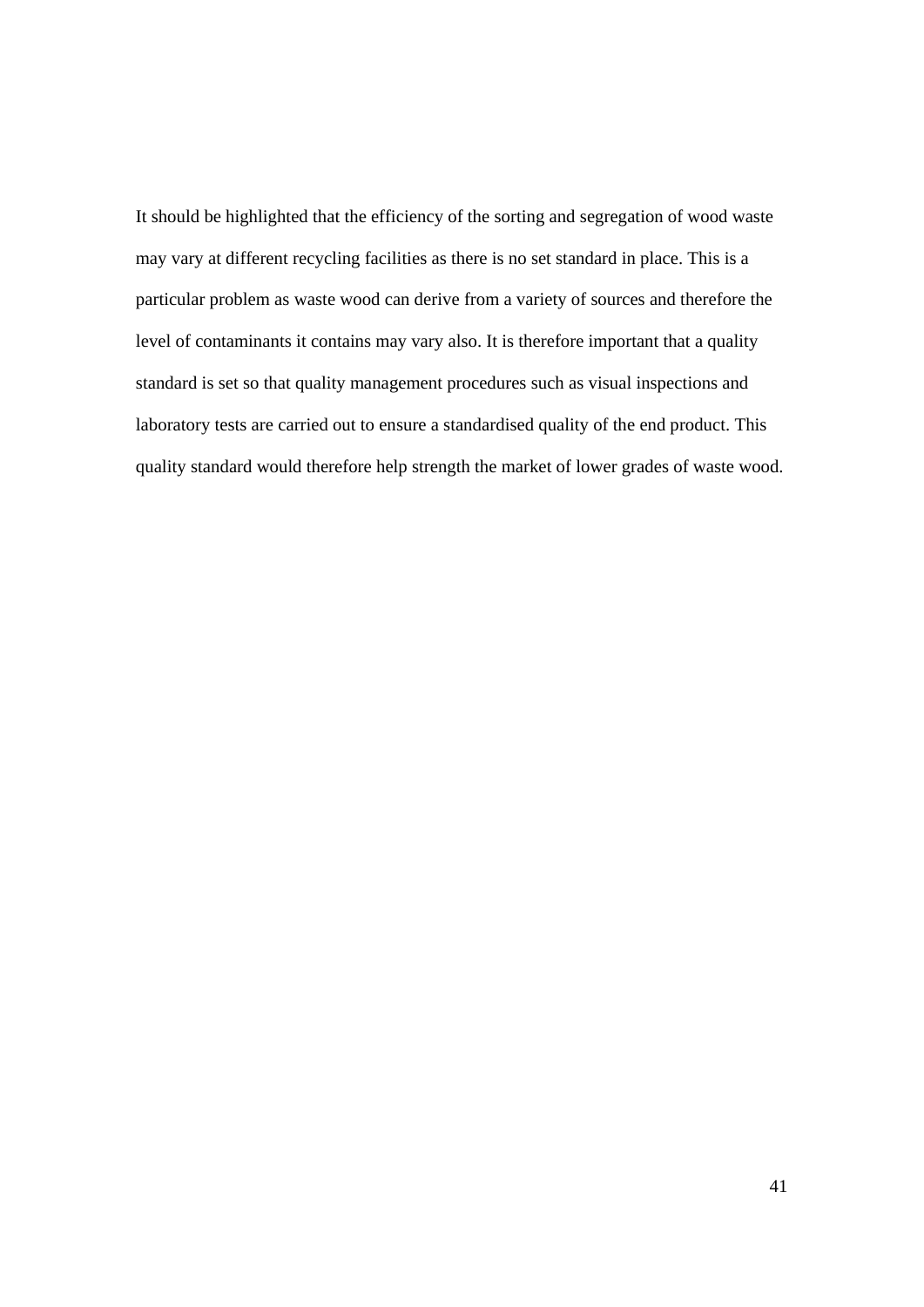It should be highlighted that the efficiency of the sorting and segregation of wood waste may vary at different recycling facilities as there is no set standard in place. This is a particular problem as waste wood can derive from a variety of sources and therefore the level of contaminants it contains may vary also. It is therefore important that a quality standard is set so that quality management procedures such as visual inspections and laboratory tests are carried out to ensure a standardised quality of the end product. This quality standard would therefore help strength the market of lower grades of waste wood.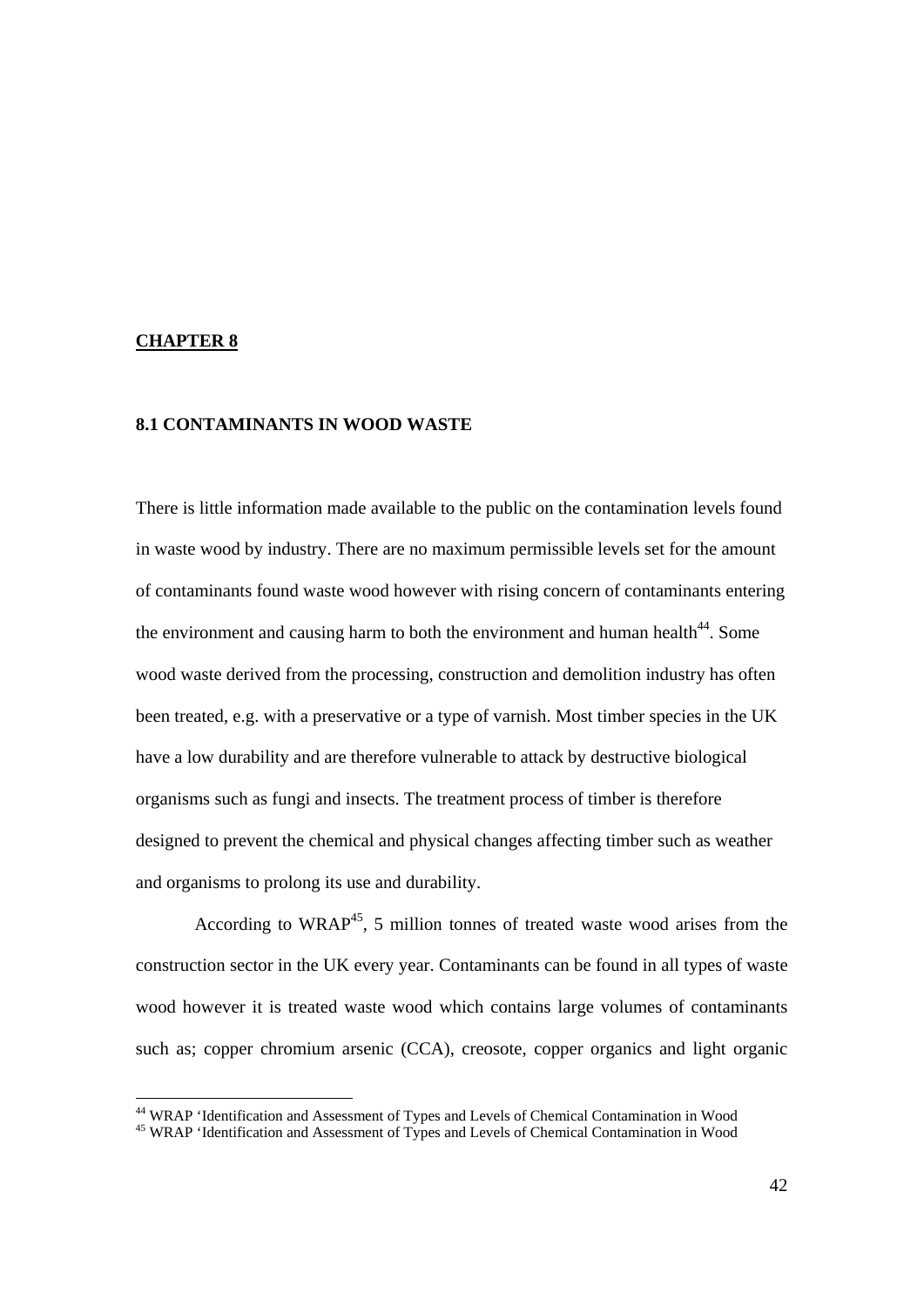**CHAPTER 8**

## 8.1 CONTAMINANTS IN WOOD WASTE

There is little information made available to the public on the contamination levels found in waste wood by industry. There are no maximum permissible levels set for the amount of contaminants found waste wood however with rising concern of contaminants entering the environment and causing harm to both the environment and human health[44]. Some wood waste derived from the processing, construction and demolition industry has often been treated, e.g. with a preservative or a type of varnish. Most timber species in the UK have a low durability and are therefore vulnerable to attack by destructive biological organisms such as fungi and insects. The treatment process of timber is therefore designed to prevent the chemical and physical changes affecting timber such as weather and organisms to prolong its use and durability.

According to WRAP[45], 5 million tonnes of treated waste wood arises from the construction sector in the UK every year. Contaminants can be found in all types of waste wood however it is treated waste wood which contains large volumes of contaminants such as; copper chromium arsenic (CCA), creosote, copper organics and light organic

---

[44] WRAP 'Identification and Assessment of Types and Levels of Chemical Contamination in Wood

[45] WRAP 'Identification and Assessment of Types and Levels of Chemical Contamination in Wood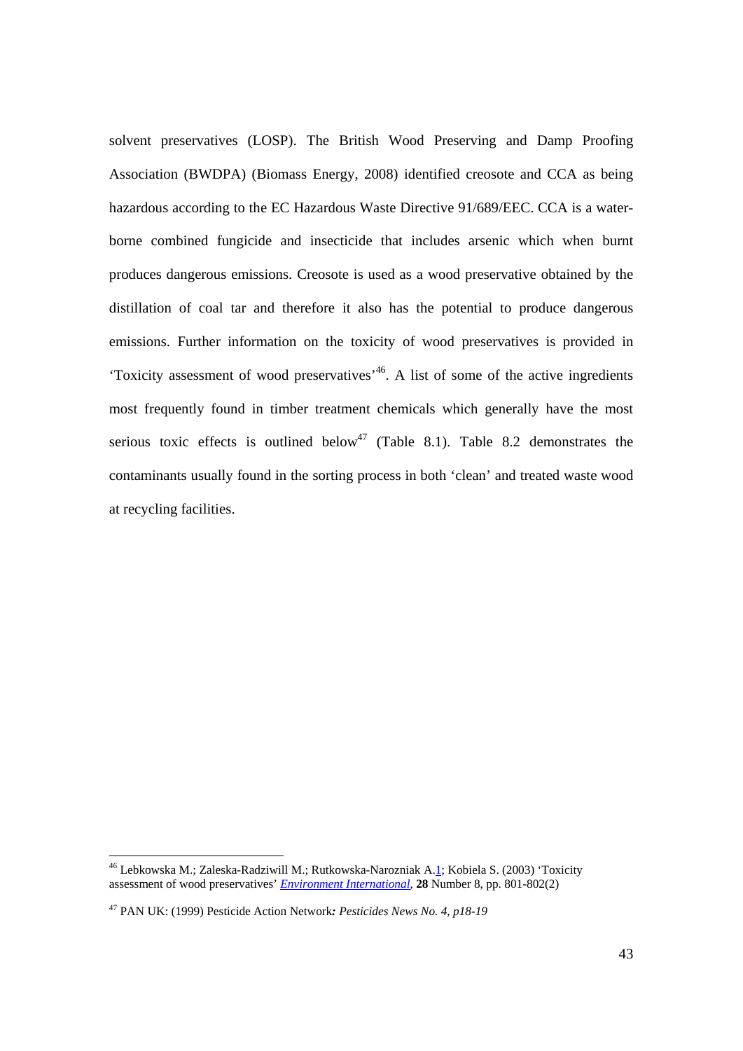solvent preservatives (LOSP). The British Wood Preserving and Damp Proofing Association (BWDPA) (Biomass Energy, 2008) identified creosote and CCA as being hazardous according to the EC Hazardous Waste Directive 91/689/EEC. CCA is a water-borne combined fungicide and insecticide that includes arsenic which when burnt produces dangerous emissions. Creosote is used as a wood preservative obtained by the distillation of coal tar and therefore it also has the potential to produce dangerous emissions. Further information on the toxicity of wood preservatives is provided in 'Toxicity assessment of wood preservatives'[46]. A list of some of the active ingredients most frequently found in timber treatment chemicals which generally have the most serious toxic effects is outlined below[47] (Table 8.1). Table 8.2 demonstrates the contaminants usually found in the sorting process in both 'clean' and treated waste wood at recycling facilities.

---

[46] Lebkowska M.; Zaleska-Radziwill M.; Rutkowska-Narozniak A.1; Kobiela S. (2003) 'Toxicity assessment of wood preservatives' *Environment International*, **28** Number 8, pp. 801-802(2)

[47] PAN UK: (1999) Pesticide Action Network***:*** *Pesticides News No. 4, p18-19*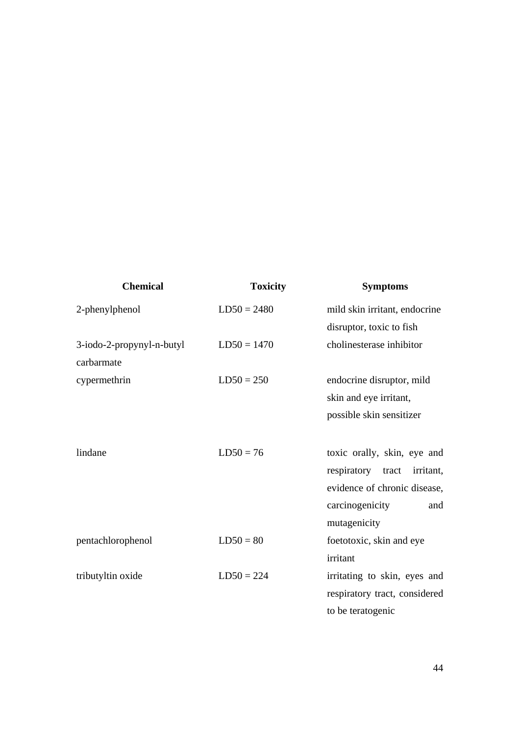| Chemical | Toxicity | Symptoms |
| --- | --- | --- |
| 2-phenylphenol | LD50 = 2480 | mild skin irritant, endocrine disruptor, toxic to fish |
| 3-iodo-2-propynyl-n-butyl carbarmate | LD50 = 1470 | cholinesterase inhibitor |
| cypermethrin | LD50 = 250 | endocrine disruptor, mild skin and eye irritant, possible skin sensitizer |
| lindane | LD50 = 76 | toxic orally, skin, eye and respiratory tract irritant, evidence of chronic disease, carcinogenicity and mutagenicity |
| pentachlorophenol | LD50 = 80 | foetotoxic, skin and eye irritant |
| tributyltin oxide | LD50 = 224 | irritating to skin, eyes and respiratory tract, considered to be teratogenic |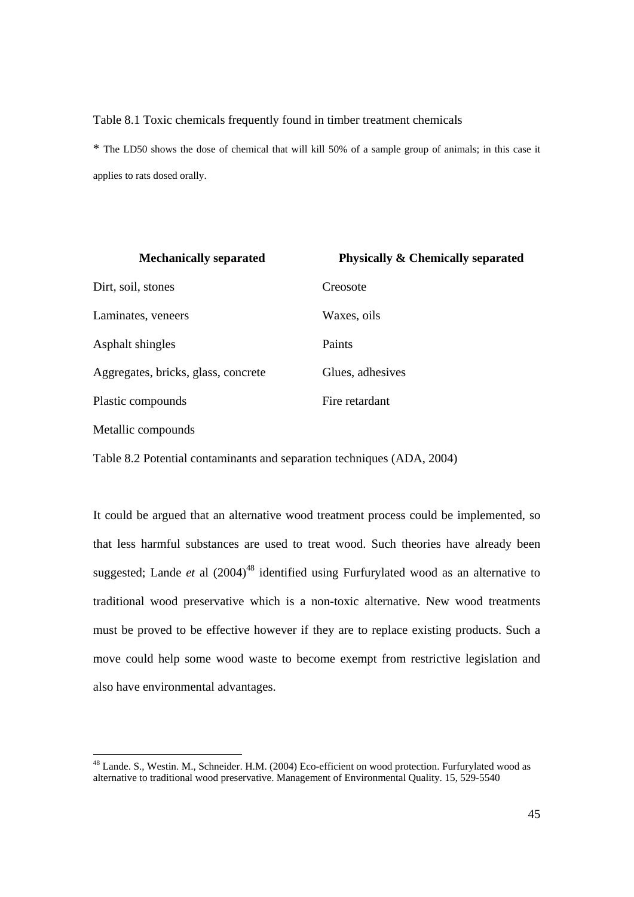Table 8.1 Toxic chemicals frequently found in timber treatment chemicals

* The LD50 shows the dose of chemical that will kill 50% of a sample group of animals; in this case it applies to rats dosed orally.

| Mechanically separated | Physically & Chemically separated |
|---|---|
| Dirt, soil, stones | Creosote |
| Laminates, veneers | Waxes, oils |
| Asphalt shingles | Paints |
| Aggregates, bricks, glass, concrete | Glues, adhesives |
| Plastic compounds | Fire retardant |
| Metallic compounds | |

Table 8.2 Potential contaminants and separation techniques (ADA, 2004)

It could be argued that an alternative wood treatment process could be implemented, so that less harmful substances are used to treat wood. Such theories have already been suggested; Lande *et* al (2004)[48] identified using Furfurylated wood as an alternative to traditional wood preservative which is a non-toxic alternative. New wood treatments must be proved to be effective however if they are to replace existing products. Such a move could help some wood waste to become exempt from restrictive legislation and also have environmental advantages.

[48] Lande. S., Westin. M., Schneider. H.M. (2004) Eco-efficient on wood protection. Furfurylated wood as alternative to traditional wood preservative. Management of Environmental Quality. 15, 529-5540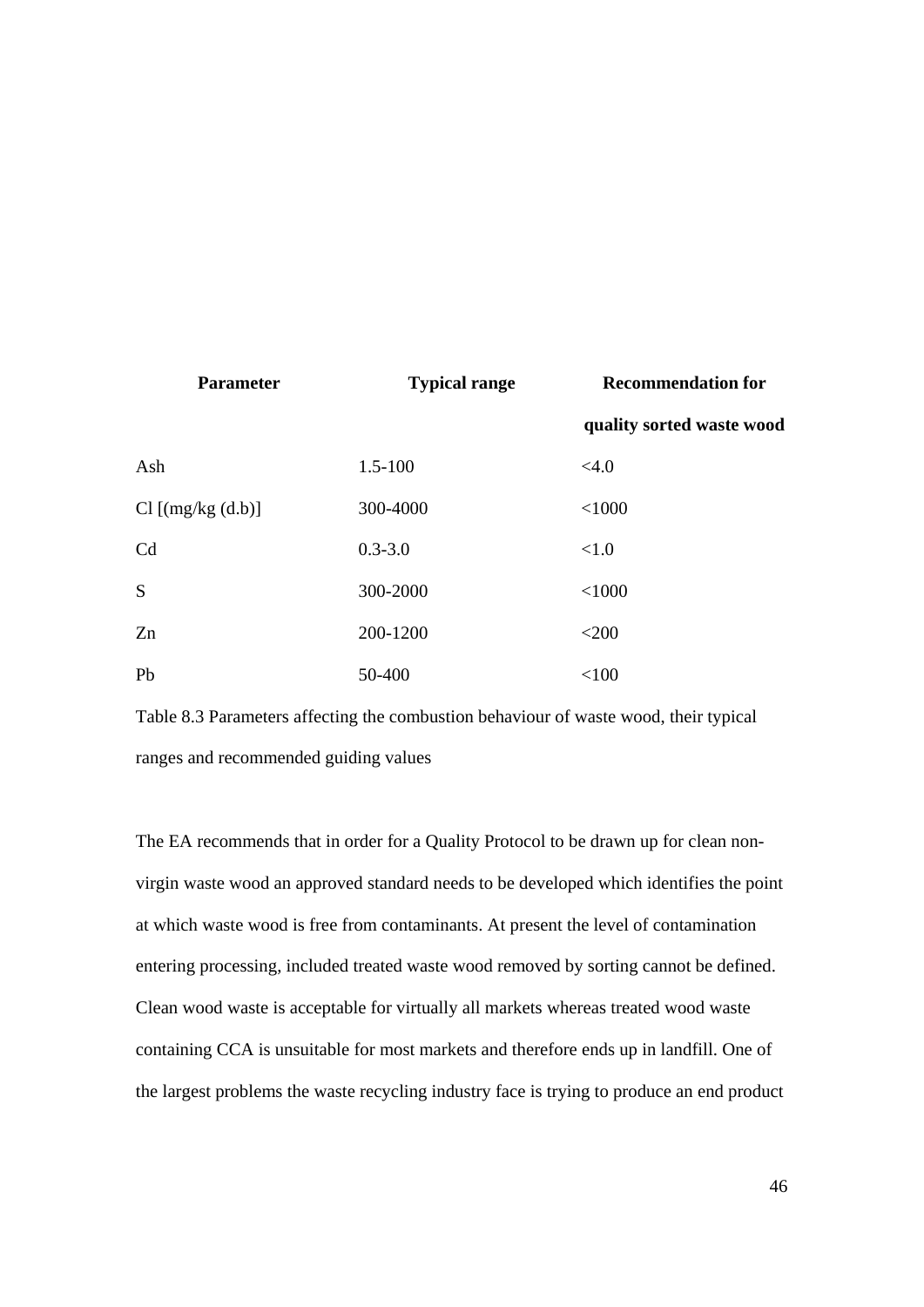| Parameter | Typical range | Recommendation for quality sorted waste wood |
|---|---|---|
| Ash | 1.5-100 | <4.0 |
| Cl [(mg/kg (d.b)] | 300-4000 | <1000 |
| Cd | 0.3-3.0 | <1.0 |
| S | 300-2000 | <1000 |
| Zn | 200-1200 | <200 |
| Pb | 50-400 | <100 |

Table 8.3 Parameters affecting the combustion behaviour of waste wood, their typical ranges and recommended guiding values

The EA recommends that in order for a Quality Protocol to be drawn up for clean non-virgin waste wood an approved standard needs to be developed which identifies the point at which waste wood is free from contaminants. At present the level of contamination entering processing, included treated waste wood removed by sorting cannot be defined. Clean wood waste is acceptable for virtually all markets whereas treated wood waste containing CCA is unsuitable for most markets and therefore ends up in landfill. One of the largest problems the waste recycling industry face is trying to produce an end product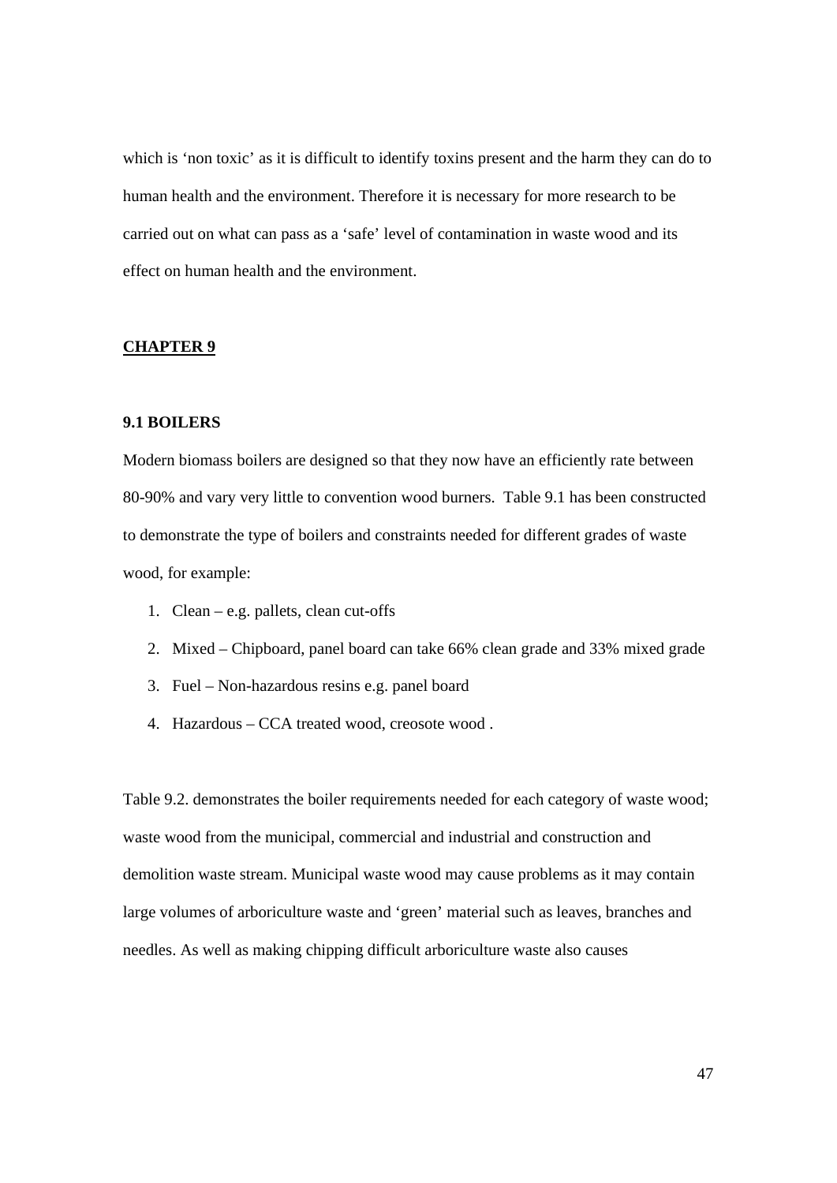which is 'non toxic' as it is difficult to identify toxins present and the harm they can do to human health and the environment. Therefore it is necessary for more research to be carried out on what can pass as a 'safe' level of contamination in waste wood and its effect on human health and the environment.

## CHAPTER 9

### 9.1 BOILERS

Modern biomass boilers are designed so that they now have an efficiently rate between 80-90% and vary very little to convention wood burners. Table 9.1 has been constructed to demonstrate the type of boilers and constraints needed for different grades of waste wood, for example:

1. Clean – e.g. pallets, clean cut-offs
2. Mixed – Chipboard, panel board can take 66% clean grade and 33% mixed grade
3. Fuel – Non-hazardous resins e.g. panel board
4. Hazardous – CCA treated wood, creosote wood .

Table 9.2. demonstrates the boiler requirements needed for each category of waste wood; waste wood from the municipal, commercial and industrial and construction and demolition waste stream. Municipal waste wood may cause problems as it may contain large volumes of arboriculture waste and 'green' material such as leaves, branches and needles. As well as making chipping difficult arboriculture waste also causes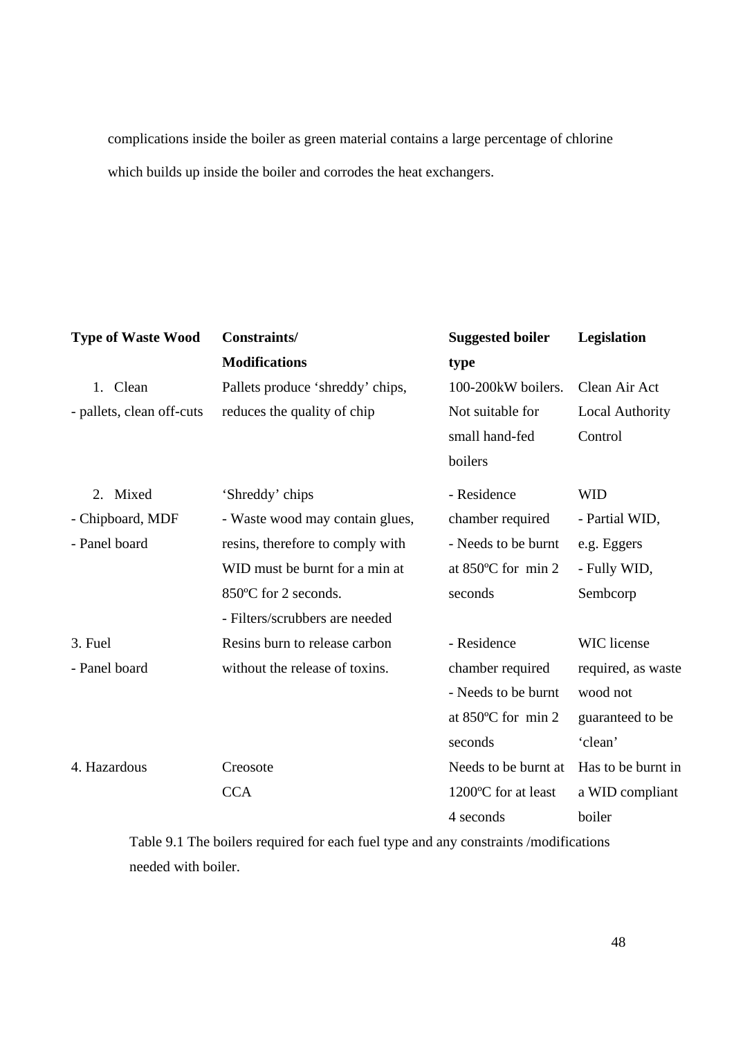complications inside the boiler as green material contains a large percentage of chlorine which builds up inside the boiler and corrodes the heat exchangers.

| Type of Waste Wood | Constraints/ Modifications | Suggested boiler type | Legislation |
|---|---|---|---|
| 1. Clean<br>- pallets, clean off-cuts | Pallets produce 'shreddy' chips, reduces the quality of chip | 100-200kW boilers. Not suitable for small hand-fed boilers | Clean Air Act Local Authority Control |
| 2. Mixed<br>- Chipboard, MDF<br>- Panel board | 'Shreddy' chips<br>- Waste wood may contain glues, resins, therefore to comply with WID must be burnt for a min at 850ºC for 2 seconds.<br>- Filters/scrubbers are needed | - Residence chamber required<br>- Needs to be burnt at 850ºC for min 2 seconds | WID<br>- Partial WID, e.g. Eggers<br>- Fully WID, Sembcorp |
| 3. Fuel<br>- Panel board | Resins burn to release carbon without the release of toxins. | - Residence chamber required<br>- Needs to be burnt at 850ºC for min 2 seconds | WIC license required, as waste wood not guaranteed to be 'clean' |
| 4. Hazardous | Creosote<br>CCA | Needs to be burnt at 1200ºC for at least 4 seconds | Has to be burnt in a WID compliant boiler |

Table 9.1 The boilers required for each fuel type and any constraints /modifications needed with boiler.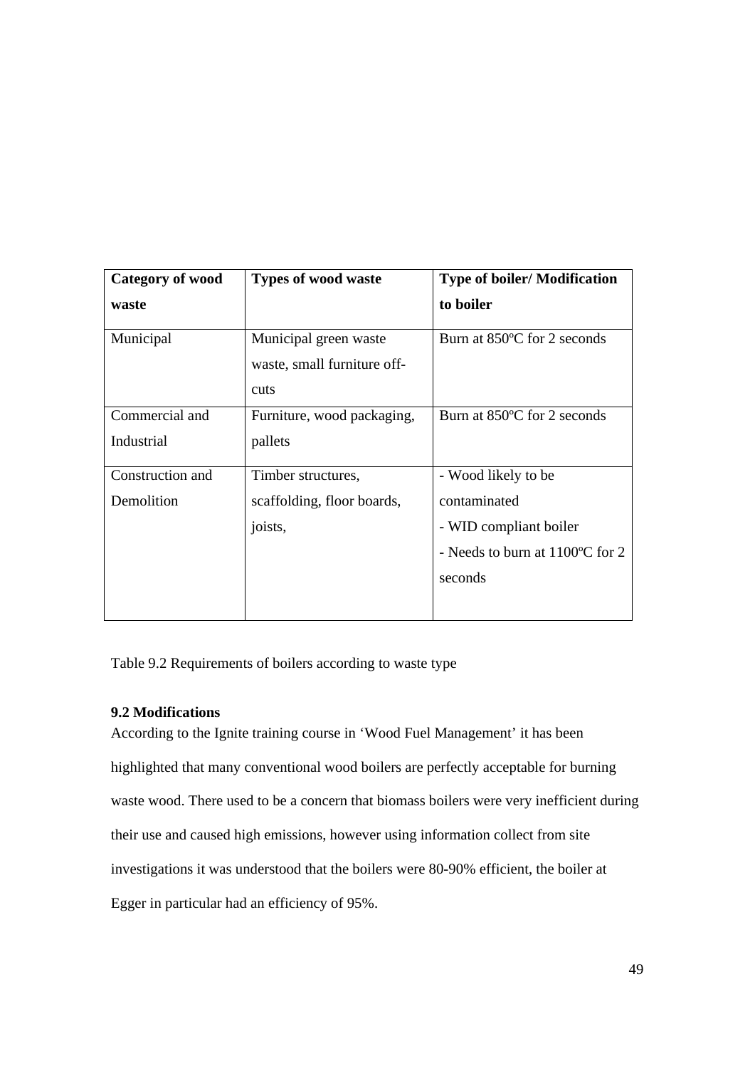| Category of wood waste | Types of wood waste | Type of boiler/ Modification to boiler |
|---|---|---|
| Municipal | Municipal green waste waste, small furniture off-cuts | Burn at 850ºC for 2 seconds |
| Commercial and Industrial | Furniture, wood packaging, pallets | Burn at 850ºC for 2 seconds |
| Construction and Demolition | Timber structures, scaffolding, floor boards, joists, | - Wood likely to be contaminated<br>- WID compliant boiler<br>- Needs to burn at 1100ºC for 2 seconds |

Table 9.2 Requirements of boilers according to waste type

**9.2 Modifications**

According to the Ignite training course in 'Wood Fuel Management' it has been highlighted that many conventional wood boilers are perfectly acceptable for burning waste wood. There used to be a concern that biomass boilers were very inefficient during their use and caused high emissions, however using information collect from site investigations it was understood that the boilers were 80-90% efficient, the boiler at Egger in particular had an efficiency of 95%.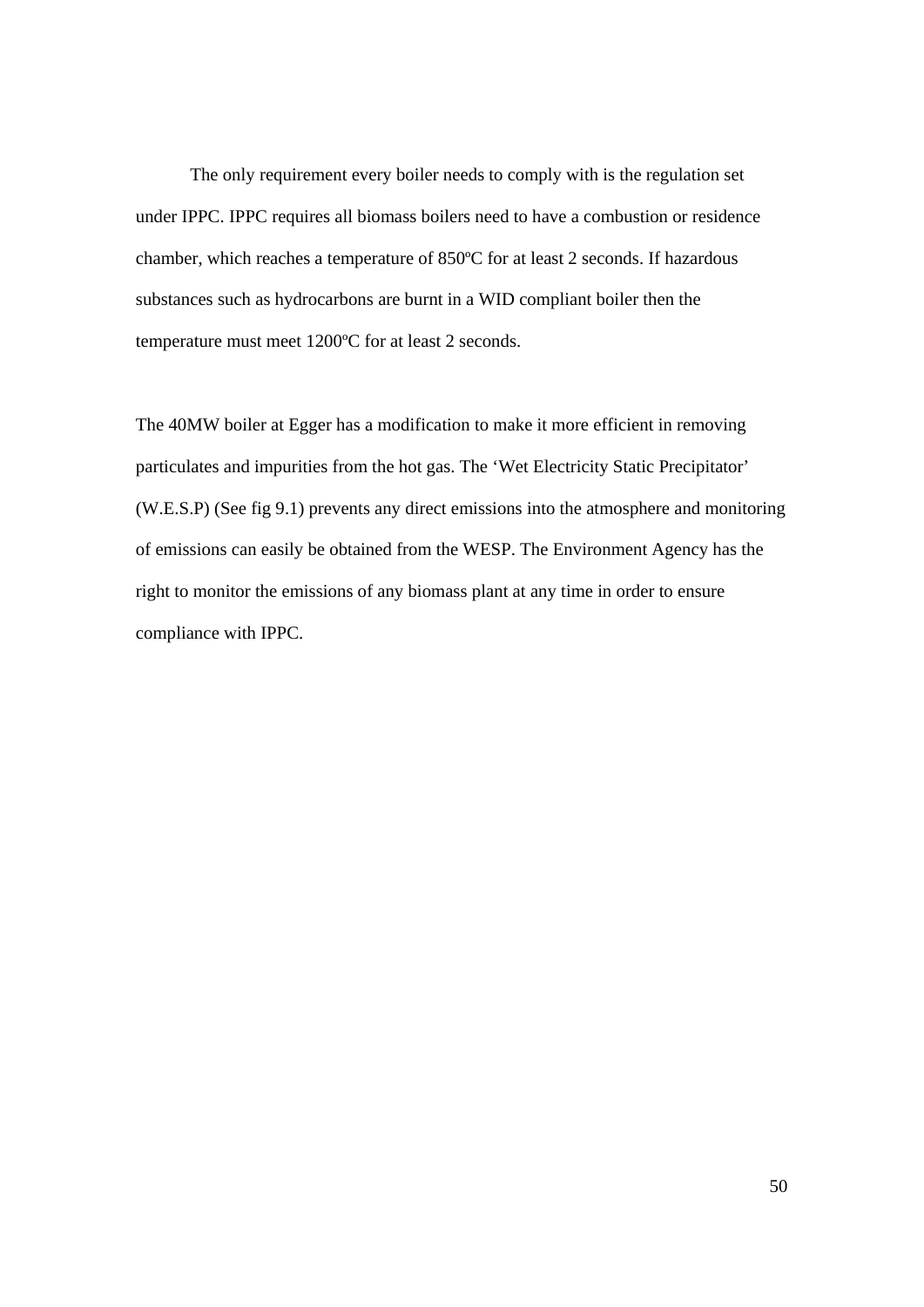The only requirement every boiler needs to comply with is the regulation set under IPPC. IPPC requires all biomass boilers need to have a combustion or residence chamber, which reaches a temperature of 850ºC for at least 2 seconds. If hazardous substances such as hydrocarbons are burnt in a WID compliant boiler then the temperature must meet 1200ºC for at least 2 seconds.

The 40MW boiler at Egger has a modification to make it more efficient in removing particulates and impurities from the hot gas. The ‘Wet Electricity Static Precipitator’ (W.E.S.P) (See fig 9.1) prevents any direct emissions into the atmosphere and monitoring of emissions can easily be obtained from the WESP. The Environment Agency has the right to monitor the emissions of any biomass plant at any time in order to ensure compliance with IPPC.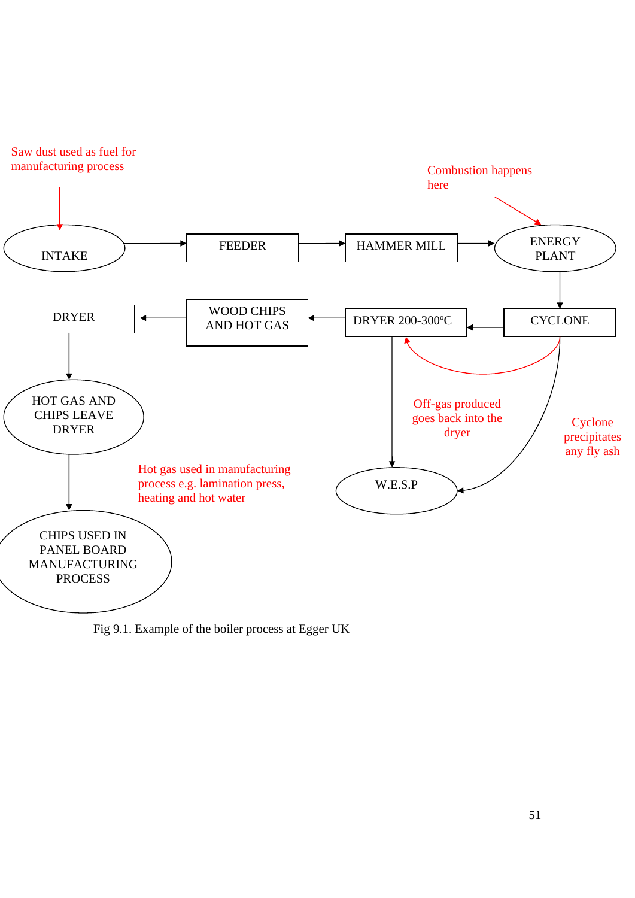Saw dust used as fuel for manufacturing process

Combustion happens here

INTAKE → FEEDER → HAMMER MILL → ENERGY PLANT

ENERGY PLANT → CYCLONE

CYCLONE → DRYER 200-300ºC → WOOD CHIPS AND HOT GAS → DRYER

DRYER → HOT GAS AND CHIPS LEAVE DRYER → CHIPS USED IN PANEL BOARD MANUFACTURING PROCESS

DRYER 200-300ºC → W.E.S.P

CYCLONE → W.E.S.P

Off-gas produced goes back into the dryer

Cyclone precipitates any fly ash

Hot gas used in manufacturing process e.g. lamination press, heating and hot water

Fig 9.1. Example of the boiler process at Egger UK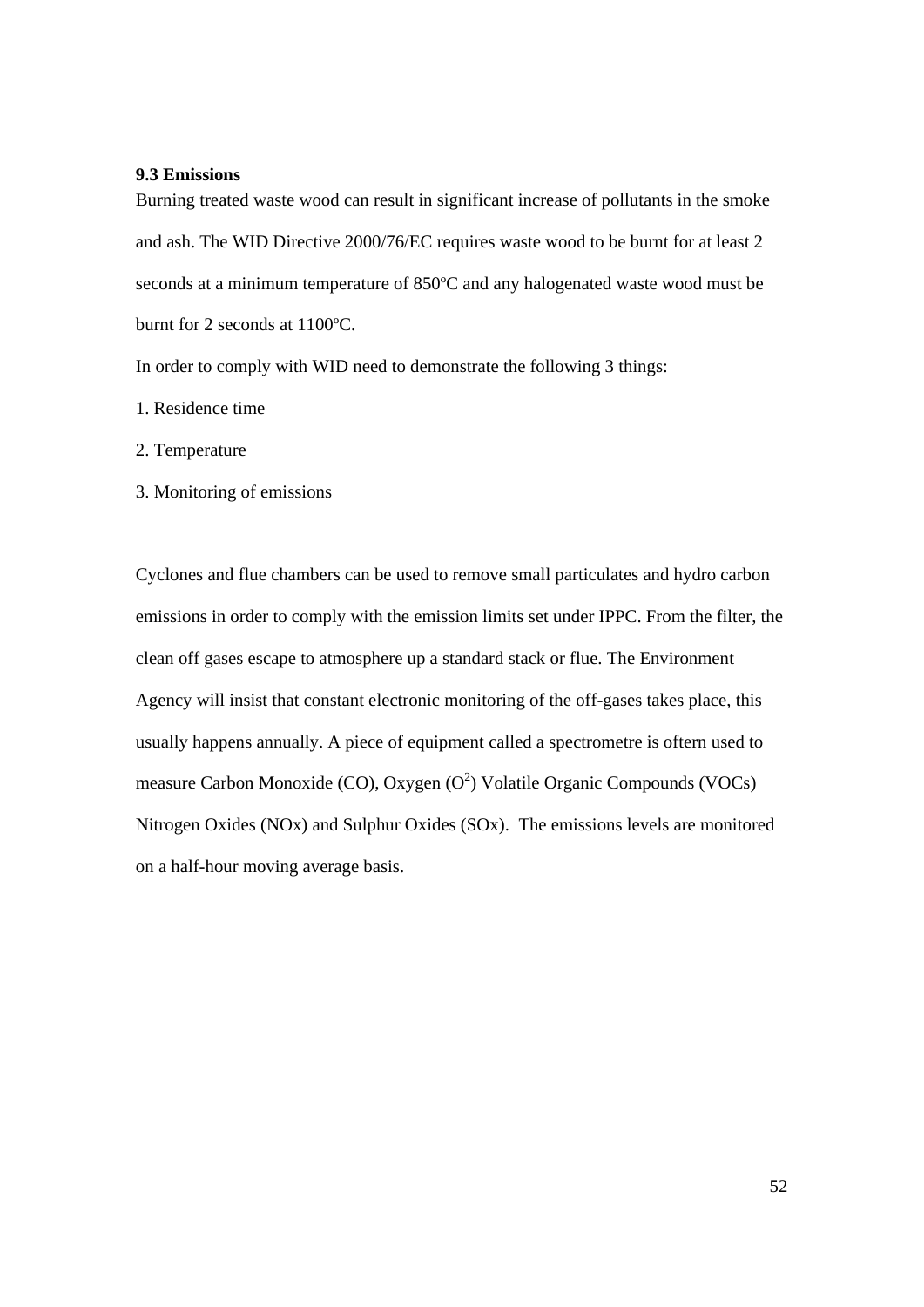### 9.3 Emissions

Burning treated waste wood can result in significant increase of pollutants in the smoke and ash. The WID Directive 2000/76/EC requires waste wood to be burnt for at least 2 seconds at a minimum temperature of 850ºC and any halogenated waste wood must be burnt for 2 seconds at 1100ºC.

In order to comply with WID need to demonstrate the following 3 things:

1. Residence time
2. Temperature
3. Monitoring of emissions

Cyclones and flue chambers can be used to remove small particulates and hydro carbon emissions in order to comply with the emission limits set under IPPC. From the filter, the clean off gases escape to atmosphere up a standard stack or flue. The Environment Agency will insist that constant electronic monitoring of the off-gases takes place, this usually happens annually. A piece of equipment called a spectrometre is oftern used to measure Carbon Monoxide (CO), Oxygen ($O^2$) Volatile Organic Compounds (VOCs) Nitrogen Oxides (NOx) and Sulphur Oxides (SOx). The emissions levels are monitored on a half-hour moving average basis.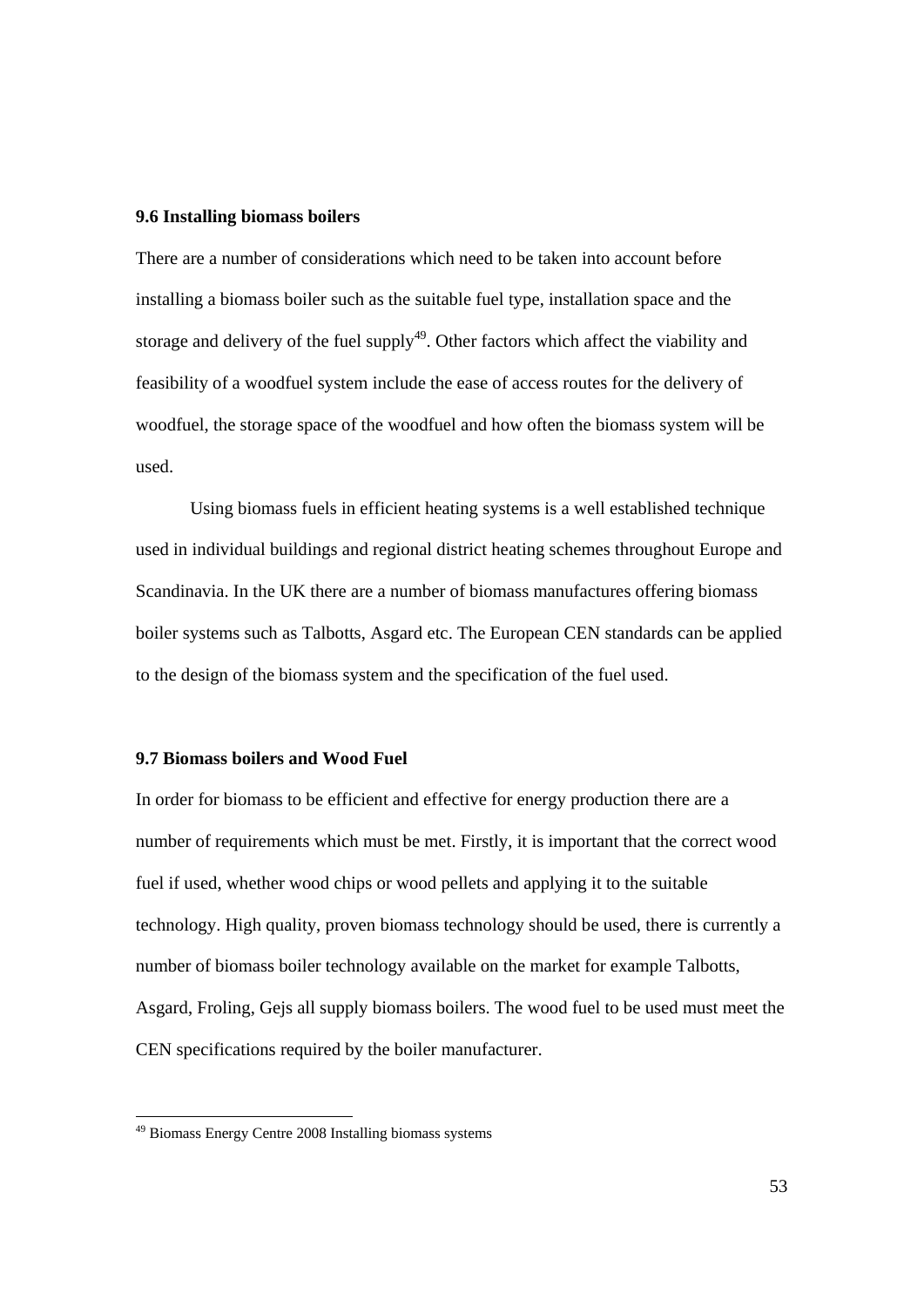### 9.6 Installing biomass boilers

There are a number of considerations which need to be taken into account before installing a biomass boiler such as the suitable fuel type, installation space and the storage and delivery of the fuel supply[49]. Other factors which affect the viability and feasibility of a woodfuel system include the ease of access routes for the delivery of woodfuel, the storage space of the woodfuel and how often the biomass system will be used.

Using biomass fuels in efficient heating systems is a well established technique used in individual buildings and regional district heating schemes throughout Europe and Scandinavia. In the UK there are a number of biomass manufactures offering biomass boiler systems such as Talbotts, Asgard etc. The European CEN standards can be applied to the design of the biomass system and the specification of the fuel used.

### 9.7 Biomass boilers and Wood Fuel

In order for biomass to be efficient and effective for energy production there are a number of requirements which must be met. Firstly, it is important that the correct wood fuel if used, whether wood chips or wood pellets and applying it to the suitable technology. High quality, proven biomass technology should be used, there is currently a number of biomass boiler technology available on the market for example Talbotts, Asgard, Froling, Gejs all supply biomass boilers. The wood fuel to be used must meet the CEN specifications required by the boiler manufacturer.

[49] Biomass Energy Centre 2008 Installing biomass systems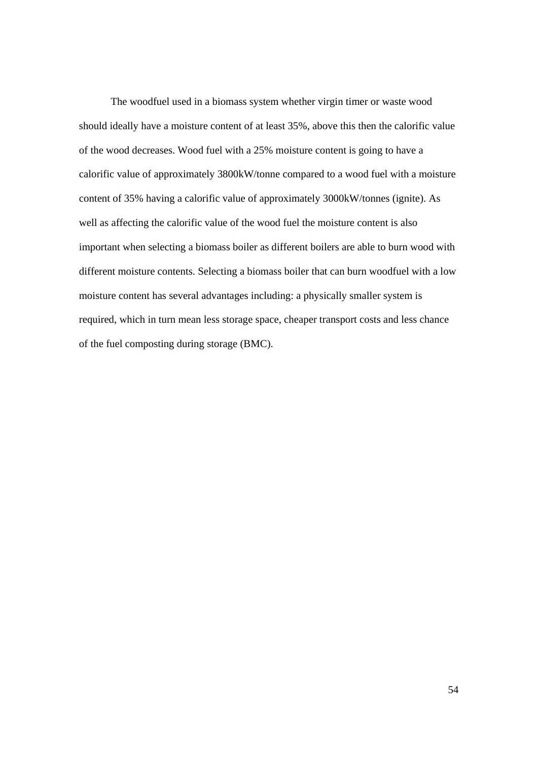The woodfuel used in a biomass system whether virgin timer or waste wood should ideally have a moisture content of at least 35%, above this then the calorific value of the wood decreases. Wood fuel with a 25% moisture content is going to have a calorific value of approximately 3800kW/tonne compared to a wood fuel with a moisture content of 35% having a calorific value of approximately 3000kW/tonnes (ignite). As well as affecting the calorific value of the wood fuel the moisture content is also important when selecting a biomass boiler as different boilers are able to burn wood with different moisture contents. Selecting a biomass boiler that can burn woodfuel with a low moisture content has several advantages including: a physically smaller system is required, which in turn mean less storage space, cheaper transport costs and less chance of the fuel composting during storage (BMC).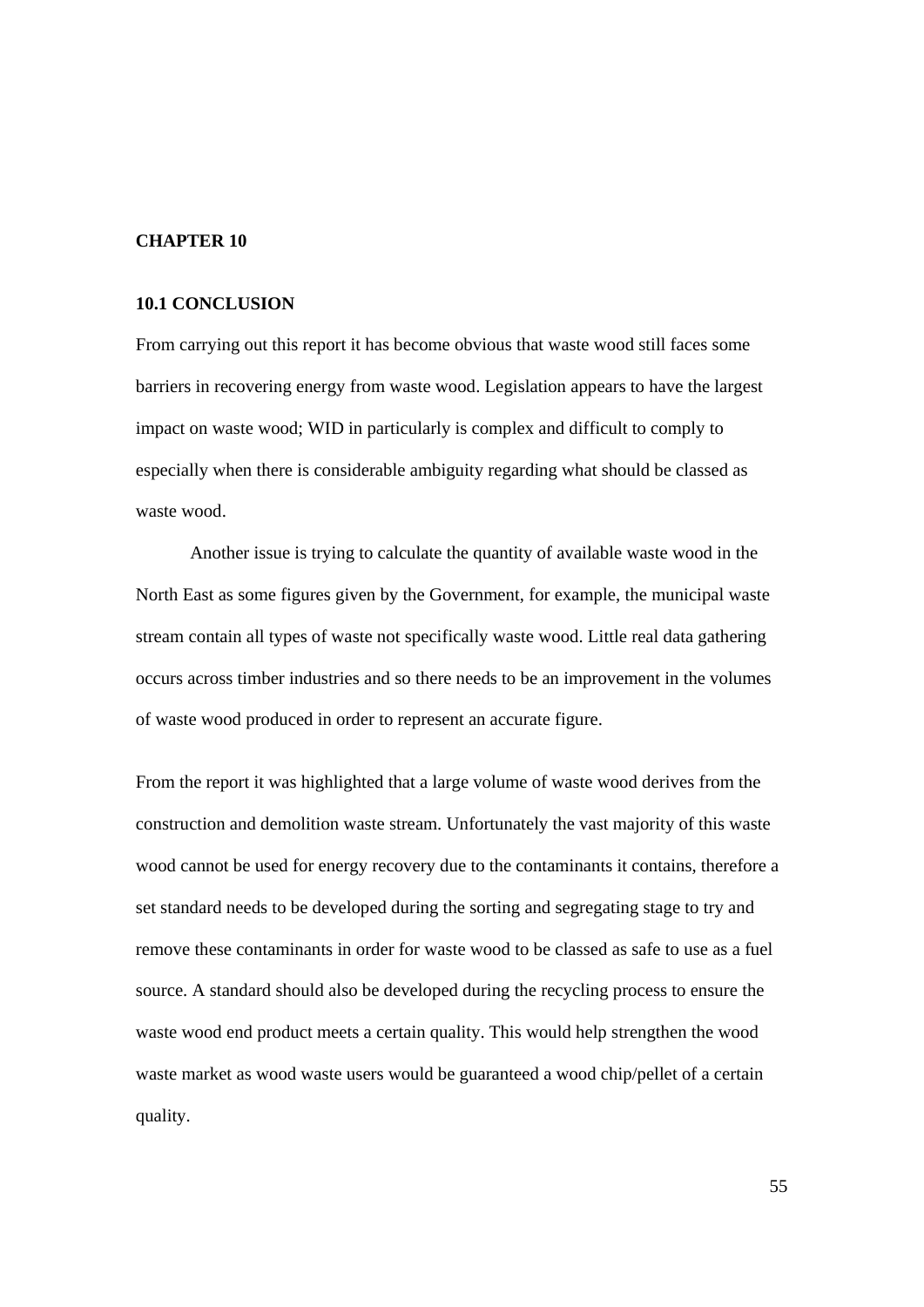# CHAPTER 10

## 10.1 CONCLUSION

From carrying out this report it has become obvious that waste wood still faces some barriers in recovering energy from waste wood. Legislation appears to have the largest impact on waste wood; WID in particularly is complex and difficult to comply to especially when there is considerable ambiguity regarding what should be classed as waste wood.

Another issue is trying to calculate the quantity of available waste wood in the North East as some figures given by the Government, for example, the municipal waste stream contain all types of waste not specifically waste wood. Little real data gathering occurs across timber industries and so there needs to be an improvement in the volumes of waste wood produced in order to represent an accurate figure.

From the report it was highlighted that a large volume of waste wood derives from the construction and demolition waste stream. Unfortunately the vast majority of this waste wood cannot be used for energy recovery due to the contaminants it contains, therefore a set standard needs to be developed during the sorting and segregating stage to try and remove these contaminants in order for waste wood to be classed as safe to use as a fuel source. A standard should also be developed during the recycling process to ensure the waste wood end product meets a certain quality. This would help strengthen the wood waste market as wood waste users would be guaranteed a wood chip/pellet of a certain quality.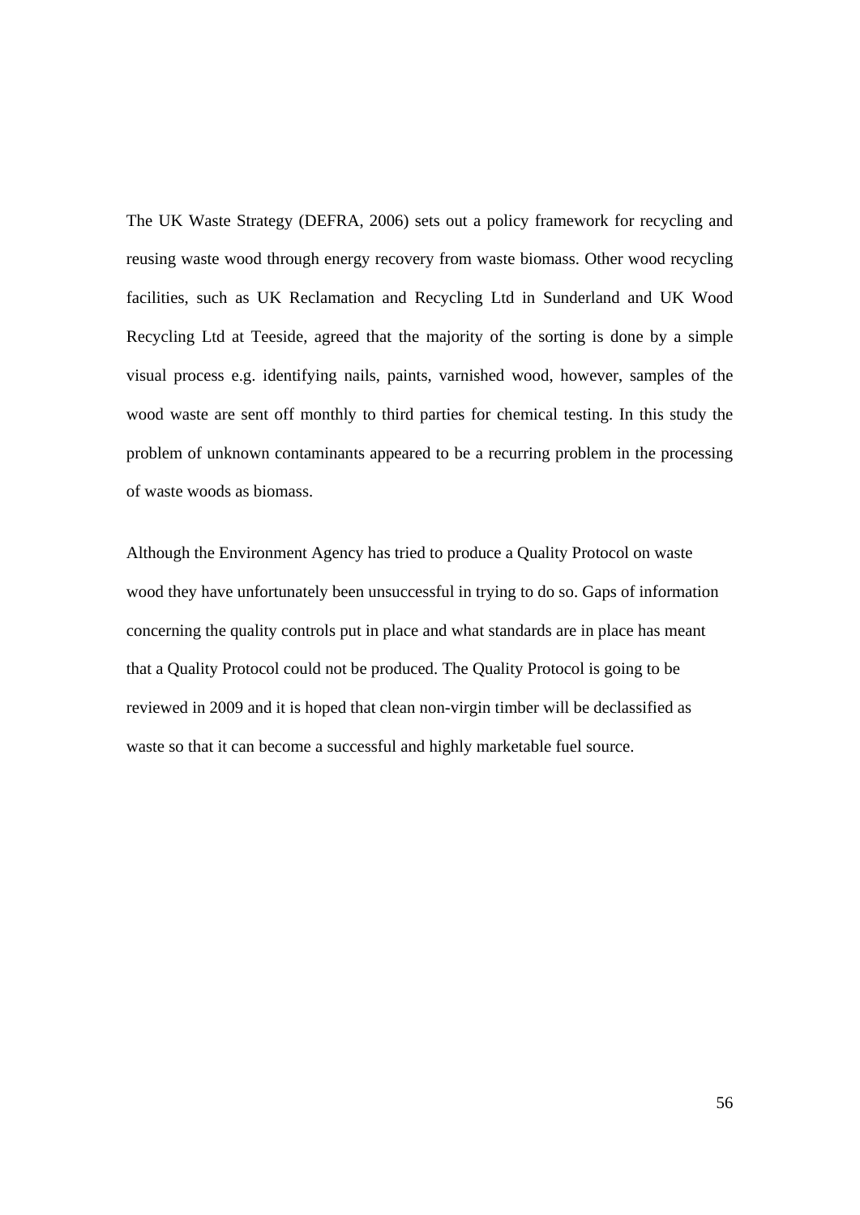The UK Waste Strategy (DEFRA, 2006) sets out a policy framework for recycling and reusing waste wood through energy recovery from waste biomass. Other wood recycling facilities, such as UK Reclamation and Recycling Ltd in Sunderland and UK Wood Recycling Ltd at Teeside, agreed that the majority of the sorting is done by a simple visual process e.g. identifying nails, paints, varnished wood, however, samples of the wood waste are sent off monthly to third parties for chemical testing. In this study the problem of unknown contaminants appeared to be a recurring problem in the processing of waste woods as biomass.

Although the Environment Agency has tried to produce a Quality Protocol on waste wood they have unfortunately been unsuccessful in trying to do so. Gaps of information concerning the quality controls put in place and what standards are in place has meant that a Quality Protocol could not be produced. The Quality Protocol is going to be reviewed in 2009 and it is hoped that clean non-virgin timber will be declassified as waste so that it can become a successful and highly marketable fuel source.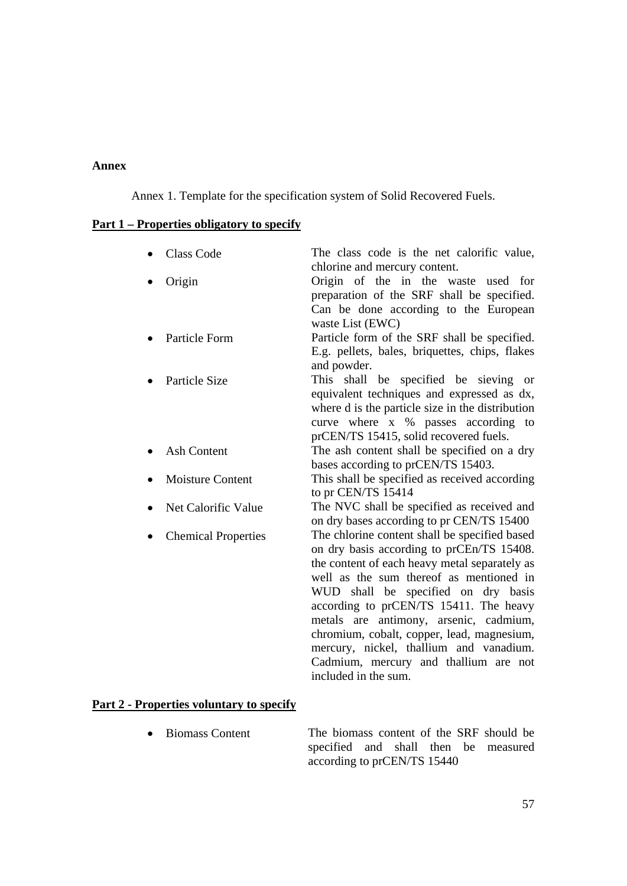**Annex**

Annex 1. Template for the specification system of Solid Recovered Fuels.

**Part 1 – Properties obligatory to specify**

- Class Code — The class code is the net calorific value, chlorine and mercury content.
- Origin — Origin of the in the waste used for preparation of the SRF shall be specified. Can be done according to the European waste List (EWC)
- Particle Form — Particle form of the SRF shall be specified. E.g. pellets, bales, briquettes, chips, flakes and powder.
- Particle Size — This shall be specified be sieving or equivalent techniques and expressed as dx, where d is the particle size in the distribution curve where x % passes according to prCEN/TS 15415, solid recovered fuels.
- Ash Content — The ash content shall be specified on a dry bases according to prCEN/TS 15403.
- Moisture Content — This shall be specified as received according to pr CEN/TS 15414
- Net Calorific Value — The NVC shall be specified as received and on dry bases according to pr CEN/TS 15400
- Chemical Properties — The chlorine content shall be specified based on dry basis according to prCEn/TS 15408. the content of each heavy metal separately as well as the sum thereof as mentioned in WUD shall be specified on dry basis according to prCEN/TS 15411. The heavy metals are antimony, arsenic, cadmium, chromium, cobalt, copper, lead, magnesium, mercury, nickel, thallium and vanadium. Cadmium, mercury and thallium are not included in the sum.

**Part 2 - Properties voluntary to specify**

- Biomass Content — The biomass content of the SRF should be specified and shall then be measured according to prCEN/TS 15440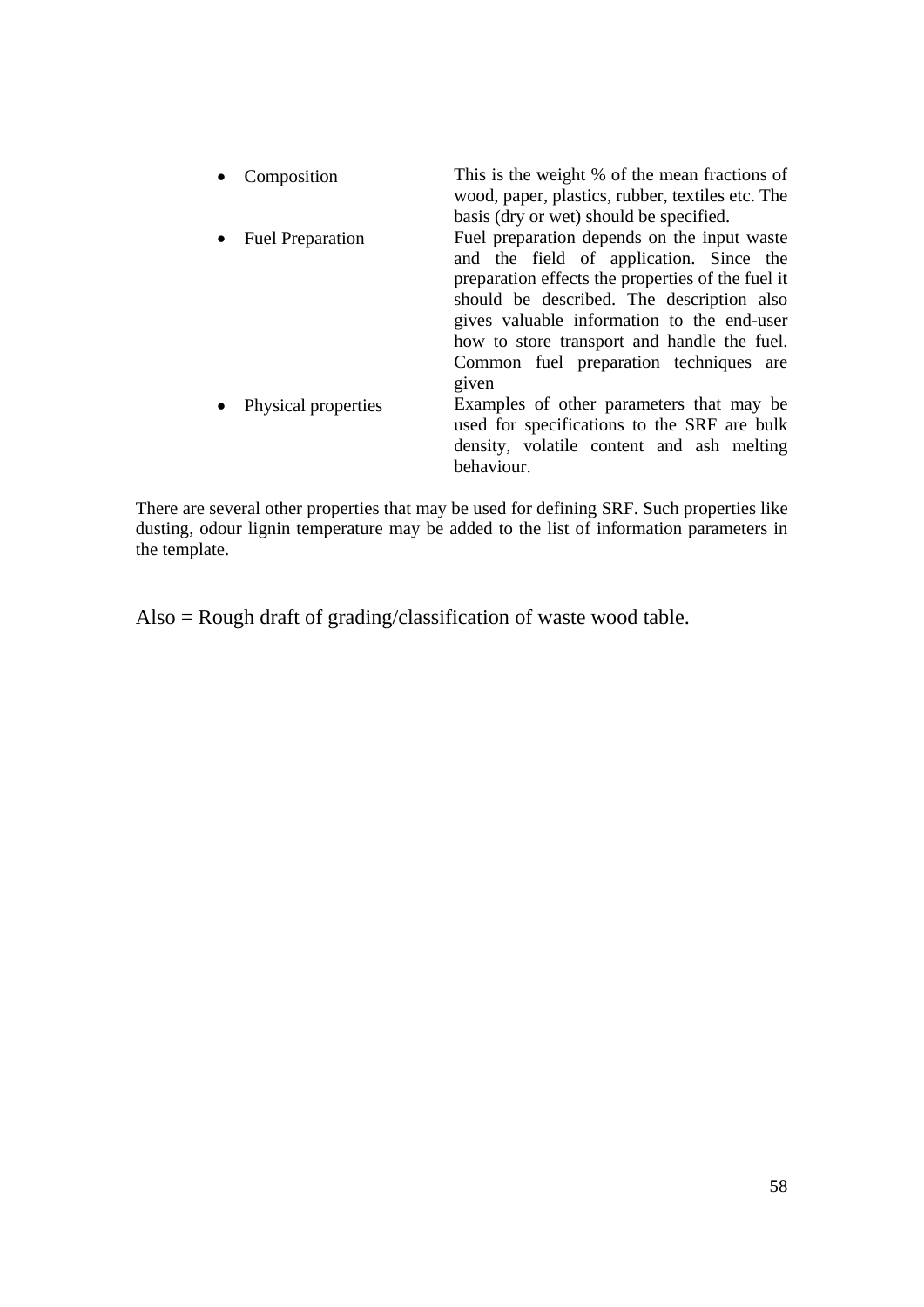- Composition — This is the weight % of the mean fractions of wood, paper, plastics, rubber, textiles etc. The basis (dry or wet) should be specified.
- Fuel Preparation — Fuel preparation depends on the input waste and the field of application. Since the preparation effects the properties of the fuel it should be described. The description also gives valuable information to the end-user how to store transport and handle the fuel. Common fuel preparation techniques are given
- Physical properties — Examples of other parameters that may be used for specifications to the SRF are bulk density, volatile content and ash melting behaviour.

There are several other properties that may be used for defining SRF. Such properties like dusting, odour lignin temperature may be added to the list of information parameters in the template.

Also = Rough draft of grading/classification of waste wood table.